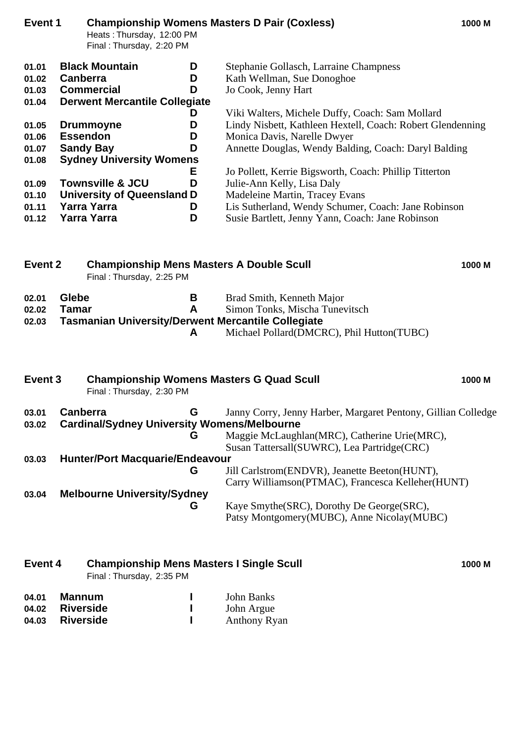## Event 1 Championship Womens Masters D Pair (Coxless) — 1000 M

Heats : Thursday, 12:00 PM
Final : Thursday, 2:20 PM

| No. | Club | Grade | Crew |
|---|---|---|---|
| 01.01 | **Black Mountain** | **D** | Stephanie Gollasch, Larraine Champness |
| 01.02 | **Canberra** | **D** | Kath Wellman, Sue Donoghoe |
| 01.03 | **Commercial** | **D** | Jo Cook, Jenny Hart |
| 01.04 | **Derwent Mercantile Collegiate** | **D** | Viki Walters, Michele Duffy, Coach: Sam Mollard |
| 01.05 | **Drummoyne** | **D** | Lindy Nisbett, Kathleen Hextell, Coach: Robert Glendenning |
| 01.06 | **Essendon** | **D** | Monica Davis, Narelle Dwyer |
| 01.07 | **Sandy Bay** | **D** | Annette Douglas, Wendy Balding, Coach: Daryl Balding |
| 01.08 | **Sydney University Womens** | **E** | Jo Pollett, Kerrie Bigsworth, Coach: Phillip Titterton |
| 01.09 | **Townsville & JCU** | **D** | Julie-Ann Kelly, Lisa Daly |
| 01.10 | **University of Queensland** | **D** | Madeleine Martin, Tracey Evans |
| 01.11 | **Yarra Yarra** | **D** | Lis Sutherland, Wendy Schumer, Coach: Jane Robinson |
| 01.12 | **Yarra Yarra** | **D** | Susie Bartlett, Jenny Yann, Coach: Jane Robinson |

## Event 2 Championship Mens Masters A Double Scull — 1000 M

Final : Thursday, 2:25 PM

| No. | Club | Grade | Crew |
|---|---|---|---|
| 02.01 | **Glebe** | **B** | Brad Smith, Kenneth Major |
| 02.02 | **Tamar** | **A** | Simon Tonks, Mischa Tunevitsch |
| 02.03 | **Tasmanian University/Derwent Mercantile Collegiate** | **A** | Michael Pollard(DMCRC), Phil Hutton(TUBC) |

## Event 3 Championship Womens Masters G Quad Scull — 1000 M

Final : Thursday, 2:30 PM

| No. | Club | Grade | Crew |
|---|---|---|---|
| 03.01 | **Canberra** | **G** | Janny Corry, Jenny Harber, Margaret Pentony, Gillian Colledge |
| 03.02 | **Cardinal/Sydney University Womens/Melbourne** | **G** | Maggie McLaughlan(MRC), Catherine Urie(MRC), Susan Tattersall(SUWRC), Lea Partridge(CRC) |
| 03.03 | **Hunter/Port Macquarie/Endeavour** | **G** | Jill Carlstrom(ENDVR), Jeanette Beeton(HUNT), Carry Williamson(PTMAC), Francesca Kelleher(HUNT) |
| 03.04 | **Melbourne University/Sydney** | **G** | Kaye Smythe(SRC), Dorothy De George(SRC), Patsy Montgomery(MUBC), Anne Nicolay(MUBC) |

## Event 4 Championship Mens Masters I Single Scull — 1000 M

Final : Thursday, 2:35 PM

| No. | Club | Grade | Crew |
|---|---|---|---|
| 04.01 | **Mannum** | **I** | John Banks |
| 04.02 | **Riverside** | **I** | John Argue |
| 04.03 | **Riverside** | **I** | Anthony Ryan |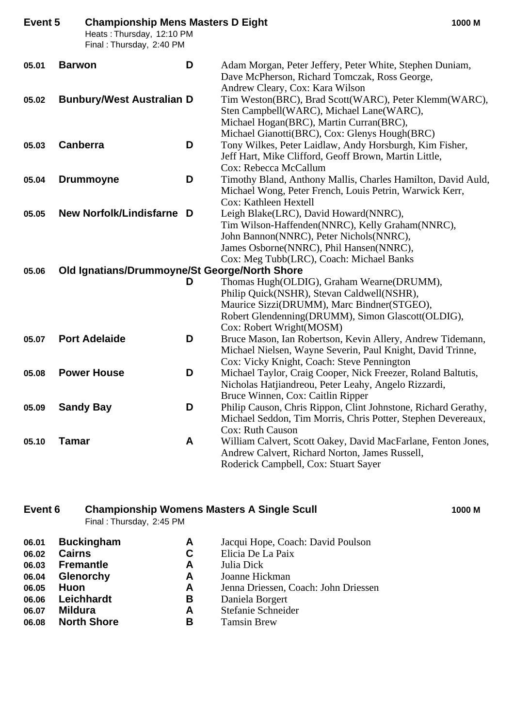## Event 5 Championship Mens Masters D Eight — 1000 M

Heats : Thursday, 12:10 PM
Final : Thursday, 2:40 PM

| No. | Crew | Grade | Members |
|---|---|---|---|
| 05.01 | **Barwon** | D | Adam Morgan, Peter Jeffery, Peter White, Stephen Duniam, Dave McPherson, Richard Tomczak, Ross George, Andrew Cleary, Cox: Kara Wilson |
| 05.02 | **Bunbury/West Australian** | D | Tim Weston(BRC), Brad Scott(WARC), Peter Klemm(WARC), Sten Campbell(WARC), Michael Lane(WARC), Michael Hogan(BRC), Martin Curran(BRC), Michael Gianotti(BRC), Cox: Glenys Hough(BRC) |
| 05.03 | **Canberra** | D | Tony Wilkes, Peter Laidlaw, Andy Horsburgh, Kim Fisher, Jeff Hart, Mike Clifford, Geoff Brown, Martin Little, Cox: Rebecca McCallum |
| 05.04 | **Drummoyne** | D | Timothy Bland, Anthony Mallis, Charles Hamilton, David Auld, Michael Wong, Peter French, Louis Petrin, Warwick Kerr, Cox: Kathleen Hextell |
| 05.05 | **New Norfolk/Lindisfarne** | D | Leigh Blake(LRC), David Howard(NNRC), Tim Wilson-Haffenden(NNRC), Kelly Graham(NNRC), John Bannon(NNRC), Peter Nichols(NNRC), James Osborne(NNRC), Phil Hansen(NNRC), Cox: Meg Tubb(LRC), Coach: Michael Banks |
| 05.06 | **Old Ignatians/Drummoyne/St George/North Shore** | D | Thomas Hugh(OLDIG), Graham Wearne(DRUMM), Philip Quick(NSHR), Stevan Caldwell(NSHR), Maurice Sizzi(DRUMM), Marc Bindner(STGEO), Robert Glendenning(DRUMM), Simon Glascott(OLDIG), Cox: Robert Wright(MOSM) |
| 05.07 | **Port Adelaide** | D | Bruce Mason, Ian Robertson, Kevin Allery, Andrew Tidemann, Michael Nielsen, Wayne Severin, Paul Knight, David Trinne, Cox: Vicky Knight, Coach: Steve Pennington |
| 05.08 | **Power House** | D | Michael Taylor, Craig Cooper, Nick Freezer, Roland Baltutis, Nicholas Hatjiandreou, Peter Leahy, Angelo Rizzardi, Bruce Winnen, Cox: Caitlin Ripper |
| 05.09 | **Sandy Bay** | D | Philip Causon, Chris Rippon, Clint Johnstone, Richard Gerathy, Michael Seddon, Tim Morris, Chris Potter, Stephen Devereaux, Cox: Ruth Causon |
| 05.10 | **Tamar** | A | William Calvert, Scott Oakey, David MacFarlane, Fenton Jones, Andrew Calvert, Richard Norton, James Russell, Roderick Campbell, Cox: Stuart Sayer |

## Event 6 Championship Womens Masters A Single Scull — 1000 M

Final : Thursday, 2:45 PM

| No. | Crew | Grade | Members |
|---|---|---|---|
| 06.01 | **Buckingham** | A | Jacqui Hope, Coach: David Poulson |
| 06.02 | **Cairns** | C | Elicia De La Paix |
| 06.03 | **Fremantle** | A | Julia Dick |
| 06.04 | **Glenorchy** | A | Joanne Hickman |
| 06.05 | **Huon** | A | Jenna Driessen, Coach: John Driessen |
| 06.06 | **Leichhardt** | B | Daniela Borgert |
| 06.07 | **Mildura** | A | Stefanie Schneider |
| 06.08 | **North Shore** | B | Tamsin Brew |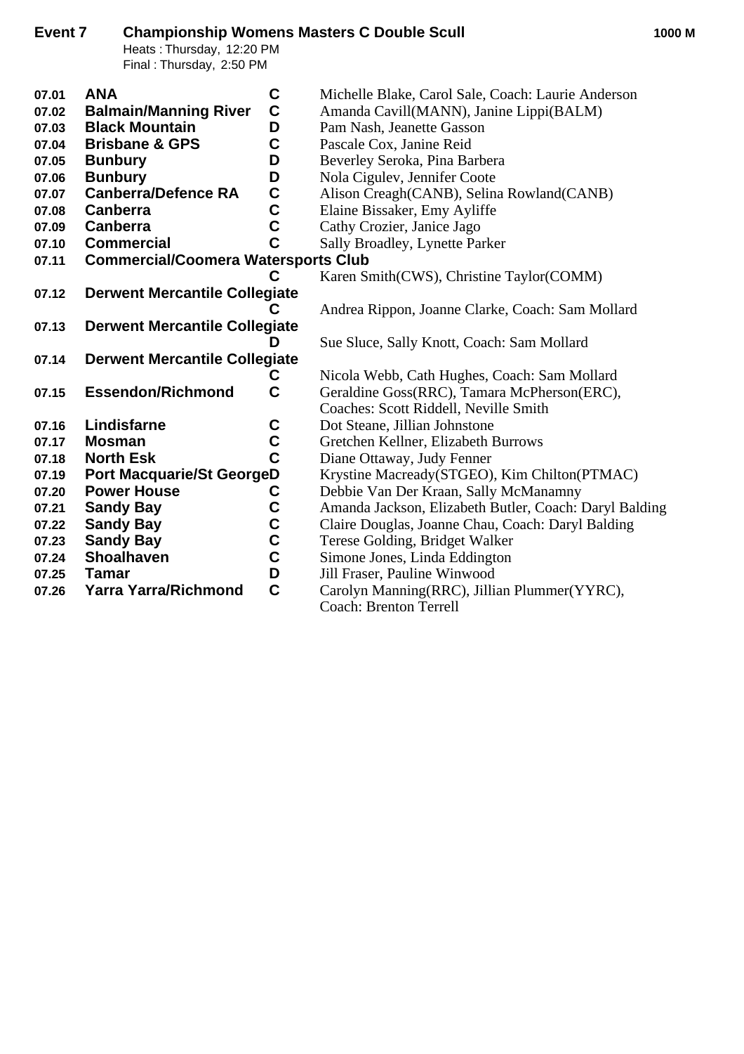## Event 7 Championship Womens Masters C Double Scull 1000 M

Heats : Thursday, 12:20 PM
Final : Thursday, 2:50 PM

| No. | Club | Age | Crew |
|---|---|---|---|
| 07.01 | **ANA** | **C** | Michelle Blake, Carol Sale, Coach: Laurie Anderson |
| 07.02 | **Balmain/Manning River** | **C** | Amanda Cavill(MANN), Janine Lippi(BALM) |
| 07.03 | **Black Mountain** | **D** | Pam Nash, Jeanette Gasson |
| 07.04 | **Brisbane & GPS** | **C** | Pascale Cox, Janine Reid |
| 07.05 | **Bunbury** | **D** | Beverley Seroka, Pina Barbera |
| 07.06 | **Bunbury** | **D** | Nola Cigulev, Jennifer Coote |
| 07.07 | **Canberra/Defence RA** | **C** | Alison Creagh(CANB), Selina Rowland(CANB) |
| 07.08 | **Canberra** | **C** | Elaine Bissaker, Emy Ayliffe |
| 07.09 | **Canberra** | **C** | Cathy Crozier, Janice Jago |
| 07.10 | **Commercial** | **C** | Sally Broadley, Lynette Parker |
| 07.11 | **Commercial/Coomera Watersports Club** | **C** | Karen Smith(CWS), Christine Taylor(COMM) |
| 07.12 | **Derwent Mercantile Collegiate** | **C** | Andrea Rippon, Joanne Clarke, Coach: Sam Mollard |
| 07.13 | **Derwent Mercantile Collegiate** | **D** | Sue Sluce, Sally Knott, Coach: Sam Mollard |
| 07.14 | **Derwent Mercantile Collegiate** | **C** | Nicola Webb, Cath Hughes, Coach: Sam Mollard |
| 07.15 | **Essendon/Richmond** | **C** | Geraldine Goss(RRC), Tamara McPherson(ERC), Coaches: Scott Riddell, Neville Smith |
| 07.16 | **Lindisfarne** | **C** | Dot Steane, Jillian Johnstone |
| 07.17 | **Mosman** | **C** | Gretchen Kellner, Elizabeth Burrows |
| 07.18 | **North Esk** | **C** | Diane Ottaway, Judy Fenner |
| 07.19 | **Port Macquarie/St George** | **D** | Krystine Macready(STGEO), Kim Chilton(PTMAC) |
| 07.20 | **Power House** | **C** | Debbie Van Der Kraan, Sally McManamny |
| 07.21 | **Sandy Bay** | **C** | Amanda Jackson, Elizabeth Butler, Coach: Daryl Balding |
| 07.22 | **Sandy Bay** | **C** | Claire Douglas, Joanne Chau, Coach: Daryl Balding |
| 07.23 | **Sandy Bay** | **C** | Terese Golding, Bridget Walker |
| 07.24 | **Shoalhaven** | **C** | Simone Jones, Linda Eddington |
| 07.25 | **Tamar** | **D** | Jill Fraser, Pauline Winwood |
| 07.26 | **Yarra Yarra/Richmond** | **C** | Carolyn Manning(RRC), Jillian Plummer(YYRC), Coach: Brenton Terrell |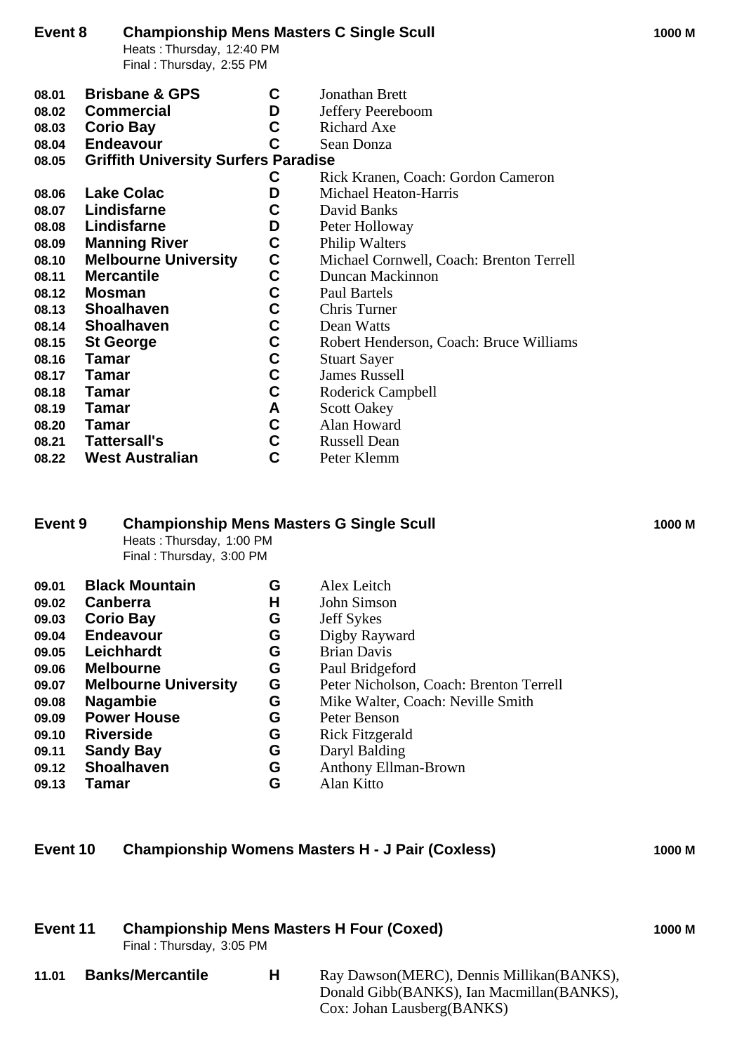## Event 8 Championship Mens Masters C Single Scull — 1000 M

Heats : Thursday, 12:40 PM
Final : Thursday, 2:55 PM

| | | | |
|---|---|---|---|
| 08.01 | **Brisbane & GPS** | **C** | Jonathan Brett |
| 08.02 | **Commercial** | **D** | Jeffery Peereboom |
| 08.03 | **Corio Bay** | **C** | Richard Axe |
| 08.04 | **Endeavour** | **C** | Sean Donza |
| 08.05 | **Griffith University Surfers Paradise** | **C** | Rick Kranen, Coach: Gordon Cameron |
| 08.06 | **Lake Colac** | **D** | Michael Heaton-Harris |
| 08.07 | **Lindisfarne** | **C** | David Banks |
| 08.08 | **Lindisfarne** | **D** | Peter Holloway |
| 08.09 | **Manning River** | **C** | Philip Walters |
| 08.10 | **Melbourne University** | **C** | Michael Cornwell, Coach: Brenton Terrell |
| 08.11 | **Mercantile** | **C** | Duncan Mackinnon |
| 08.12 | **Mosman** | **C** | Paul Bartels |
| 08.13 | **Shoalhaven** | **C** | Chris Turner |
| 08.14 | **Shoalhaven** | **C** | Dean Watts |
| 08.15 | **St George** | **C** | Robert Henderson, Coach: Bruce Williams |
| 08.16 | **Tamar** | **C** | Stuart Sayer |
| 08.17 | **Tamar** | **C** | James Russell |
| 08.18 | **Tamar** | **C** | Roderick Campbell |
| 08.19 | **Tamar** | **A** | Scott Oakey |
| 08.20 | **Tamar** | **C** | Alan Howard |
| 08.21 | **Tattersall's** | **C** | Russell Dean |
| 08.22 | **West Australian** | **C** | Peter Klemm |

## Event 9 Championship Mens Masters G Single Scull — 1000 M

Heats : Thursday, 1:00 PM
Final : Thursday, 3:00 PM

| | | | |
|---|---|---|---|
| 09.01 | **Black Mountain** | **G** | Alex Leitch |
| 09.02 | **Canberra** | **H** | John Simson |
| 09.03 | **Corio Bay** | **G** | Jeff Sykes |
| 09.04 | **Endeavour** | **G** | Digby Rayward |
| 09.05 | **Leichhardt** | **G** | Brian Davis |
| 09.06 | **Melbourne** | **G** | Paul Bridgeford |
| 09.07 | **Melbourne University** | **G** | Peter Nicholson, Coach: Brenton Terrell |
| 09.08 | **Nagambie** | **G** | Mike Walter, Coach: Neville Smith |
| 09.09 | **Power House** | **G** | Peter Benson |
| 09.10 | **Riverside** | **G** | Rick Fitzgerald |
| 09.11 | **Sandy Bay** | **G** | Daryl Balding |
| 09.12 | **Shoalhaven** | **G** | Anthony Ellman-Brown |
| 09.13 | **Tamar** | **G** | Alan Kitto |

## Event 10 Championship Womens Masters H - J Pair (Coxless) — 1000 M

## Event 11 Championship Mens Masters H Four (Coxed) — 1000 M

Final : Thursday, 3:05 PM

| | | | |
|---|---|---|---|
| 11.01 | **Banks/Mercantile** | **H** | Ray Dawson(MERC), Dennis Millikan(BANKS), Donald Gibb(BANKS), Ian Macmillan(BANKS), Cox: Johan Lausberg(BANKS) |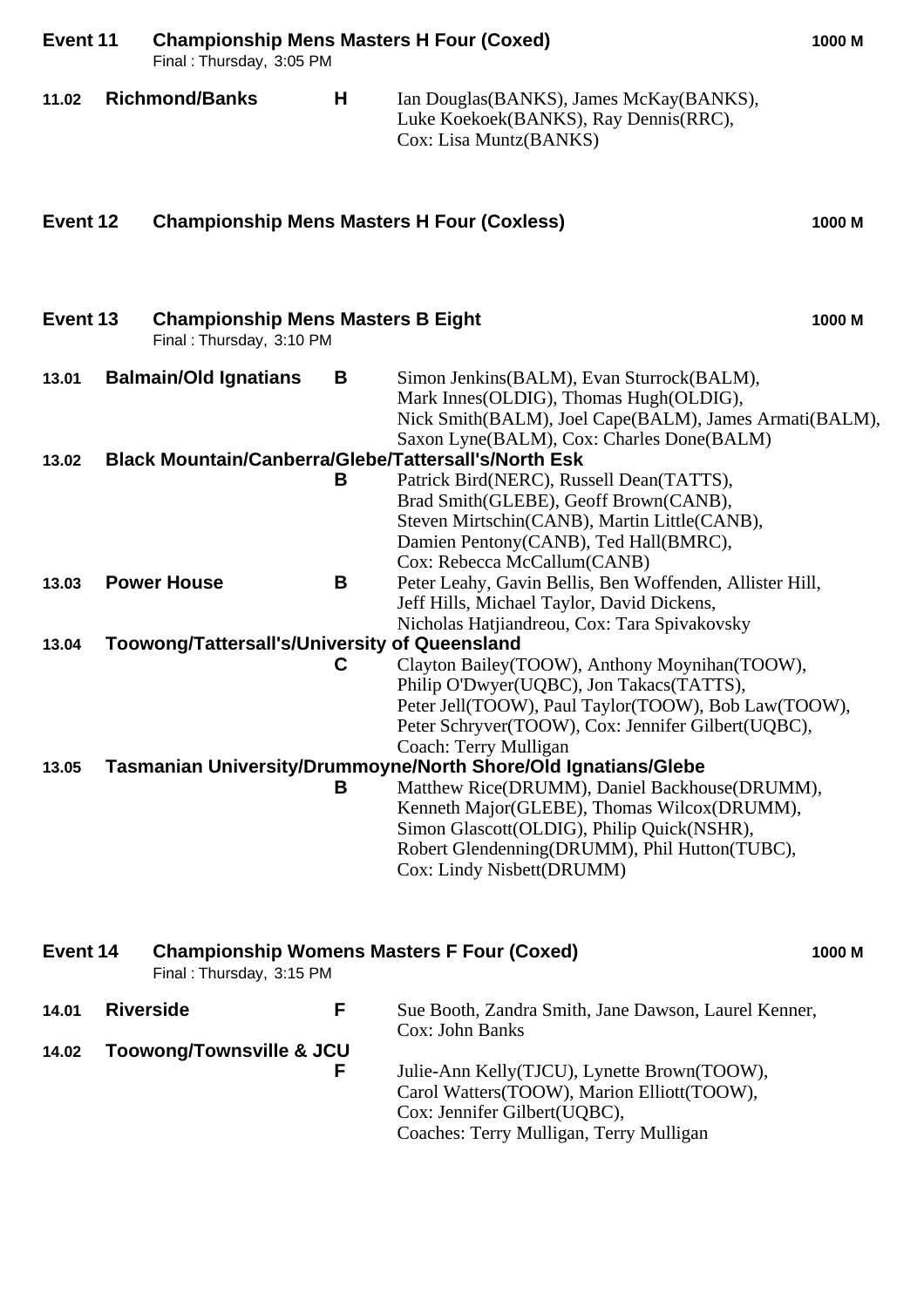## Event 11 Championship Mens Masters H Four (Coxed) — 1000 M

Final : Thursday, 3:05 PM

| | Crew | Grade | Members |
|---|---|---|---|
| 11.02 | **Richmond/Banks** | **H** | Ian Douglas(BANKS), James McKay(BANKS), Luke Koekoek(BANKS), Ray Dennis(RRC), Cox: Lisa Muntz(BANKS) |

## Event 12 Championship Mens Masters H Four (Coxless) — 1000 M

## Event 13 Championship Mens Masters B Eight — 1000 M

Final : Thursday, 3:10 PM

| | Crew | Grade | Members |
|---|---|---|---|
| 13.01 | **Balmain/Old Ignatians** | **B** | Simon Jenkins(BALM), Evan Sturrock(BALM), Mark Innes(OLDIG), Thomas Hugh(OLDIG), Nick Smith(BALM), Joel Cape(BALM), James Armati(BALM), Saxon Lyne(BALM), Cox: Charles Done(BALM) |
| 13.02 | **Black Mountain/Canberra/Glebe/Tattersall's/North Esk** | **B** | Patrick Bird(NERC), Russell Dean(TATTS), Brad Smith(GLEBE), Geoff Brown(CANB), Steven Mirtschin(CANB), Martin Little(CANB), Damien Pentony(CANB), Ted Hall(BMRC), Cox: Rebecca McCallum(CANB) |
| 13.03 | **Power House** | **B** | Peter Leahy, Gavin Bellis, Ben Woffenden, Allister Hill, Jeff Hills, Michael Taylor, David Dickens, Nicholas Hatjiandreou, Cox: Tara Spivakovsky |
| 13.04 | **Toowong/Tattersall's/University of Queensland** | **C** | Clayton Bailey(TOOW), Anthony Moynihan(TOOW), Philip O'Dwyer(UQBC), Jon Takacs(TATTS), Peter Jell(TOOW), Paul Taylor(TOOW), Bob Law(TOOW), Peter Schryver(TOOW), Cox: Jennifer Gilbert(UQBC), Coach: Terry Mulligan |
| 13.05 | **Tasmanian University/Drummoyne/North Shore/Old Ignatians/Glebe** | **B** | Matthew Rice(DRUMM), Daniel Backhouse(DRUMM), Kenneth Major(GLEBE), Thomas Wilcox(DRUMM), Simon Glascott(OLDIG), Philip Quick(NSHR), Robert Glendenning(DRUMM), Phil Hutton(TUBC), Cox: Lindy Nisbett(DRUMM) |

## Event 14 Championship Womens Masters F Four (Coxed) — 1000 M

Final : Thursday, 3:15 PM

| | Crew | Grade | Members |
|---|---|---|---|
| 14.01 | **Riverside** | **F** | Sue Booth, Zandra Smith, Jane Dawson, Laurel Kenner, Cox: John Banks |
| 14.02 | **Toowong/Townsville & JCU** | **F** | Julie-Ann Kelly(TJCU), Lynette Brown(TOOW), Carol Watters(TOOW), Marion Elliott(TOOW), Cox: Jennifer Gilbert(UQBC), Coaches: Terry Mulligan, Terry Mulligan |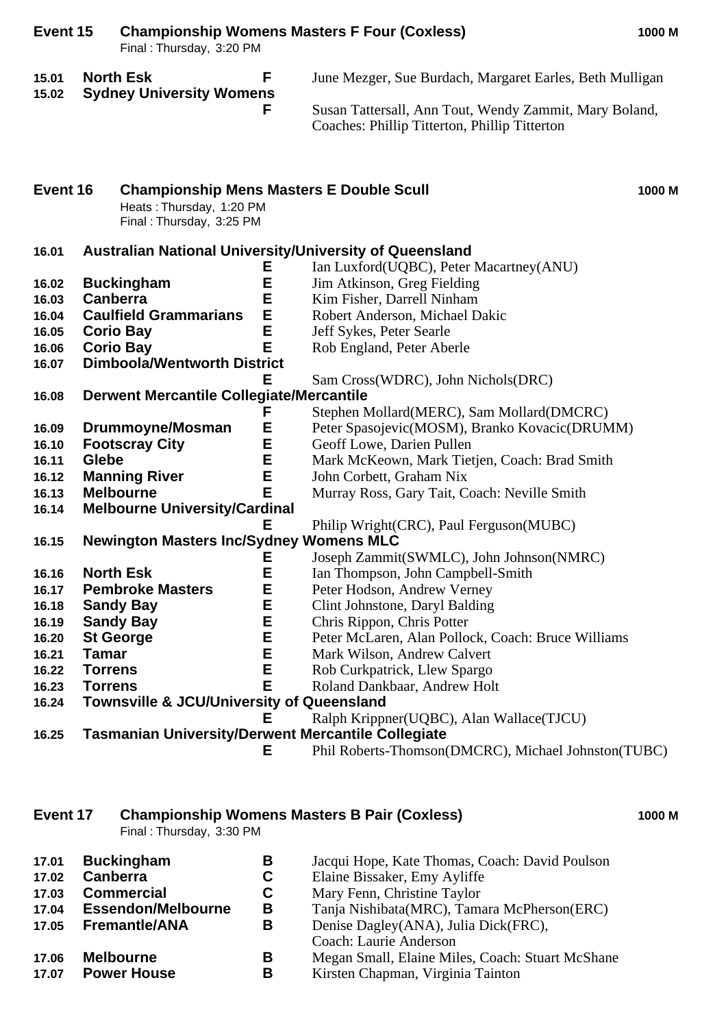## Event 15 Championship Womens Masters F Four (Coxless) — 1000 M

Final : Thursday, 3:20 PM

| No. | Club | Grade | Crew |
|---|---|---|---|
| 15.01 | **North Esk** | F | June Mezger, Sue Burdach, Margaret Earles, Beth Mulligan |
| 15.02 | **Sydney University Womens** | F | Susan Tattersall, Ann Tout, Wendy Zammit, Mary Boland, Coaches: Phillip Titterton, Phillip Titterton |

## Event 16 Championship Mens Masters E Double Scull — 1000 M

Heats : Thursday, 1:20 PM
Final : Thursday, 3:25 PM

| No. | Club | Grade | Crew |
|---|---|---|---|
| 16.01 | **Australian National University/University of Queensland** | E | Ian Luxford(UQBC), Peter Macartney(ANU) |
| 16.02 | **Buckingham** | E | Jim Atkinson, Greg Fielding |
| 16.03 | **Canberra** | E | Kim Fisher, Darrell Ninham |
| 16.04 | **Caulfield Grammarians** | E | Robert Anderson, Michael Dakic |
| 16.05 | **Corio Bay** | E | Jeff Sykes, Peter Searle |
| 16.06 | **Corio Bay** | E | Rob England, Peter Aberle |
| 16.07 | **Dimboola/Wentworth District** | E | Sam Cross(WDRC), John Nichols(DRC) |
| 16.08 | **Derwent Mercantile Collegiate/Mercantile** | F | Stephen Mollard(MERC), Sam Mollard(DMCRC) |
| 16.09 | **Drummoyne/Mosman** | E | Peter Spasojevic(MOSM), Branko Kovacic(DRUMM) |
| 16.10 | **Footscray City** | E | Geoff Lowe, Darien Pullen |
| 16.11 | **Glebe** | E | Mark McKeown, Mark Tietjen, Coach: Brad Smith |
| 16.12 | **Manning River** | E | John Corbett, Graham Nix |
| 16.13 | **Melbourne** | E | Murray Ross, Gary Tait, Coach: Neville Smith |
| 16.14 | **Melbourne University/Cardinal** | E | Philip Wright(CRC), Paul Ferguson(MUBC) |
| 16.15 | **Newington Masters Inc/Sydney Womens MLC** | E | Joseph Zammit(SWMLC), John Johnson(NMRC) |
| 16.16 | **North Esk** | E | Ian Thompson, John Campbell-Smith |
| 16.17 | **Pembroke Masters** | E | Peter Hodson, Andrew Verney |
| 16.18 | **Sandy Bay** | E | Clint Johnstone, Daryl Balding |
| 16.19 | **Sandy Bay** | E | Chris Rippon, Chris Potter |
| 16.20 | **St George** | E | Peter McLaren, Alan Pollock, Coach: Bruce Williams |
| 16.21 | **Tamar** | E | Mark Wilson, Andrew Calvert |
| 16.22 | **Torrens** | E | Rob Curkpatrick, Llew Spargo |
| 16.23 | **Torrens** | E | Roland Dankbaar, Andrew Holt |
| 16.24 | **Townsville & JCU/University of Queensland** | E | Ralph Krippner(UQBC), Alan Wallace(TJCU) |
| 16.25 | **Tasmanian University/Derwent Mercantile Collegiate** | E | Phil Roberts-Thomson(DMCRC), Michael Johnston(TUBC) |

## Event 17 Championship Womens Masters B Pair (Coxless) — 1000 M

Final : Thursday, 3:30 PM

| No. | Club | Grade | Crew |
|---|---|---|---|
| 17.01 | **Buckingham** | B | Jacqui Hope, Kate Thomas, Coach: David Poulson |
| 17.02 | **Canberra** | C | Elaine Bissaker, Emy Ayliffe |
| 17.03 | **Commercial** | C | Mary Fenn, Christine Taylor |
| 17.04 | **Essendon/Melbourne** | B | Tanja Nishibata(MRC), Tamara McPherson(ERC) |
| 17.05 | **Fremantle/ANA** | B | Denise Dagley(ANA), Julia Dick(FRC), Coach: Laurie Anderson |
| 17.06 | **Melbourne** | B | Megan Small, Elaine Miles, Coach: Stuart McShane |
| 17.07 | **Power House** | B | Kirsten Chapman, Virginia Tainton |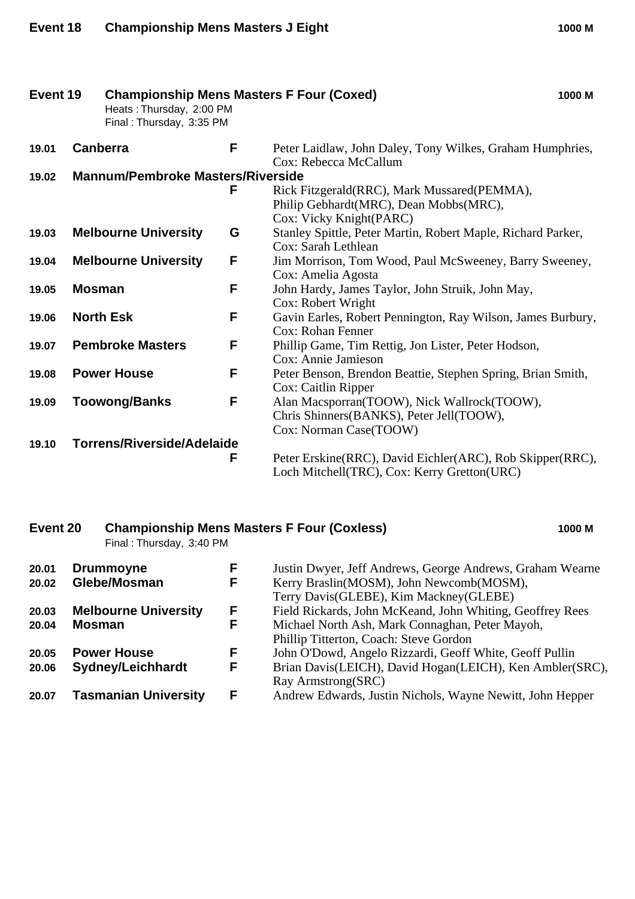## Event 18 Championship Mens Masters J Eight 1000 M

## Event 19 Championship Mens Masters F Four (Coxed) 1000 M

Heats : Thursday, 2:00 PM
Final : Thursday, 3:35 PM

| No. | Crew | Grade | Members |
|---|---|---|---|
| 19.01 | **Canberra** | **F** | Peter Laidlaw, John Daley, Tony Wilkes, Graham Humphries, Cox: Rebecca McCallum |
| 19.02 | **Mannum/Pembroke Masters/Riverside** | **F** | Rick Fitzgerald(RRC), Mark Mussared(PEMMA), Philip Gebhardt(MRC), Dean Mobbs(MRC), Cox: Vicky Knight(PARC) |
| 19.03 | **Melbourne University** | **G** | Stanley Spittle, Peter Martin, Robert Maple, Richard Parker, Cox: Sarah Lethlean |
| 19.04 | **Melbourne University** | **F** | Jim Morrison, Tom Wood, Paul McSweeney, Barry Sweeney, Cox: Amelia Agosta |
| 19.05 | **Mosman** | **F** | John Hardy, James Taylor, John Struik, John May, Cox: Robert Wright |
| 19.06 | **North Esk** | **F** | Gavin Earles, Robert Pennington, Ray Wilson, James Burbury, Cox: Rohan Fenner |
| 19.07 | **Pembroke Masters** | **F** | Phillip Game, Tim Rettig, Jon Lister, Peter Hodson, Cox: Annie Jamieson |
| 19.08 | **Power House** | **F** | Peter Benson, Brendon Beattie, Stephen Spring, Brian Smith, Cox: Caitlin Ripper |
| 19.09 | **Toowong/Banks** | **F** | Alan Macsporran(TOOW), Nick Wallrock(TOOW), Chris Shinners(BANKS), Peter Jell(TOOW), Cox: Norman Case(TOOW) |
| 19.10 | **Torrens/Riverside/Adelaide** | **F** | Peter Erskine(RRC), David Eichler(ARC), Rob Skipper(RRC), Loch Mitchell(TRC), Cox: Kerry Gretton(URC) |

## Event 20 Championship Mens Masters F Four (Coxless) 1000 M

Final : Thursday, 3:40 PM

| No. | Crew | Grade | Members |
|---|---|---|---|
| 20.01 | **Drummoyne** | **F** | Justin Dwyer, Jeff Andrews, George Andrews, Graham Wearne |
| 20.02 | **Glebe/Mosman** | **F** | Kerry Braslin(MOSM), John Newcomb(MOSM), Terry Davis(GLEBE), Kim Mackney(GLEBE) |
| 20.03 | **Melbourne University** | **F** | Field Rickards, John McKeand, John Whiting, Geoffrey Rees |
| 20.04 | **Mosman** | **F** | Michael North Ash, Mark Connaghan, Peter Mayoh, Phillip Titterton, Coach: Steve Gordon |
| 20.05 | **Power House** | **F** | John O'Dowd, Angelo Rizzardi, Geoff White, Geoff Pullin |
| 20.06 | **Sydney/Leichhardt** | **F** | Brian Davis(LEICH), David Hogan(LEICH), Ken Ambler(SRC), Ray Armstrong(SRC) |
| 20.07 | **Tasmanian University** | **F** | Andrew Edwards, Justin Nichols, Wayne Newitt, John Hepper |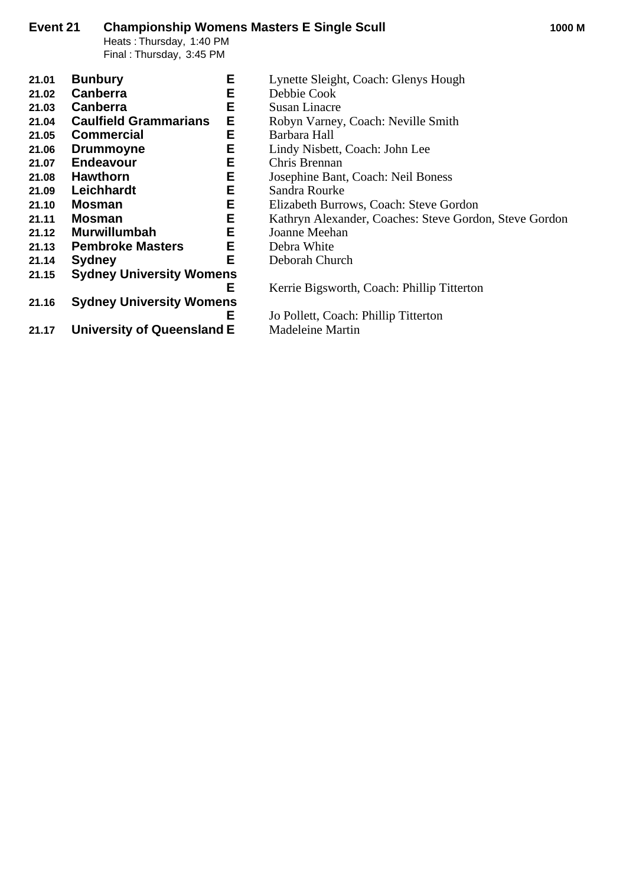**Event 21 Championship Womens Masters E Single Scull** **1000 M**

Heats : Thursday, 1:40 PM
Final : Thursday, 3:45 PM

| No. | Club | Grade | Crew |
|---|---|---|---|
| 21.01 | **Bunbury** | **E** | Lynette Sleight, Coach: Glenys Hough |
| 21.02 | **Canberra** | **E** | Debbie Cook |
| 21.03 | **Canberra** | **E** | Susan Linacre |
| 21.04 | **Caulfield Grammarians** | **E** | Robyn Varney, Coach: Neville Smith |
| 21.05 | **Commercial** | **E** | Barbara Hall |
| 21.06 | **Drummoyne** | **E** | Lindy Nisbett, Coach: John Lee |
| 21.07 | **Endeavour** | **E** | Chris Brennan |
| 21.08 | **Hawthorn** | **E** | Josephine Bant, Coach: Neil Boness |
| 21.09 | **Leichhardt** | **E** | Sandra Rourke |
| 21.10 | **Mosman** | **E** | Elizabeth Burrows, Coach: Steve Gordon |
| 21.11 | **Mosman** | **E** | Kathryn Alexander, Coaches: Steve Gordon, Steve Gordon |
| 21.12 | **Murwillumbah** | **E** | Joanne Meehan |
| 21.13 | **Pembroke Masters** | **E** | Debra White |
| 21.14 | **Sydney** | **E** | Deborah Church |
| 21.15 | **Sydney University Womens** | **E** | Kerrie Bigsworth, Coach: Phillip Titterton |
| 21.16 | **Sydney University Womens** | **E** | Jo Pollett, Coach: Phillip Titterton |
| 21.17 | **University of Queensland** | **E** | Madeleine Martin |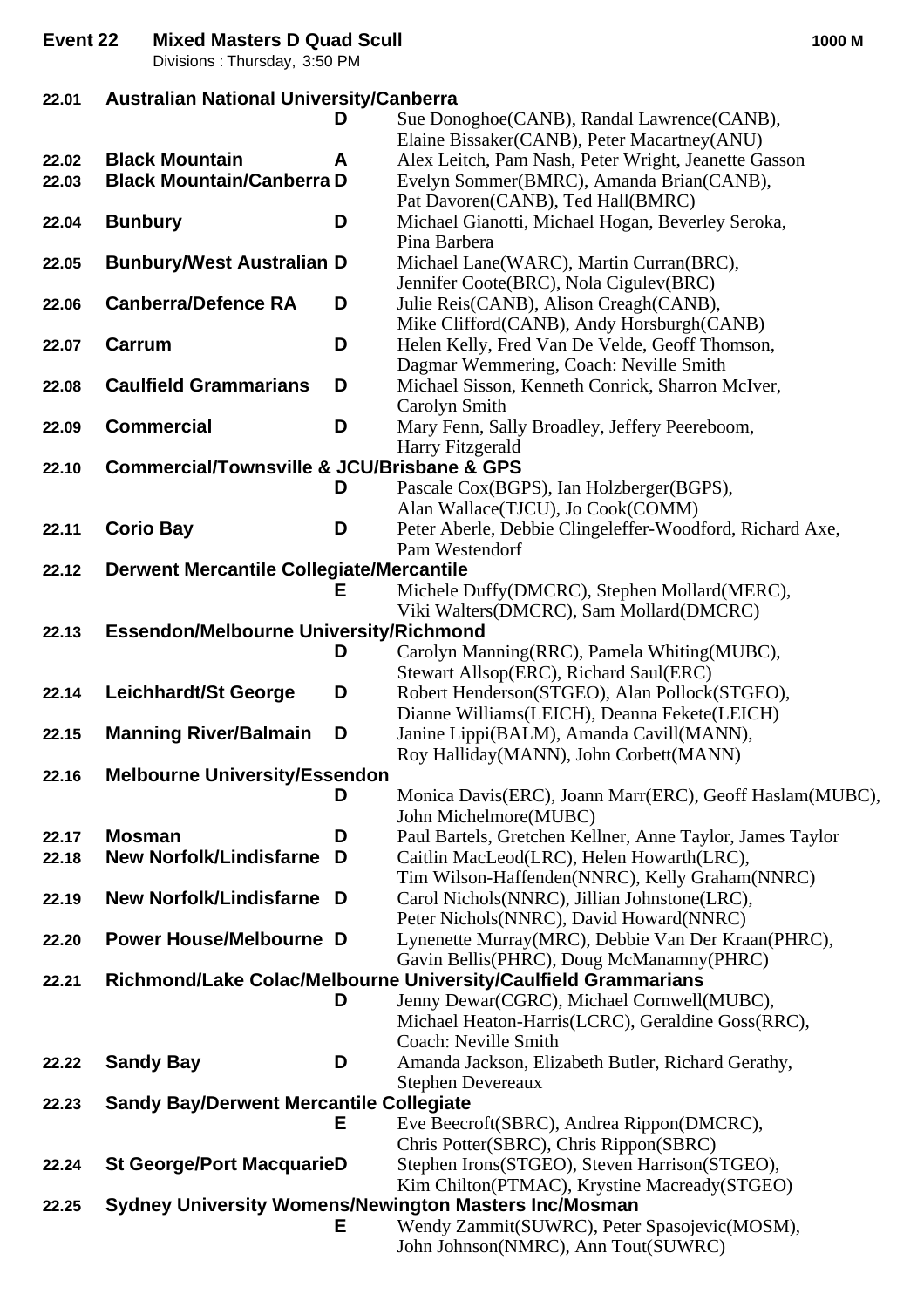## Event 22 Mixed Masters D Quad Scull — 1000 M

Divisions : Thursday, 3:50 PM

| No. | Club | Div | Crew |
|---|---|---|---|
| 22.01 | Australian National University/Canberra | D | Sue Donoghoe(CANB), Randal Lawrence(CANB), Elaine Bissaker(CANB), Peter Macartney(ANU) |
| 22.02 | Black Mountain | A | Alex Leitch, Pam Nash, Peter Wright, Jeanette Gasson |
| 22.03 | Black Mountain/Canberra | D | Evelyn Sommer(BMRC), Amanda Brian(CANB), Pat Davoren(CANB), Ted Hall(BMRC) |
| 22.04 | Bunbury | D | Michael Gianotti, Michael Hogan, Beverley Seroka, Pina Barbera |
| 22.05 | Bunbury/West Australian | D | Michael Lane(WARC), Martin Curran(BRC), Jennifer Coote(BRC), Nola Cigulev(BRC) |
| 22.06 | Canberra/Defence RA | D | Julie Reis(CANB), Alison Creagh(CANB), Mike Clifford(CANB), Andy Horsburgh(CANB) |
| 22.07 | Carrum | D | Helen Kelly, Fred Van De Velde, Geoff Thomson, Dagmar Wemmering, Coach: Neville Smith |
| 22.08 | Caulfield Grammarians | D | Michael Sisson, Kenneth Conrick, Sharron McIver, Carolyn Smith |
| 22.09 | Commercial | D | Mary Fenn, Sally Broadley, Jeffery Peereboom, Harry Fitzgerald |
| 22.10 | Commercial/Townsville & JCU/Brisbane & GPS | D | Pascale Cox(BGPS), Ian Holzberger(BGPS), Alan Wallace(TJCU), Jo Cook(COMM) |
| 22.11 | Corio Bay | D | Peter Aberle, Debbie Clingeleffer-Woodford, Richard Axe, Pam Westendorf |
| 22.12 | Derwent Mercantile Collegiate/Mercantile | E | Michele Duffy(DMCRC), Stephen Mollard(MERC), Viki Walters(DMCRC), Sam Mollard(DMCRC) |
| 22.13 | Essendon/Melbourne University/Richmond | D | Carolyn Manning(RRC), Pamela Whiting(MUBC), Stewart Allsop(ERC), Richard Saul(ERC) |
| 22.14 | Leichhardt/St George | D | Robert Henderson(STGEO), Alan Pollock(STGEO), Dianne Williams(LEICH), Deanna Fekete(LEICH) |
| 22.15 | Manning River/Balmain | D | Janine Lippi(BALM), Amanda Cavill(MANN), Roy Halliday(MANN), John Corbett(MANN) |
| 22.16 | Melbourne University/Essendon | D | Monica Davis(ERC), Joann Marr(ERC), Geoff Haslam(MUBC), John Michelmore(MUBC) |
| 22.17 | Mosman | D | Paul Bartels, Gretchen Kellner, Anne Taylor, James Taylor |
| 22.18 | New Norfolk/Lindisfarne | D | Caitlin MacLeod(LRC), Helen Howarth(LRC), Tim Wilson-Haffenden(NNRC), Kelly Graham(NNRC) |
| 22.19 | New Norfolk/Lindisfarne | D | Carol Nichols(NNRC), Jillian Johnstone(LRC), Peter Nichols(NNRC), David Howard(NNRC) |
| 22.20 | Power House/Melbourne | D | Lynenette Murray(MRC), Debbie Van Der Kraan(PHRC), Gavin Bellis(PHRC), Doug McManamny(PHRC) |
| 22.21 | Richmond/Lake Colac/Melbourne University/Caulfield Grammarians | D | Jenny Dewar(CGRC), Michael Cornwell(MUBC), Michael Heaton-Harris(LCRC), Geraldine Goss(RRC), Coach: Neville Smith |
| 22.22 | Sandy Bay | D | Amanda Jackson, Elizabeth Butler, Richard Gerathy, Stephen Devereaux |
| 22.23 | Sandy Bay/Derwent Mercantile Collegiate | E | Eve Beecroft(SBRC), Andrea Rippon(DMCRC), Chris Potter(SBRC), Chris Rippon(SBRC) |
| 22.24 | St George/Port Macquarie | D | Stephen Irons(STGEO), Steven Harrison(STGEO), Kim Chilton(PTMAC), Krystine Macready(STGEO) |
| 22.25 | Sydney University Womens/Newington Masters Inc/Mosman | E | Wendy Zammit(SUWRC), Peter Spasojevic(MOSM), John Johnson(NMRC), Ann Tout(SUWRC) |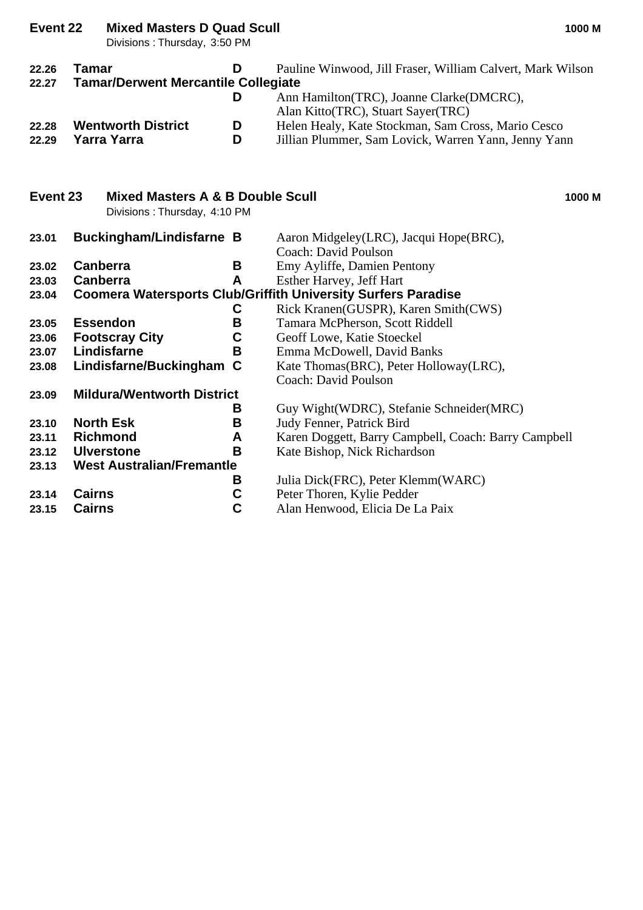## Event 22 Mixed Masters D Quad Scull — 1000 M

Divisions : Thursday, 3:50 PM

| | Crew | Div | Members |
|---|---|---|---|
| 22.26 | **Tamar** | **D** | Pauline Winwood, Jill Fraser, William Calvert, Mark Wilson |
| 22.27 | **Tamar/Derwent Mercantile Collegiate** | **D** | Ann Hamilton(TRC), Joanne Clarke(DMCRC), Alan Kitto(TRC), Stuart Sayer(TRC) |
| 22.28 | **Wentworth District** | **D** | Helen Healy, Kate Stockman, Sam Cross, Mario Cesco |
| 22.29 | **Yarra Yarra** | **D** | Jillian Plummer, Sam Lovick, Warren Yann, Jenny Yann |

## Event 23 Mixed Masters A & B Double Scull — 1000 M

Divisions : Thursday, 4:10 PM

| | Crew | Div | Members |
|---|---|---|---|
| 23.01 | **Buckingham/Lindisfarne** | **B** | Aaron Midgeley(LRC), Jacqui Hope(BRC), Coach: David Poulson |
| 23.02 | **Canberra** | **B** | Emy Ayliffe, Damien Pentony |
| 23.03 | **Canberra** | **A** | Esther Harvey, Jeff Hart |
| 23.04 | **Coomera Watersports Club/Griffith University Surfers Paradise** | **C** | Rick Kranen(GUSPR), Karen Smith(CWS) |
| 23.05 | **Essendon** | **B** | Tamara McPherson, Scott Riddell |
| 23.06 | **Footscray City** | **C** | Geoff Lowe, Katie Stoeckel |
| 23.07 | **Lindisfarne** | **B** | Emma McDowell, David Banks |
| 23.08 | **Lindisfarne/Buckingham** | **C** | Kate Thomas(BRC), Peter Holloway(LRC), Coach: David Poulson |
| 23.09 | **Mildura/Wentworth District** | **B** | Guy Wight(WDRC), Stefanie Schneider(MRC) |
| 23.10 | **North Esk** | **B** | Judy Fenner, Patrick Bird |
| 23.11 | **Richmond** | **A** | Karen Doggett, Barry Campbell, Coach: Barry Campbell |
| 23.12 | **Ulverstone** | **B** | Kate Bishop, Nick Richardson |
| 23.13 | **West Australian/Fremantle** | **B** | Julia Dick(FRC), Peter Klemm(WARC) |
| 23.14 | **Cairns** | **C** | Peter Thoren, Kylie Pedder |
| 23.15 | **Cairns** | **C** | Alan Henwood, Elicia De La Paix |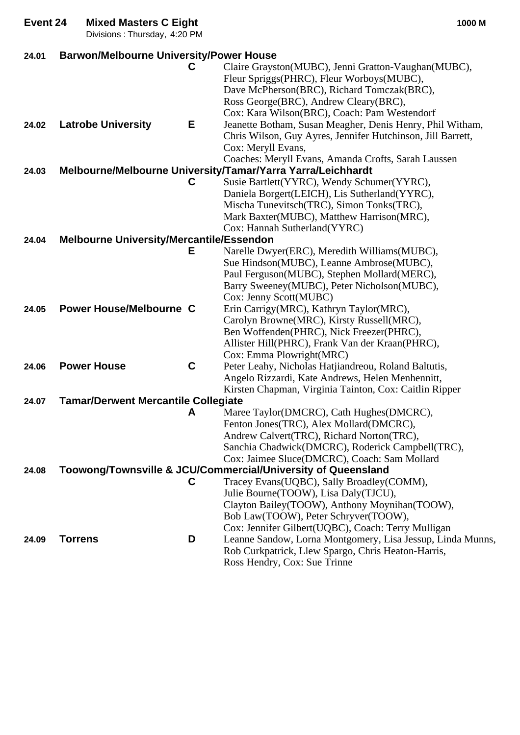**Event 24 Mixed Masters C Eight** **1000 M**

Divisions : Thursday, 4:20 PM

**24.01 Barwon/Melbourne University/Power House**

**C** Claire Grayston(MUBC), Jenni Gratton-Vaughan(MUBC), Fleur Spriggs(PHRC), Fleur Worboys(MUBC), Dave McPherson(BRC), Richard Tomczak(BRC), Ross George(BRC), Andrew Cleary(BRC), Cox: Kara Wilson(BRC), Coach: Pam Westendorf

**24.02 Latrobe University** **E** Jeanette Botham, Susan Meagher, Denis Henry, Phil Witham, Chris Wilson, Guy Ayres, Jennifer Hutchinson, Jill Barrett, Cox: Meryll Evans, Coaches: Meryll Evans, Amanda Crofts, Sarah Laussen

**24.03 Melbourne/Melbourne University/Tamar/Yarra Yarra/Leichhardt**

**C** Susie Bartlett(YYRC), Wendy Schumer(YYRC), Daniela Borgert(LEICH), Lis Sutherland(YYRC), Mischa Tunevitsch(TRC), Simon Tonks(TRC), Mark Baxter(MUBC), Matthew Harrison(MRC), Cox: Hannah Sutherland(YYRC)

**24.04 Melbourne University/Mercantile/Essendon**

**E** Narelle Dwyer(ERC), Meredith Williams(MUBC), Sue Hindson(MUBC), Leanne Ambrose(MUBC), Paul Ferguson(MUBC), Stephen Mollard(MERC), Barry Sweeney(MUBC), Peter Nicholson(MUBC), Cox: Jenny Scott(MUBC)

**24.05 Power House/Melbourne** **C** Erin Carrigy(MRC), Kathryn Taylor(MRC), Carolyn Browne(MRC), Kirsty Russell(MRC), Ben Woffenden(PHRC), Nick Freezer(PHRC), Allister Hill(PHRC), Frank Van der Kraan(PHRC), Cox: Emma Plowright(MRC)

**24.06 Power House** **C** Peter Leahy, Nicholas Hatjiandreou, Roland Baltutis, Angelo Rizzardi, Kate Andrews, Helen Menhennitt, Kirsten Chapman, Virginia Tainton, Cox: Caitlin Ripper

**24.07 Tamar/Derwent Mercantile Collegiate**

**A** Maree Taylor(DMCRC), Cath Hughes(DMCRC), Fenton Jones(TRC), Alex Mollard(DMCRC), Andrew Calvert(TRC), Richard Norton(TRC), Sanchia Chadwick(DMCRC), Roderick Campbell(TRC), Cox: Jaimee Sluce(DMCRC), Coach: Sam Mollard

**24.08 Toowong/Townsville & JCU/Commercial/University of Queensland**

**C** Tracey Evans(UQBC), Sally Broadley(COMM), Julie Bourne(TOOW), Lisa Daly(TJCU), Clayton Bailey(TOOW), Anthony Moynihan(TOOW), Bob Law(TOOW), Peter Schryver(TOOW), Cox: Jennifer Gilbert(UQBC), Coach: Terry Mulligan

**24.09 Torrens** **D** Leanne Sandow, Lorna Montgomery, Lisa Jessup, Linda Munns, Rob Curkpatrick, Llew Spargo, Chris Heaton-Harris, Ross Hendry, Cox: Sue Trinne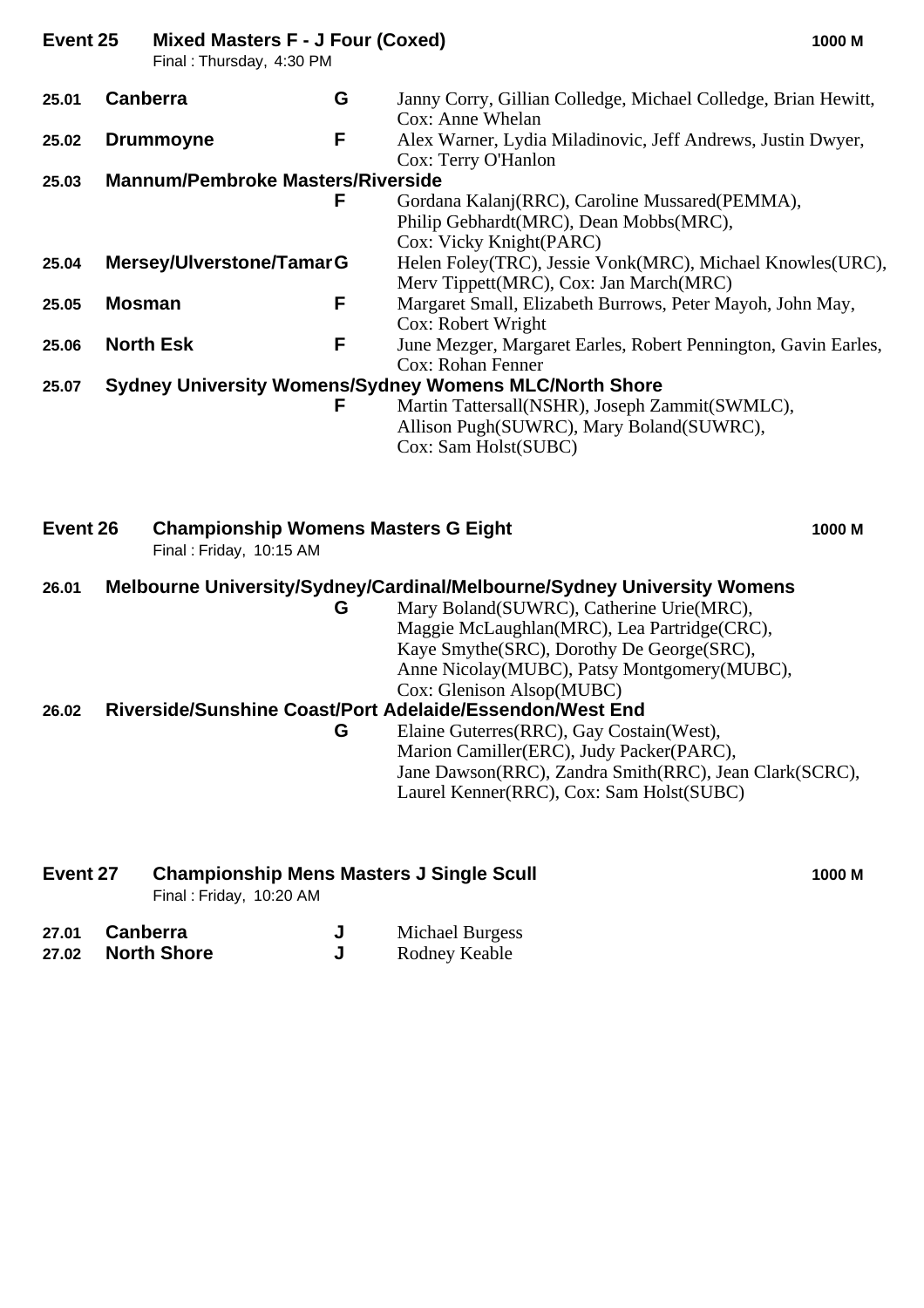## Event 25 Mixed Masters F - J Four (Coxed) — 1000 M

Final : Thursday, 4:30 PM

| No. | Crew | Grade | Crew Members |
|---|---|---|---|
| 25.01 | **Canberra** | G | Janny Corry, Gillian Colledge, Michael Colledge, Brian Hewitt, Cox: Anne Whelan |
| 25.02 | **Drummoyne** | F | Alex Warner, Lydia Miladinovic, Jeff Andrews, Justin Dwyer, Cox: Terry O'Hanlon |
| 25.03 | **Mannum/Pembroke Masters/Riverside** | F | Gordana Kalanj(RRC), Caroline Mussared(PEMMA), Philip Gebhardt(MRC), Dean Mobbs(MRC), Cox: Vicky Knight(PARC) |
| 25.04 | **Mersey/Ulverstone/Tamar** | G | Helen Foley(TRC), Jessie Vonk(MRC), Michael Knowles(URC), Merv Tippett(MRC), Cox: Jan March(MRC) |
| 25.05 | **Mosman** | F | Margaret Small, Elizabeth Burrows, Peter Mayoh, John May, Cox: Robert Wright |
| 25.06 | **North Esk** | F | June Mezger, Margaret Earles, Robert Pennington, Gavin Earles, Cox: Rohan Fenner |
| 25.07 | **Sydney University Womens/Sydney Womens MLC/North Shore** | F | Martin Tattersall(NSHR), Joseph Zammit(SWMLC), Allison Pugh(SUWRC), Mary Boland(SUWRC), Cox: Sam Holst(SUBC) |

## Event 26 Championship Womens Masters G Eight — 1000 M

Final : Friday, 10:15 AM

| No. | Crew | Grade | Crew Members |
|---|---|---|---|
| 26.01 | **Melbourne University/Sydney/Cardinal/Melbourne/Sydney University Womens** | G | Mary Boland(SUWRC), Catherine Urie(MRC), Maggie McLaughlan(MRC), Lea Partridge(CRC), Kaye Smythe(SRC), Dorothy De George(SRC), Anne Nicolay(MUBC), Patsy Montgomery(MUBC), Cox: Glenison Alsop(MUBC) |
| 26.02 | **Riverside/Sunshine Coast/Port Adelaide/Essendon/West End** | G | Elaine Guterres(RRC), Gay Costain(West), Marion Camiller(ERC), Judy Packer(PARC), Jane Dawson(RRC), Zandra Smith(RRC), Jean Clark(SCRC), Laurel Kenner(RRC), Cox: Sam Holst(SUBC) |

## Event 27 Championship Mens Masters J Single Scull — 1000 M

Final : Friday, 10:20 AM

| No. | Crew | Grade | Crew Members |
|---|---|---|---|
| 27.01 | **Canberra** | J | Michael Burgess |
| 27.02 | **North Shore** | J | Rodney Keable |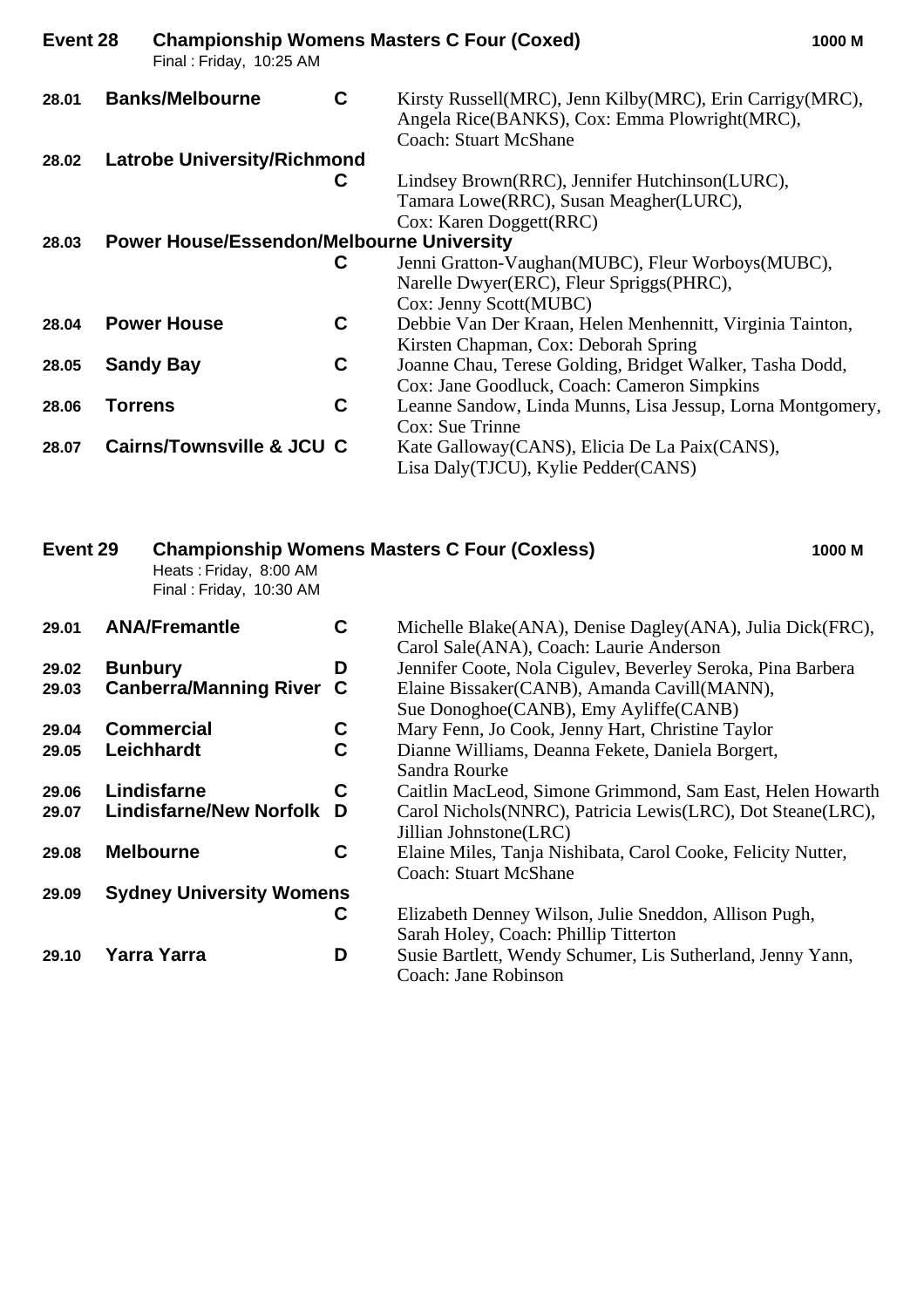## Event 28 Championship Womens Masters C Four (Coxed) — 1000 M

Final : Friday, 10:25 AM

| No. | Crew | Cat. | Members |
|---|---|---|---|
| 28.01 | **Banks/Melbourne** | C | Kirsty Russell(MRC), Jenn Kilby(MRC), Erin Carrigy(MRC), Angela Rice(BANKS), Cox: Emma Plowright(MRC), Coach: Stuart McShane |
| 28.02 | **Latrobe University/Richmond** | C | Lindsey Brown(RRC), Jennifer Hutchinson(LURC), Tamara Lowe(RRC), Susan Meagher(LURC), Cox: Karen Doggett(RRC) |
| 28.03 | **Power House/Essendon/Melbourne University** | C | Jenni Gratton-Vaughan(MUBC), Fleur Worboys(MUBC), Narelle Dwyer(ERC), Fleur Spriggs(PHRC), Cox: Jenny Scott(MUBC) |
| 28.04 | **Power House** | C | Debbie Van Der Kraan, Helen Menhennitt, Virginia Tainton, Kirsten Chapman, Cox: Deborah Spring |
| 28.05 | **Sandy Bay** | C | Joanne Chau, Terese Golding, Bridget Walker, Tasha Dodd, Cox: Jane Goodluck, Coach: Cameron Simpkins |
| 28.06 | **Torrens** | C | Leanne Sandow, Linda Munns, Lisa Jessup, Lorna Montgomery, Cox: Sue Trinne |
| 28.07 | **Cairns/Townsville & JCU** | C | Kate Galloway(CANS), Elicia De La Paix(CANS), Lisa Daly(TJCU), Kylie Pedder(CANS) |

## Event 29 Championship Womens Masters C Four (Coxless) — 1000 M

Heats : Friday, 8:00 AM
Final : Friday, 10:30 AM

| No. | Crew | Cat. | Members |
|---|---|---|---|
| 29.01 | **ANA/Fremantle** | C | Michelle Blake(ANA), Denise Dagley(ANA), Julia Dick(FRC), Carol Sale(ANA), Coach: Laurie Anderson |
| 29.02 | **Bunbury** | D | Jennifer Coote, Nola Cigulev, Beverley Seroka, Pina Barbera |
| 29.03 | **Canberra/Manning River** | C | Elaine Bissaker(CANB), Amanda Cavill(MANN), Sue Donoghoe(CANB), Emy Ayliffe(CANB) |
| 29.04 | **Commercial** | C | Mary Fenn, Jo Cook, Jenny Hart, Christine Taylor |
| 29.05 | **Leichhardt** | C | Dianne Williams, Deanna Fekete, Daniela Borgert, Sandra Rourke |
| 29.06 | **Lindisfarne** | C | Caitlin MacLeod, Simone Grimmond, Sam East, Helen Howarth |
| 29.07 | **Lindisfarne/New Norfolk** | D | Carol Nichols(NNRC), Patricia Lewis(LRC), Dot Steane(LRC), Jillian Johnstone(LRC) |
| 29.08 | **Melbourne** | C | Elaine Miles, Tanja Nishibata, Carol Cooke, Felicity Nutter, Coach: Stuart McShane |
| 29.09 | **Sydney University Womens** | C | Elizabeth Denney Wilson, Julie Sneddon, Allison Pugh, Sarah Holey, Coach: Phillip Titterton |
| 29.10 | **Yarra Yarra** | D | Susie Bartlett, Wendy Schumer, Lis Sutherland, Jenny Yann, Coach: Jane Robinson |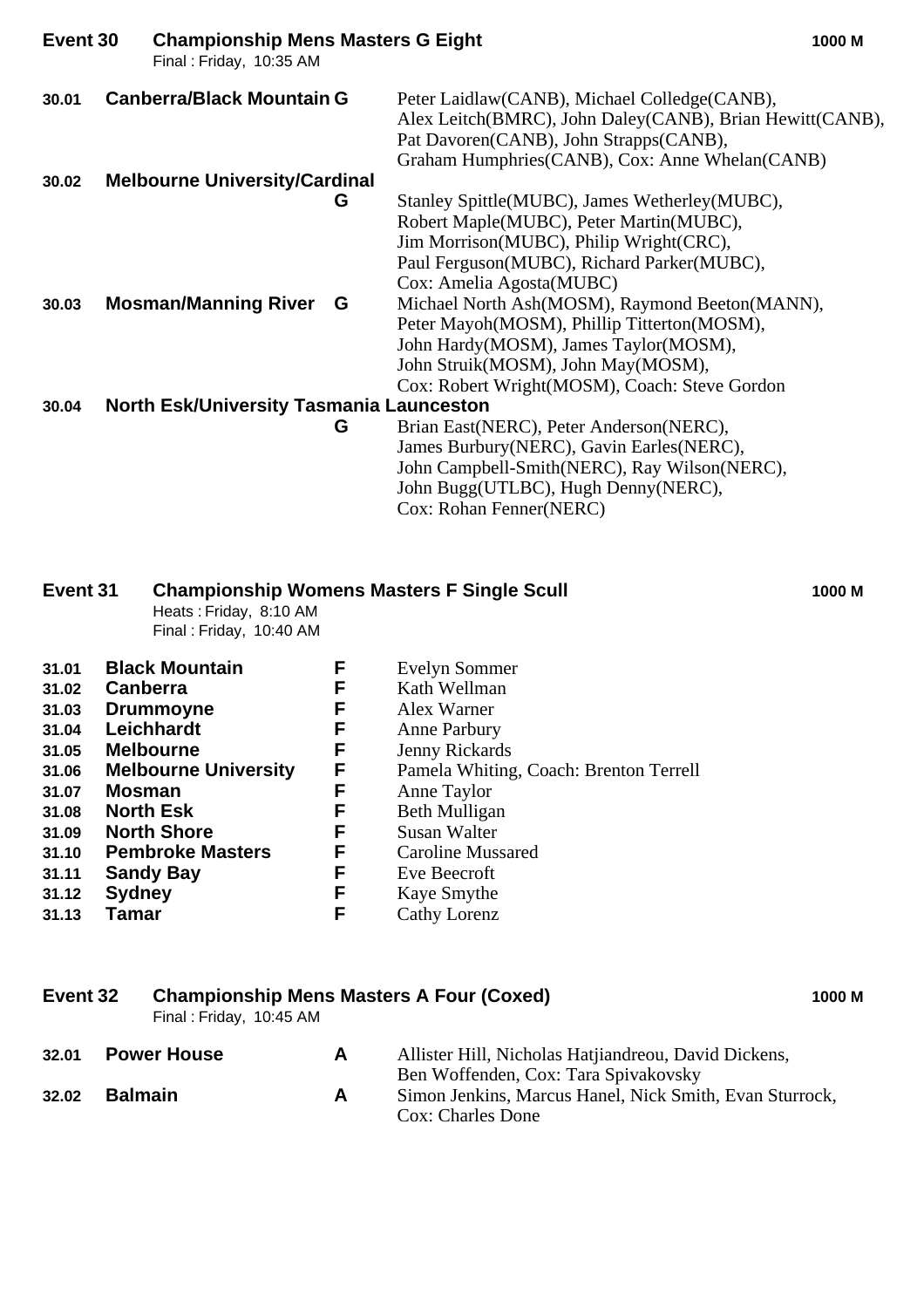## Event 30 Championship Mens Masters G Eight — 1000 M

Final : Friday, 10:35 AM

| | | | |
|---|---|---|---|
| 30.01 | **Canberra/Black Mountain** | **G** | Peter Laidlaw(CANB), Michael Colledge(CANB), Alex Leitch(BMRC), John Daley(CANB), Brian Hewitt(CANB), Pat Davoren(CANB), John Strapps(CANB), Graham Humphries(CANB), Cox: Anne Whelan(CANB) |
| 30.02 | **Melbourne University/Cardinal** | **G** | Stanley Spittle(MUBC), James Wetherley(MUBC), Robert Maple(MUBC), Peter Martin(MUBC), Jim Morrison(MUBC), Philip Wright(CRC), Paul Ferguson(MUBC), Richard Parker(MUBC), Cox: Amelia Agosta(MUBC) |
| 30.03 | **Mosman/Manning River** | **G** | Michael North Ash(MOSM), Raymond Beeton(MANN), Peter Mayoh(MOSM), Phillip Titterton(MOSM), John Hardy(MOSM), James Taylor(MOSM), John Struik(MOSM), John May(MOSM), Cox: Robert Wright(MOSM), Coach: Steve Gordon |
| 30.04 | **North Esk/University Tasmania Launceston** | **G** | Brian East(NERC), Peter Anderson(NERC), James Burbury(NERC), Gavin Earles(NERC), John Campbell-Smith(NERC), Ray Wilson(NERC), John Bugg(UTLBC), Hugh Denny(NERC), Cox: Rohan Fenner(NERC) |

## Event 31 Championship Womens Masters F Single Scull — 1000 M

Heats : Friday, 8:10 AM
Final : Friday, 10:40 AM

| | | | |
|---|---|---|---|
| 31.01 | **Black Mountain** | **F** | Evelyn Sommer |
| 31.02 | **Canberra** | **F** | Kath Wellman |
| 31.03 | **Drummoyne** | **F** | Alex Warner |
| 31.04 | **Leichhardt** | **F** | Anne Parbury |
| 31.05 | **Melbourne** | **F** | Jenny Rickards |
| 31.06 | **Melbourne University** | **F** | Pamela Whiting, Coach: Brenton Terrell |
| 31.07 | **Mosman** | **F** | Anne Taylor |
| 31.08 | **North Esk** | **F** | Beth Mulligan |
| 31.09 | **North Shore** | **F** | Susan Walter |
| 31.10 | **Pembroke Masters** | **F** | Caroline Mussared |
| 31.11 | **Sandy Bay** | **F** | Eve Beecroft |
| 31.12 | **Sydney** | **F** | Kaye Smythe |
| 31.13 | **Tamar** | **F** | Cathy Lorenz |

## Event 32 Championship Mens Masters A Four (Coxed) — 1000 M

Final : Friday, 10:45 AM

| | | | |
|---|---|---|---|
| 32.01 | **Power House** | **A** | Allister Hill, Nicholas Hatjiandreou, David Dickens, Ben Woffenden, Cox: Tara Spivakovsky |
| 32.02 | **Balmain** | **A** | Simon Jenkins, Marcus Hanel, Nick Smith, Evan Sturrock, Cox: Charles Done |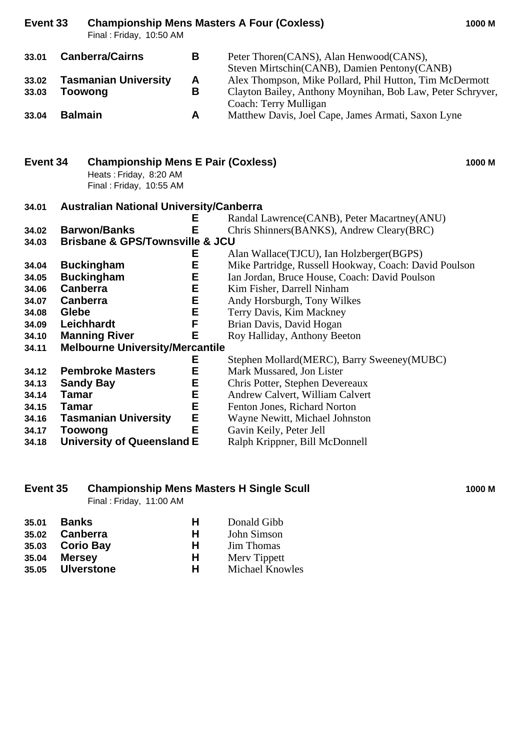## Event 33 Championship Mens Masters A Four (Coxless) — 1000 M

Final : Friday, 10:50 AM

| | Crew | Grade | Members |
|---|---|---|---|
| 33.01 | **Canberra/Cairns** | B | Peter Thoren(CANS), Alan Henwood(CANS), Steven Mirtschin(CANB), Damien Pentony(CANB) |
| 33.02 | **Tasmanian University** | A | Alex Thompson, Mike Pollard, Phil Hutton, Tim McDermott |
| 33.03 | **Toowong** | B | Clayton Bailey, Anthony Moynihan, Bob Law, Peter Schryver, Coach: Terry Mulligan |
| 33.04 | **Balmain** | A | Matthew Davis, Joel Cape, James Armati, Saxon Lyne |

## Event 34 Championship Mens E Pair (Coxless) — 1000 M

Heats : Friday, 8:20 AM
Final : Friday, 10:55 AM

| | Crew | Grade | Members |
|---|---|---|---|
| 34.01 | **Australian National University/Canberra** | E | Randal Lawrence(CANB), Peter Macartney(ANU) |
| 34.02 | **Barwon/Banks** | E | Chris Shinners(BANKS), Andrew Cleary(BRC) |
| 34.03 | **Brisbane & GPS/Townsville & JCU** | E | Alan Wallace(TJCU), Ian Holzberger(BGPS) |
| 34.04 | **Buckingham** | E | Mike Partridge, Russell Hookway, Coach: David Poulson |
| 34.05 | **Buckingham** | E | Ian Jordan, Bruce House, Coach: David Poulson |
| 34.06 | **Canberra** | E | Kim Fisher, Darrell Ninham |
| 34.07 | **Canberra** | E | Andy Horsburgh, Tony Wilkes |
| 34.08 | **Glebe** | E | Terry Davis, Kim Mackney |
| 34.09 | **Leichhardt** | F | Brian Davis, David Hogan |
| 34.10 | **Manning River** | E | Roy Halliday, Anthony Beeton |
| 34.11 | **Melbourne University/Mercantile** | E | Stephen Mollard(MERC), Barry Sweeney(MUBC) |
| 34.12 | **Pembroke Masters** | E | Mark Mussared, Jon Lister |
| 34.13 | **Sandy Bay** | E | Chris Potter, Stephen Devereaux |
| 34.14 | **Tamar** | E | Andrew Calvert, William Calvert |
| 34.15 | **Tamar** | E | Fenton Jones, Richard Norton |
| 34.16 | **Tasmanian University** | E | Wayne Newitt, Michael Johnston |
| 34.17 | **Toowong** | E | Gavin Keily, Peter Jell |
| 34.18 | **University of Queensland** | E | Ralph Krippner, Bill McDonnell |

## Event 35 Championship Mens Masters H Single Scull — 1000 M

Final : Friday, 11:00 AM

| | Crew | Grade | Members |
|---|---|---|---|
| 35.01 | **Banks** | H | Donald Gibb |
| 35.02 | **Canberra** | H | John Simson |
| 35.03 | **Corio Bay** | H | Jim Thomas |
| 35.04 | **Mersey** | H | Merv Tippett |
| 35.05 | **Ulverstone** | H | Michael Knowles |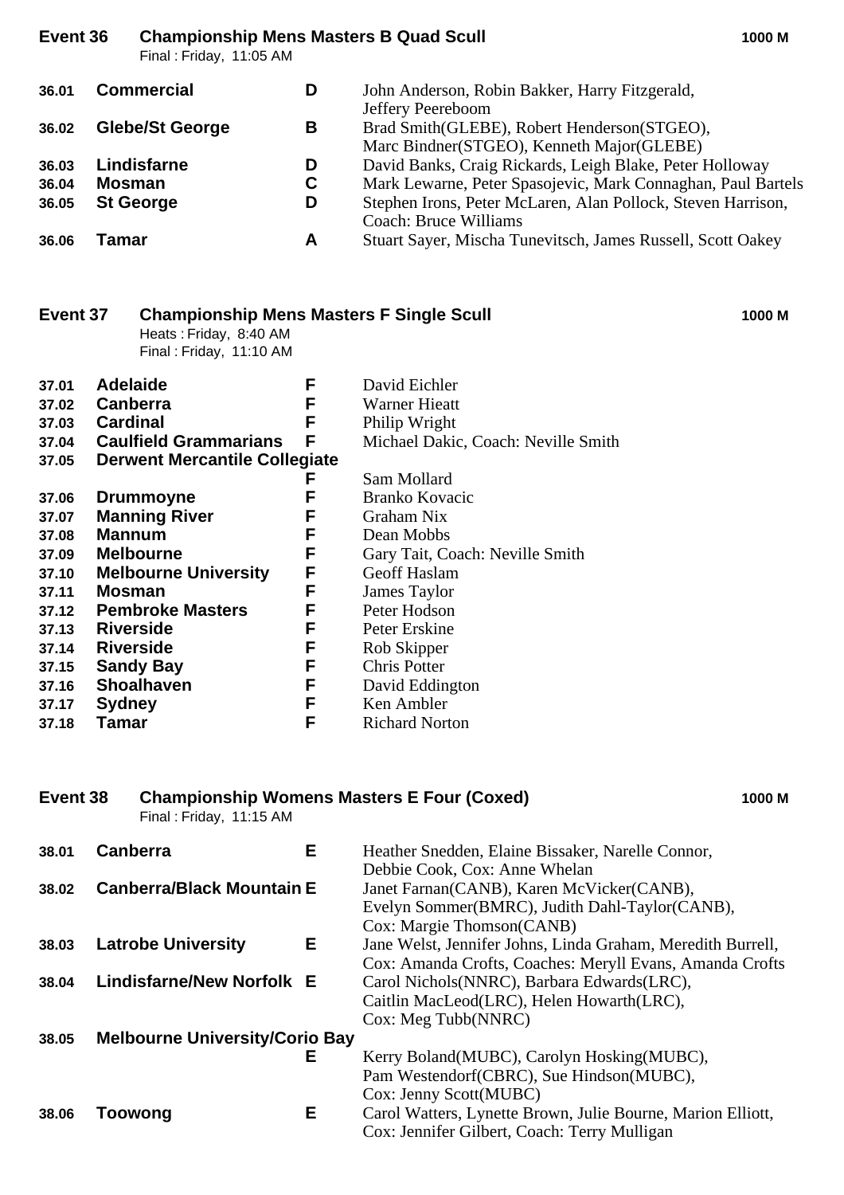## Event 36 Championship Mens Masters B Quad Scull — 1000 M

Final : Friday, 11:05 AM

| No. | Club | Grade | Crew |
|---|---|---|---|
| 36.01 | **Commercial** | **D** | John Anderson, Robin Bakker, Harry Fitzgerald, Jeffery Peereboom |
| 36.02 | **Glebe/St George** | **B** | Brad Smith(GLEBE), Robert Henderson(STGEO), Marc Bindner(STGEO), Kenneth Major(GLEBE) |
| 36.03 | **Lindisfarne** | **D** | David Banks, Craig Rickards, Leigh Blake, Peter Holloway |
| 36.04 | **Mosman** | **C** | Mark Lewarne, Peter Spasojevic, Mark Connaghan, Paul Bartels |
| 36.05 | **St George** | **D** | Stephen Irons, Peter McLaren, Alan Pollock, Steven Harrison, Coach: Bruce Williams |
| 36.06 | **Tamar** | **A** | Stuart Sayer, Mischa Tunevitsch, James Russell, Scott Oakey |

## Event 37 Championship Mens Masters F Single Scull — 1000 M

Heats : Friday, 8:40 AM
Final : Friday, 11:10 AM

| No. | Club | Grade | Crew |
|---|---|---|---|
| 37.01 | **Adelaide** | **F** | David Eichler |
| 37.02 | **Canberra** | **F** | Warner Hieatt |
| 37.03 | **Cardinal** | **F** | Philip Wright |
| 37.04 | **Caulfield Grammarians** | **F** | Michael Dakic, Coach: Neville Smith |
| 37.05 | **Derwent Mercantile Collegiate** | **F** | Sam Mollard |
| 37.06 | **Drummoyne** | **F** | Branko Kovacic |
| 37.07 | **Manning River** | **F** | Graham Nix |
| 37.08 | **Mannum** | **F** | Dean Mobbs |
| 37.09 | **Melbourne** | **F** | Gary Tait, Coach: Neville Smith |
| 37.10 | **Melbourne University** | **F** | Geoff Haslam |
| 37.11 | **Mosman** | **F** | James Taylor |
| 37.12 | **Pembroke Masters** | **F** | Peter Hodson |
| 37.13 | **Riverside** | **F** | Peter Erskine |
| 37.14 | **Riverside** | **F** | Rob Skipper |
| 37.15 | **Sandy Bay** | **F** | Chris Potter |
| 37.16 | **Shoalhaven** | **F** | David Eddington |
| 37.17 | **Sydney** | **F** | Ken Ambler |
| 37.18 | **Tamar** | **F** | Richard Norton |

## Event 38 Championship Womens Masters E Four (Coxed) — 1000 M

Final : Friday, 11:15 AM

| No. | Club | Grade | Crew |
|---|---|---|---|
| 38.01 | **Canberra** | **E** | Heather Snedden, Elaine Bissaker, Narelle Connor, Debbie Cook, Cox: Anne Whelan |
| 38.02 | **Canberra/Black Mountain** | **E** | Janet Farnan(CANB), Karen McVicker(CANB), Evelyn Sommer(BMRC), Judith Dahl-Taylor(CANB), Cox: Margie Thomson(CANB) |
| 38.03 | **Latrobe University** | **E** | Jane Welst, Jennifer Johns, Linda Graham, Meredith Burrell, Cox: Amanda Crofts, Coaches: Meryll Evans, Amanda Crofts |
| 38.04 | **Lindisfarne/New Norfolk** | **E** | Carol Nichols(NNRC), Barbara Edwards(LRC), Caitlin MacLeod(LRC), Helen Howarth(LRC), Cox: Meg Tubb(NNRC) |
| 38.05 | **Melbourne University/Corio Bay** | **E** | Kerry Boland(MUBC), Carolyn Hosking(MUBC), Pam Westendorf(CBRC), Sue Hindson(MUBC), Cox: Jenny Scott(MUBC) |
| 38.06 | **Toowong** | **E** | Carol Watters, Lynette Brown, Julie Bourne, Marion Elliott, Cox: Jennifer Gilbert, Coach: Terry Mulligan |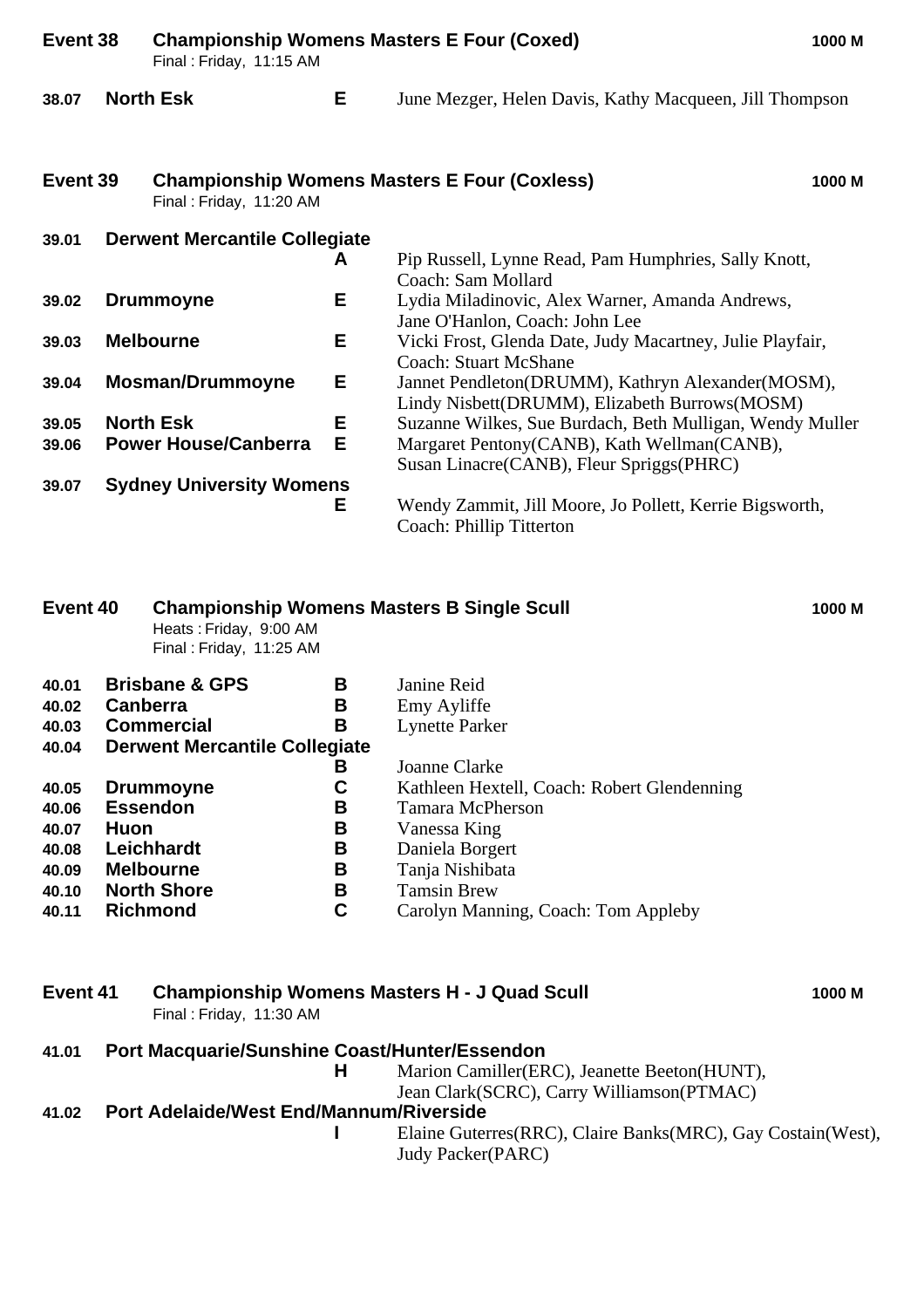## Event 38 Championship Womens Masters E Four (Coxed) — 1000 M

Final : Friday, 11:15 AM

| | | | |
|---|---|---|---|
| 38.07 | **North Esk** | **E** | June Mezger, Helen Davis, Kathy Macqueen, Jill Thompson |

## Event 39 Championship Womens Masters E Four (Coxless) — 1000 M

Final : Friday, 11:20 AM

| | | | |
|---|---|---|---|
| 39.01 | **Derwent Mercantile Collegiate** | **A** | Pip Russell, Lynne Read, Pam Humphries, Sally Knott, Coach: Sam Mollard |
| 39.02 | **Drummoyne** | **E** | Lydia Miladinovic, Alex Warner, Amanda Andrews, Jane O'Hanlon, Coach: John Lee |
| 39.03 | **Melbourne** | **E** | Vicki Frost, Glenda Date, Judy Macartney, Julie Playfair, Coach: Stuart McShane |
| 39.04 | **Mosman/Drummoyne** | **E** | Jannet Pendleton(DRUMM), Kathryn Alexander(MOSM), Lindy Nisbett(DRUMM), Elizabeth Burrows(MOSM) |
| 39.05 | **North Esk** | **E** | Suzanne Wilkes, Sue Burdach, Beth Mulligan, Wendy Muller |
| 39.06 | **Power House/Canberra** | **E** | Margaret Pentony(CANB), Kath Wellman(CANB), Susan Linacre(CANB), Fleur Spriggs(PHRC) |
| 39.07 | **Sydney University Womens** | **E** | Wendy Zammit, Jill Moore, Jo Pollett, Kerrie Bigsworth, Coach: Phillip Titterton |

## Event 40 Championship Womens Masters B Single Scull — 1000 M

Heats : Friday, 9:00 AM
Final : Friday, 11:25 AM

| | | | |
|---|---|---|---|
| 40.01 | **Brisbane & GPS** | **B** | Janine Reid |
| 40.02 | **Canberra** | **B** | Emy Ayliffe |
| 40.03 | **Commercial** | **B** | Lynette Parker |
| 40.04 | **Derwent Mercantile Collegiate** | **B** | Joanne Clarke |
| 40.05 | **Drummoyne** | **C** | Kathleen Hextell, Coach: Robert Glendenning |
| 40.06 | **Essendon** | **B** | Tamara McPherson |
| 40.07 | **Huon** | **B** | Vanessa King |
| 40.08 | **Leichhardt** | **B** | Daniela Borgert |
| 40.09 | **Melbourne** | **B** | Tanja Nishibata |
| 40.10 | **North Shore** | **B** | Tamsin Brew |
| 40.11 | **Richmond** | **C** | Carolyn Manning, Coach: Tom Appleby |

## Event 41 Championship Womens Masters H - J Quad Scull — 1000 M

Final : Friday, 11:30 AM

| | | | |
|---|---|---|---|
| 41.01 | **Port Macquarie/Sunshine Coast/Hunter/Essendon** | **H** | Marion Camiller(ERC), Jeanette Beeton(HUNT), Jean Clark(SCRC), Carry Williamson(PTMAC) |
| 41.02 | **Port Adelaide/West End/Mannum/Riverside** | **I** | Elaine Guterres(RRC), Claire Banks(MRC), Gay Costain(West), Judy Packer(PARC) |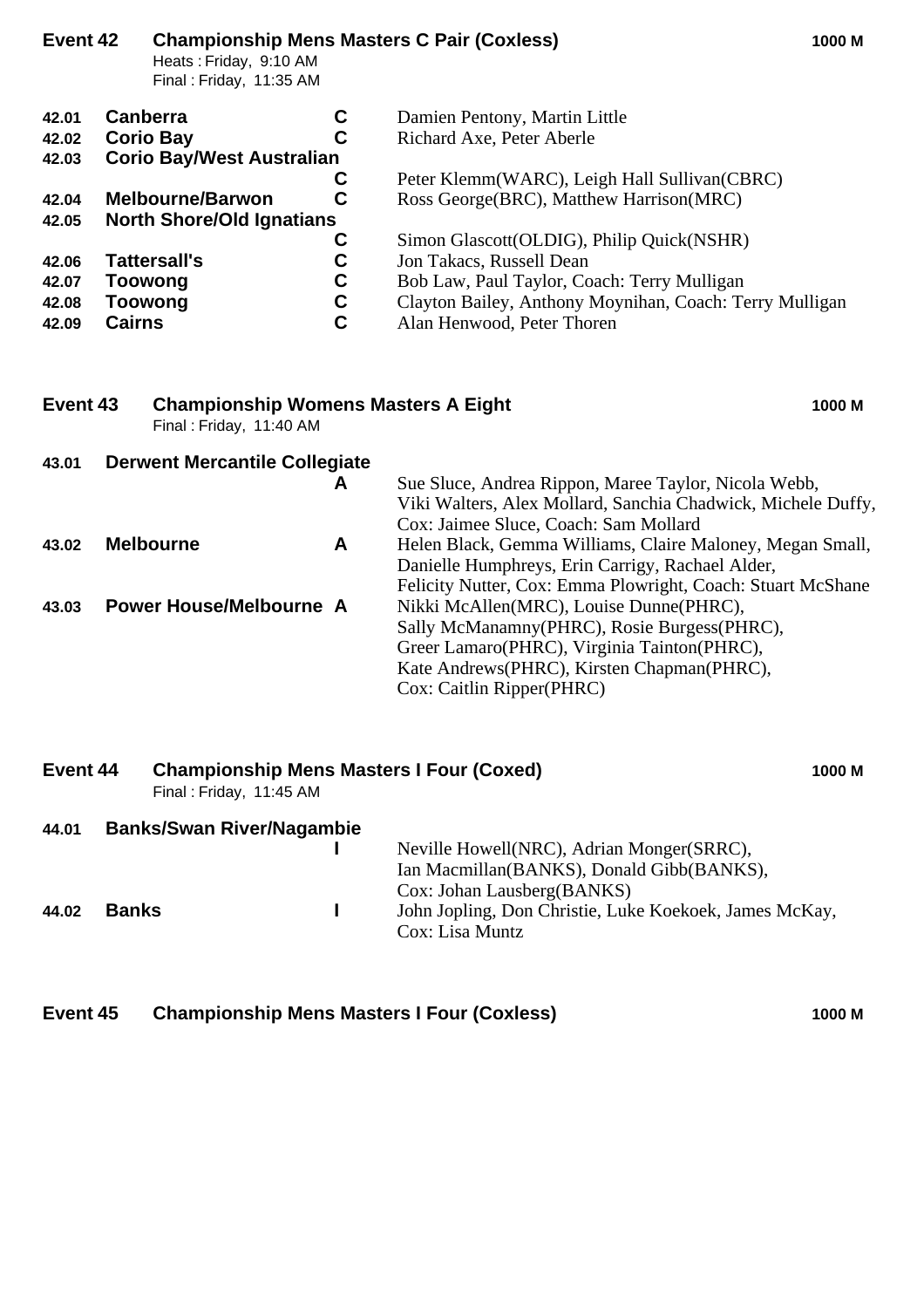## Event 42 Championship Mens Masters C Pair (Coxless) — 1000 M

Heats : Friday, 9:10 AM
Final : Friday, 11:35 AM

| | | | |
|---|---|---|---|
| 42.01 | **Canberra** | **C** | Damien Pentony, Martin Little |
| 42.02 | **Corio Bay** | **C** | Richard Axe, Peter Aberle |
| 42.03 | **Corio Bay/West Australian** | **C** | Peter Klemm(WARC), Leigh Hall Sullivan(CBRC) |
| 42.04 | **Melbourne/Barwon** | **C** | Ross George(BRC), Matthew Harrison(MRC) |
| 42.05 | **North Shore/Old Ignatians** | **C** | Simon Glascott(OLDIG), Philip Quick(NSHR) |
| 42.06 | **Tattersall's** | **C** | Jon Takacs, Russell Dean |
| 42.07 | **Toowong** | **C** | Bob Law, Paul Taylor, Coach: Terry Mulligan |
| 42.08 | **Toowong** | **C** | Clayton Bailey, Anthony Moynihan, Coach: Terry Mulligan |
| 42.09 | **Cairns** | **C** | Alan Henwood, Peter Thoren |

## Event 43 Championship Womens Masters A Eight — 1000 M

Final : Friday, 11:40 AM

| | | | |
|---|---|---|---|
| 43.01 | **Derwent Mercantile Collegiate** | **A** | Sue Sluce, Andrea Rippon, Maree Taylor, Nicola Webb, Viki Walters, Alex Mollard, Sanchia Chadwick, Michele Duffy, Cox: Jaimee Sluce, Coach: Sam Mollard |
| 43.02 | **Melbourne** | **A** | Helen Black, Gemma Williams, Claire Maloney, Megan Small, Danielle Humphreys, Erin Carrigy, Rachael Alder, Felicity Nutter, Cox: Emma Plowright, Coach: Stuart McShane |
| 43.03 | **Power House/Melbourne** | **A** | Nikki McAllen(MRC), Louise Dunne(PHRC), Sally McManamny(PHRC), Rosie Burgess(PHRC), Greer Lamaro(PHRC), Virginia Tainton(PHRC), Kate Andrews(PHRC), Kirsten Chapman(PHRC), Cox: Caitlin Ripper(PHRC) |

## Event 44 Championship Mens Masters I Four (Coxed) — 1000 M

Final : Friday, 11:45 AM

| | | | |
|---|---|---|---|
| 44.01 | **Banks/Swan River/Nagambie** | **I** | Neville Howell(NRC), Adrian Monger(SRRC), Ian Macmillan(BANKS), Donald Gibb(BANKS), Cox: Johan Lausberg(BANKS) |
| 44.02 | **Banks** | **I** | John Jopling, Don Christie, Luke Koekoek, James McKay, Cox: Lisa Muntz |

## Event 45 Championship Mens Masters I Four (Coxless) — 1000 M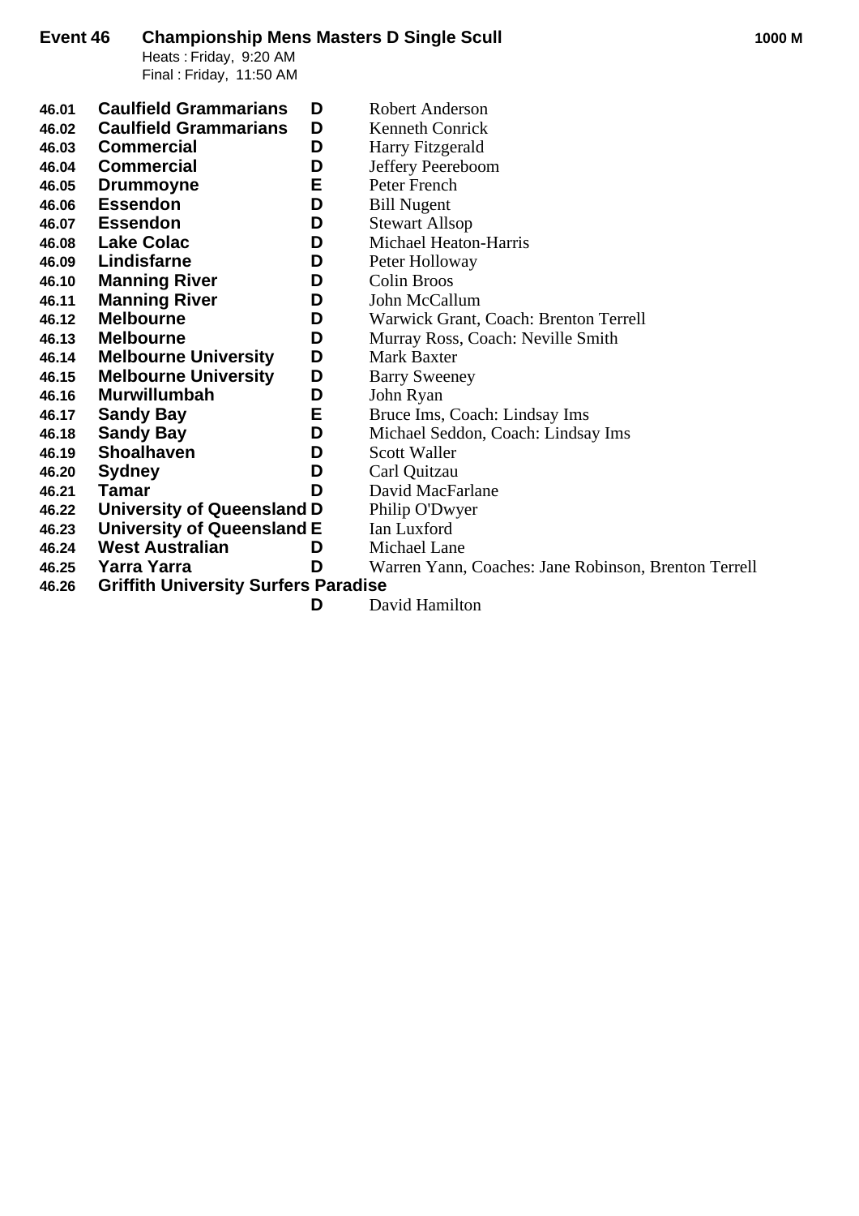## Event 46 Championship Mens Masters D Single Scull — 1000 M

Heats : Friday, 9:20 AM
Final : Friday, 11:50 AM

| No. | Club | Grade | Crew |
|---|---|---|---|
| 46.01 | **Caulfield Grammarians** | **D** | Robert Anderson |
| 46.02 | **Caulfield Grammarians** | **D** | Kenneth Conrick |
| 46.03 | **Commercial** | **D** | Harry Fitzgerald |
| 46.04 | **Commercial** | **D** | Jeffery Peereboom |
| 46.05 | **Drummoyne** | **E** | Peter French |
| 46.06 | **Essendon** | **D** | Bill Nugent |
| 46.07 | **Essendon** | **D** | Stewart Allsop |
| 46.08 | **Lake Colac** | **D** | Michael Heaton-Harris |
| 46.09 | **Lindisfarne** | **D** | Peter Holloway |
| 46.10 | **Manning River** | **D** | Colin Broos |
| 46.11 | **Manning River** | **D** | John McCallum |
| 46.12 | **Melbourne** | **D** | Warwick Grant, Coach: Brenton Terrell |
| 46.13 | **Melbourne** | **D** | Murray Ross, Coach: Neville Smith |
| 46.14 | **Melbourne University** | **D** | Mark Baxter |
| 46.15 | **Melbourne University** | **D** | Barry Sweeney |
| 46.16 | **Murwillumbah** | **D** | John Ryan |
| 46.17 | **Sandy Bay** | **E** | Bruce Ims, Coach: Lindsay Ims |
| 46.18 | **Sandy Bay** | **D** | Michael Seddon, Coach: Lindsay Ims |
| 46.19 | **Shoalhaven** | **D** | Scott Waller |
| 46.20 | **Sydney** | **D** | Carl Quitzau |
| 46.21 | **Tamar** | **D** | David MacFarlane |
| 46.22 | **University of Queensland** | **D** | Philip O'Dwyer |
| 46.23 | **University of Queensland** | **E** | Ian Luxford |
| 46.24 | **West Australian** | **D** | Michael Lane |
| 46.25 | **Yarra Yarra** | **D** | Warren Yann, Coaches: Jane Robinson, Brenton Terrell |
| 46.26 | **Griffith University Surfers Paradise** | **D** | David Hamilton |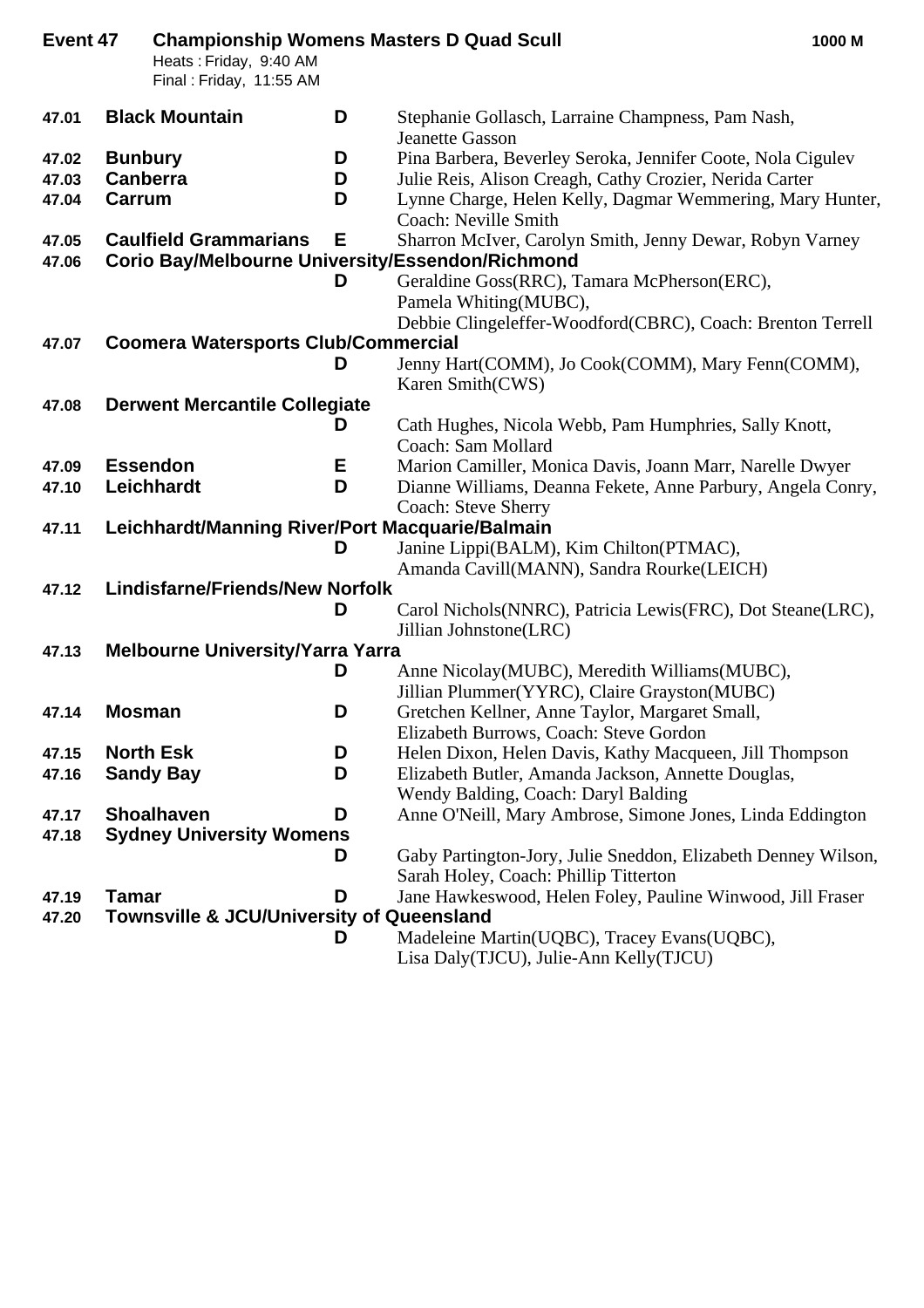**Event 47 Championship Womens Masters D Quad Scull** **1000 M**

Heats : Friday, 9:40 AM
Final : Friday, 11:55 AM

| | | | |
|---|---|---|---|
| 47.01 | **Black Mountain** | **D** | Stephanie Gollasch, Larraine Champness, Pam Nash, Jeanette Gasson |
| 47.02 | **Bunbury** | **D** | Pina Barbera, Beverley Seroka, Jennifer Coote, Nola Cigulev |
| 47.03 | **Canberra** | **D** | Julie Reis, Alison Creagh, Cathy Crozier, Nerida Carter |
| 47.04 | **Carrum** | **D** | Lynne Charge, Helen Kelly, Dagmar Wemmering, Mary Hunter, Coach: Neville Smith |
| 47.05 | **Caulfield Grammarians** | **E** | Sharron McIver, Carolyn Smith, Jenny Dewar, Robyn Varney |
| 47.06 | **Corio Bay/Melbourne University/Essendon/Richmond** | **D** | Geraldine Goss(RRC), Tamara McPherson(ERC), Pamela Whiting(MUBC), Debbie Clingeleffer-Woodford(CBRC), Coach: Brenton Terrell |
| 47.07 | **Coomera Watersports Club/Commercial** | **D** | Jenny Hart(COMM), Jo Cook(COMM), Mary Fenn(COMM), Karen Smith(CWS) |
| 47.08 | **Derwent Mercantile Collegiate** | **D** | Cath Hughes, Nicola Webb, Pam Humphries, Sally Knott, Coach: Sam Mollard |
| 47.09 | **Essendon** | **E** | Marion Camiller, Monica Davis, Joann Marr, Narelle Dwyer |
| 47.10 | **Leichhardt** | **D** | Dianne Williams, Deanna Fekete, Anne Parbury, Angela Conry, Coach: Steve Sherry |
| 47.11 | **Leichhardt/Manning River/Port Macquarie/Balmain** | **D** | Janine Lippi(BALM), Kim Chilton(PTMAC), Amanda Cavill(MANN), Sandra Rourke(LEICH) |
| 47.12 | **Lindisfarne/Friends/New Norfolk** | **D** | Carol Nichols(NNRC), Patricia Lewis(FRC), Dot Steane(LRC), Jillian Johnstone(LRC) |
| 47.13 | **Melbourne University/Yarra Yarra** | **D** | Anne Nicolay(MUBC), Meredith Williams(MUBC), Jillian Plummer(YYRC), Claire Grayston(MUBC) |
| 47.14 | **Mosman** | **D** | Gretchen Kellner, Anne Taylor, Margaret Small, Elizabeth Burrows, Coach: Steve Gordon |
| 47.15 | **North Esk** | **D** | Helen Dixon, Helen Davis, Kathy Macqueen, Jill Thompson |
| 47.16 | **Sandy Bay** | **D** | Elizabeth Butler, Amanda Jackson, Annette Douglas, Wendy Balding, Coach: Daryl Balding |
| 47.17 | **Shoalhaven** | **D** | Anne O'Neill, Mary Ambrose, Simone Jones, Linda Eddington |
| 47.18 | **Sydney University Womens** | **D** | Gaby Partington-Jory, Julie Sneddon, Elizabeth Denney Wilson, Sarah Holey, Coach: Phillip Titterton |
| 47.19 | **Tamar** | **D** | Jane Hawkeswood, Helen Foley, Pauline Winwood, Jill Fraser |
| 47.20 | **Townsville & JCU/University of Queensland** | **D** | Madeleine Martin(UQBC), Tracey Evans(UQBC), Lisa Daly(TJCU), Julie-Ann Kelly(TJCU) |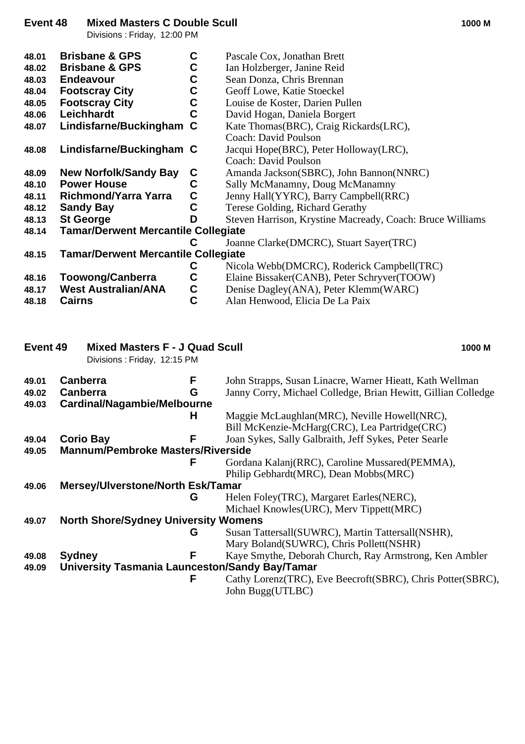## Event 48 Mixed Masters C Double Scull

1000 M

Divisions : Friday, 12:00 PM

| | | | |
|---|---|---|---|
| 48.01 | **Brisbane & GPS** | **C** | Pascale Cox, Jonathan Brett |
| 48.02 | **Brisbane & GPS** | **C** | Ian Holzberger, Janine Reid |
| 48.03 | **Endeavour** | **C** | Sean Donza, Chris Brennan |
| 48.04 | **Footscray City** | **C** | Geoff Lowe, Katie Stoeckel |
| 48.05 | **Footscray City** | **C** | Louise de Koster, Darien Pullen |
| 48.06 | **Leichhardt** | **C** | David Hogan, Daniela Borgert |
| 48.07 | **Lindisfarne/Buckingham** | **C** | Kate Thomas(BRC), Craig Rickards(LRC), Coach: David Poulson |
| 48.08 | **Lindisfarne/Buckingham** | **C** | Jacqui Hope(BRC), Peter Holloway(LRC), Coach: David Poulson |
| 48.09 | **New Norfolk/Sandy Bay** | **C** | Amanda Jackson(SBRC), John Bannon(NNRC) |
| 48.10 | **Power House** | **C** | Sally McManamny, Doug McManamny |
| 48.11 | **Richmond/Yarra Yarra** | **C** | Jenny Hall(YYRC), Barry Campbell(RRC) |
| 48.12 | **Sandy Bay** | **C** | Terese Golding, Richard Gerathy |
| 48.13 | **St George** | **D** | Steven Harrison, Krystine Macready, Coach: Bruce Williams |
| 48.14 | **Tamar/Derwent Mercantile Collegiate** | **C** | Joanne Clarke(DMCRC), Stuart Sayer(TRC) |
| 48.15 | **Tamar/Derwent Mercantile Collegiate** | **C** | Nicola Webb(DMCRC), Roderick Campbell(TRC) |
| 48.16 | **Toowong/Canberra** | **C** | Elaine Bissaker(CANB), Peter Schryver(TOOW) |
| 48.17 | **West Australian/ANA** | **C** | Denise Dagley(ANA), Peter Klemm(WARC) |
| 48.18 | **Cairns** | **C** | Alan Henwood, Elicia De La Paix |

## Event 49 Mixed Masters F - J Quad Scull

1000 M

Divisions : Friday, 12:15 PM

| | | | |
|---|---|---|---|
| 49.01 | **Canberra** | **F** | John Strapps, Susan Linacre, Warner Hieatt, Kath Wellman |
| 49.02 | **Canberra** | **G** | Janny Corry, Michael Colledge, Brian Hewitt, Gillian Colledge |
| 49.03 | **Cardinal/Nagambie/Melbourne** | **H** | Maggie McLaughlan(MRC), Neville Howell(NRC), Bill McKenzie-McHarg(CRC), Lea Partridge(CRC) |
| 49.04 | **Corio Bay** | **F** | Joan Sykes, Sally Galbraith, Jeff Sykes, Peter Searle |
| 49.05 | **Mannum/Pembroke Masters/Riverside** | **F** | Gordana Kalanj(RRC), Caroline Mussared(PEMMA), Philip Gebhardt(MRC), Dean Mobbs(MRC) |
| 49.06 | **Mersey/Ulverstone/North Esk/Tamar** | **G** | Helen Foley(TRC), Margaret Earles(NERC), Michael Knowles(URC), Merv Tippett(MRC) |
| 49.07 | **North Shore/Sydney University Womens** | **G** | Susan Tattersall(SUWRC), Martin Tattersall(NSHR), Mary Boland(SUWRC), Chris Pollett(NSHR) |
| 49.08 | **Sydney** | **F** | Kaye Smythe, Deborah Church, Ray Armstrong, Ken Ambler |
| 49.09 | **University Tasmania Launceston/Sandy Bay/Tamar** | **F** | Cathy Lorenz(TRC), Eve Beecroft(SBRC), Chris Potter(SBRC), John Bugg(UTLBC) |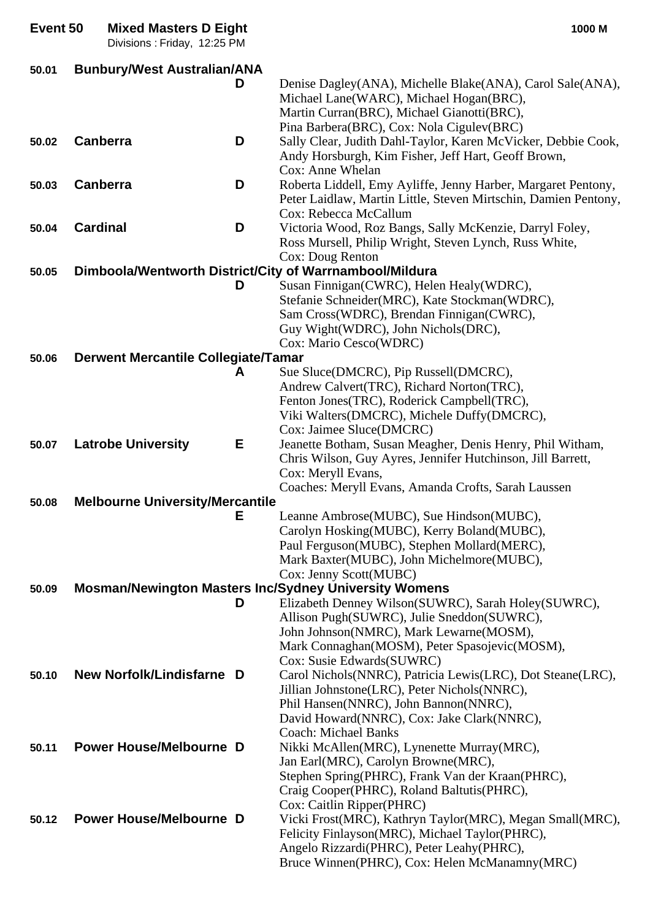## Event 50 Mixed Masters D Eight — 1000 M

Divisions : Friday, 12:25 PM

| No. | Crew | Div | Members |
|---|---|---|---|
| 50.01 | Bunbury/West Australian/ANA | D | Denise Dagley(ANA), Michelle Blake(ANA), Carol Sale(ANA), Michael Lane(WARC), Michael Hogan(BRC), Martin Curran(BRC), Michael Gianotti(BRC), Pina Barbera(BRC), Cox: Nola Cigulev(BRC) |
| 50.02 | Canberra | D | Sally Clear, Judith Dahl-Taylor, Karen McVicker, Debbie Cook, Andy Horsburgh, Kim Fisher, Jeff Hart, Geoff Brown, Cox: Anne Whelan |
| 50.03 | Canberra | D | Roberta Liddell, Emy Ayliffe, Jenny Harber, Margaret Pentony, Peter Laidlaw, Martin Little, Steven Mirtschin, Damien Pentony, Cox: Rebecca McCallum |
| 50.04 | Cardinal | D | Victoria Wood, Roz Bangs, Sally McKenzie, Darryl Foley, Ross Mursell, Philip Wright, Steven Lynch, Russ White, Cox: Doug Renton |
| 50.05 | Dimboola/Wentworth District/City of Warrnambool/Mildura | D | Susan Finnigan(CWRC), Helen Healy(WDRC), Stefanie Schneider(MRC), Kate Stockman(WDRC), Sam Cross(WDRC), Brendan Finnigan(CWRC), Guy Wight(WDRC), John Nichols(DRC), Cox: Mario Cesco(WDRC) |
| 50.06 | Derwent Mercantile Collegiate/Tamar | A | Sue Sluce(DMCRC), Pip Russell(DMCRC), Andrew Calvert(TRC), Richard Norton(TRC), Fenton Jones(TRC), Roderick Campbell(TRC), Viki Walters(DMCRC), Michele Duffy(DMCRC), Cox: Jaimee Sluce(DMCRC) |
| 50.07 | Latrobe University | E | Jeanette Botham, Susan Meagher, Denis Henry, Phil Witham, Chris Wilson, Guy Ayres, Jennifer Hutchinson, Jill Barrett, Cox: Meryll Evans, Coaches: Meryll Evans, Amanda Crofts, Sarah Laussen |
| 50.08 | Melbourne University/Mercantile | E | Leanne Ambrose(MUBC), Sue Hindson(MUBC), Carolyn Hosking(MUBC), Kerry Boland(MUBC), Paul Ferguson(MUBC), Stephen Mollard(MERC), Mark Baxter(MUBC), John Michelmore(MUBC), Cox: Jenny Scott(MUBC) |
| 50.09 | Mosman/Newington Masters Inc/Sydney University Womens | D | Elizabeth Denney Wilson(SUWRC), Sarah Holey(SUWRC), Allison Pugh(SUWRC), Julie Sneddon(SUWRC), John Johnson(NMRC), Mark Lewarne(MOSM), Mark Connaghan(MOSM), Peter Spasojevic(MOSM), Cox: Susie Edwards(SUWRC) |
| 50.10 | New Norfolk/Lindisfarne | D | Carol Nichols(NNRC), Patricia Lewis(LRC), Dot Steane(LRC), Jillian Johnstone(LRC), Peter Nichols(NNRC), Phil Hansen(NNRC), John Bannon(NNRC), David Howard(NNRC), Cox: Jake Clark(NNRC), Coach: Michael Banks |
| 50.11 | Power House/Melbourne | D | Nikki McAllen(MRC), Lynenette Murray(MRC), Jan Earl(MRC), Carolyn Browne(MRC), Stephen Spring(PHRC), Frank Van der Kraan(PHRC), Craig Cooper(PHRC), Roland Baltutis(PHRC), Cox: Caitlin Ripper(PHRC) |
| 50.12 | Power House/Melbourne | D | Vicki Frost(MRC), Kathryn Taylor(MRC), Megan Small(MRC), Felicity Finlayson(MRC), Michael Taylor(PHRC), Angelo Rizzardi(PHRC), Peter Leahy(PHRC), Bruce Winnen(PHRC), Cox: Helen McManamny(MRC) |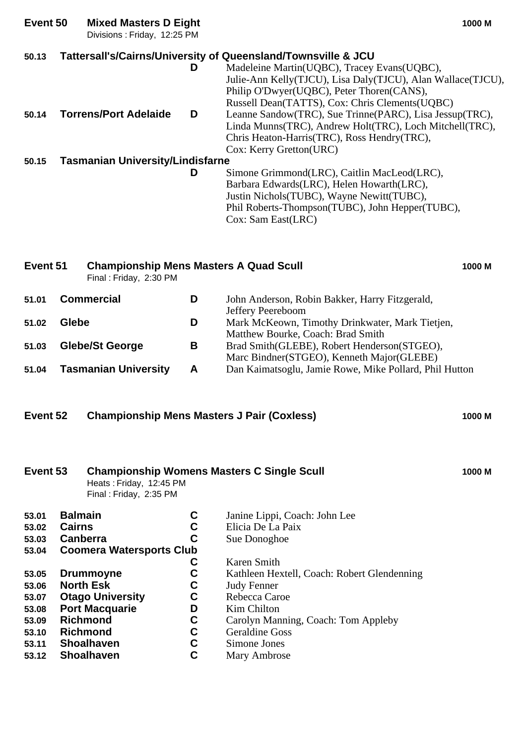## Event 50 Mixed Masters D Eight — 1000 M

Divisions : Friday, 12:25 PM

| | Crew | Grade | Members |
|---|---|---|---|
| 50.13 | Tattersall's/Cairns/University of Queensland/Townsville & JCU | D | Madeleine Martin(UQBC), Tracey Evans(UQBC), Julie-Ann Kelly(TJCU), Lisa Daly(TJCU), Alan Wallace(TJCU), Philip O'Dwyer(UQBC), Peter Thoren(CANS), Russell Dean(TATTS), Cox: Chris Clements(UQBC) |
| 50.14 | Torrens/Port Adelaide | D | Leanne Sandow(TRC), Sue Trinne(PARC), Lisa Jessup(TRC), Linda Munns(TRC), Andrew Holt(TRC), Loch Mitchell(TRC), Chris Heaton-Harris(TRC), Ross Hendry(TRC), Cox: Kerry Gretton(URC) |
| 50.15 | Tasmanian University/Lindisfarne | D | Simone Grimmond(LRC), Caitlin MacLeod(LRC), Barbara Edwards(LRC), Helen Howarth(LRC), Justin Nichols(TUBC), Wayne Newitt(TUBC), Phil Roberts-Thompson(TUBC), John Hepper(TUBC), Cox: Sam East(LRC) |

## Event 51 Championship Mens Masters A Quad Scull — 1000 M

Final : Friday, 2:30 PM

| | Crew | Grade | Members |
|---|---|---|---|
| 51.01 | Commercial | D | John Anderson, Robin Bakker, Harry Fitzgerald, Jeffery Peereboom |
| 51.02 | Glebe | D | Mark McKeown, Timothy Drinkwater, Mark Tietjen, Matthew Bourke, Coach: Brad Smith |
| 51.03 | Glebe/St George | B | Brad Smith(GLEBE), Robert Henderson(STGEO), Marc Bindner(STGEO), Kenneth Major(GLEBE) |
| 51.04 | Tasmanian University | A | Dan Kaimatsoglu, Jamie Rowe, Mike Pollard, Phil Hutton |

## Event 52 Championship Mens Masters J Pair (Coxless) — 1000 M

## Event 53 Championship Womens Masters C Single Scull — 1000 M

Heats : Friday, 12:45 PM

Final : Friday, 2:35 PM

| | Crew | Grade | Members |
|---|---|---|---|
| 53.01 | Balmain | C | Janine Lippi, Coach: John Lee |
| 53.02 | Cairns | C | Elicia De La Paix |
| 53.03 | Canberra | C | Sue Donoghoe |
| 53.04 | Coomera Watersports Club | C | Karen Smith |
| 53.05 | Drummoyne | C | Kathleen Hextell, Coach: Robert Glendenning |
| 53.06 | North Esk | C | Judy Fenner |
| 53.07 | Otago University | C | Rebecca Caroe |
| 53.08 | Port Macquarie | D | Kim Chilton |
| 53.09 | Richmond | C | Carolyn Manning, Coach: Tom Appleby |
| 53.10 | Richmond | C | Geraldine Goss |
| 53.11 | Shoalhaven | C | Simone Jones |
| 53.12 | Shoalhaven | C | Mary Ambrose |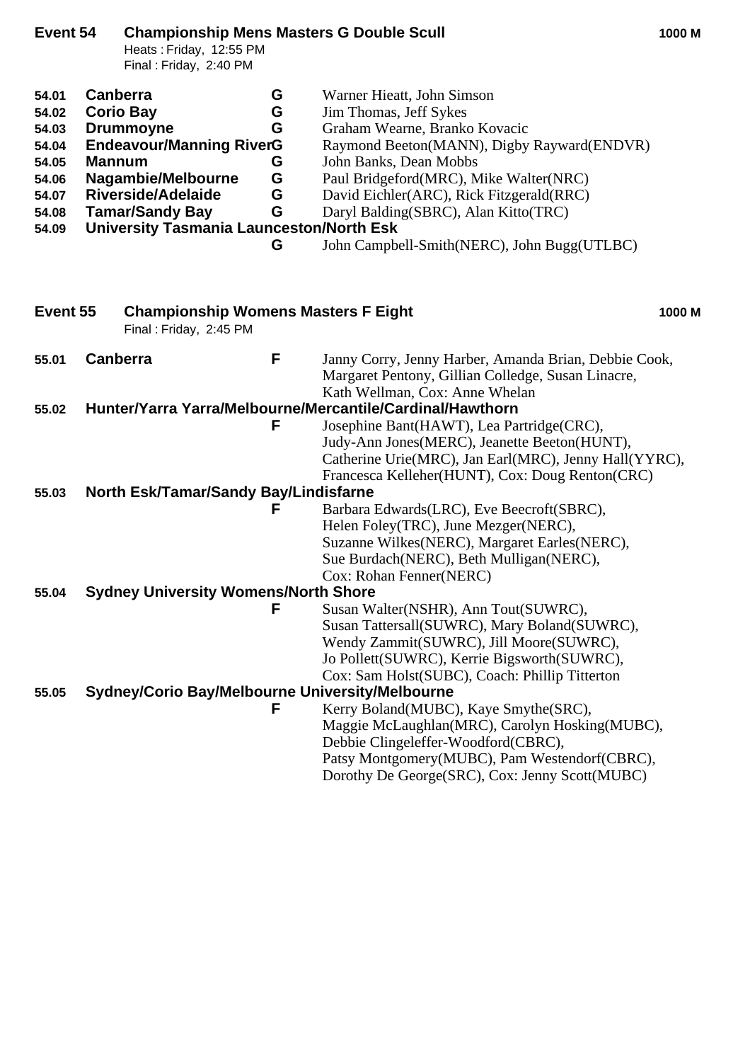## Event 54 Championship Mens Masters G Double Scull — 1000 M

Heats : Friday, 12:55 PM
Final : Friday, 2:40 PM

| | Crew | | |
|---|---|---|---|
| 54.01 | **Canberra** | **G** | Warner Hieatt, John Simson |
| 54.02 | **Corio Bay** | **G** | Jim Thomas, Jeff Sykes |
| 54.03 | **Drummoyne** | **G** | Graham Wearne, Branko Kovacic |
| 54.04 | **Endeavour/Manning River** | **G** | Raymond Beeton(MANN), Digby Rayward(ENDVR) |
| 54.05 | **Mannum** | **G** | John Banks, Dean Mobbs |
| 54.06 | **Nagambie/Melbourne** | **G** | Paul Bridgeford(MRC), Mike Walter(NRC) |
| 54.07 | **Riverside/Adelaide** | **G** | David Eichler(ARC), Rick Fitzgerald(RRC) |
| 54.08 | **Tamar/Sandy Bay** | **G** | Daryl Balding(SBRC), Alan Kitto(TRC) |
| 54.09 | **University Tasmania Launceston/North Esk** | **G** | John Campbell-Smith(NERC), John Bugg(UTLBC) |

## Event 55 Championship Womens Masters F Eight — 1000 M

Final : Friday, 2:45 PM

| | Crew | | |
|---|---|---|---|
| 55.01 | **Canberra** | **F** | Janny Corry, Jenny Harber, Amanda Brian, Debbie Cook, Margaret Pentony, Gillian Colledge, Susan Linacre, Kath Wellman, Cox: Anne Whelan |
| 55.02 | **Hunter/Yarra Yarra/Melbourne/Mercantile/Cardinal/Hawthorn** | **F** | Josephine Bant(HAWT), Lea Partridge(CRC), Judy-Ann Jones(MERC), Jeanette Beeton(HUNT), Catherine Urie(MRC), Jan Earl(MRC), Jenny Hall(YYRC), Francesca Kelleher(HUNT), Cox: Doug Renton(CRC) |
| 55.03 | **North Esk/Tamar/Sandy Bay/Lindisfarne** | **F** | Barbara Edwards(LRC), Eve Beecroft(SBRC), Helen Foley(TRC), June Mezger(NERC), Suzanne Wilkes(NERC), Margaret Earles(NERC), Sue Burdach(NERC), Beth Mulligan(NERC), Cox: Rohan Fenner(NERC) |
| 55.04 | **Sydney University Womens/North Shore** | **F** | Susan Walter(NSHR), Ann Tout(SUWRC), Susan Tattersall(SUWRC), Mary Boland(SUWRC), Wendy Zammit(SUWRC), Jill Moore(SUWRC), Jo Pollett(SUWRC), Kerrie Bigsworth(SUWRC), Cox: Sam Holst(SUBC), Coach: Phillip Titterton |
| 55.05 | **Sydney/Corio Bay/Melbourne University/Melbourne** | **F** | Kerry Boland(MUBC), Kaye Smythe(SRC), Maggie McLaughlan(MRC), Carolyn Hosking(MUBC), Debbie Clingeleffer-Woodford(CBRC), Patsy Montgomery(MUBC), Pam Westendorf(CBRC), Dorothy De George(SRC), Cox: Jenny Scott(MUBC) |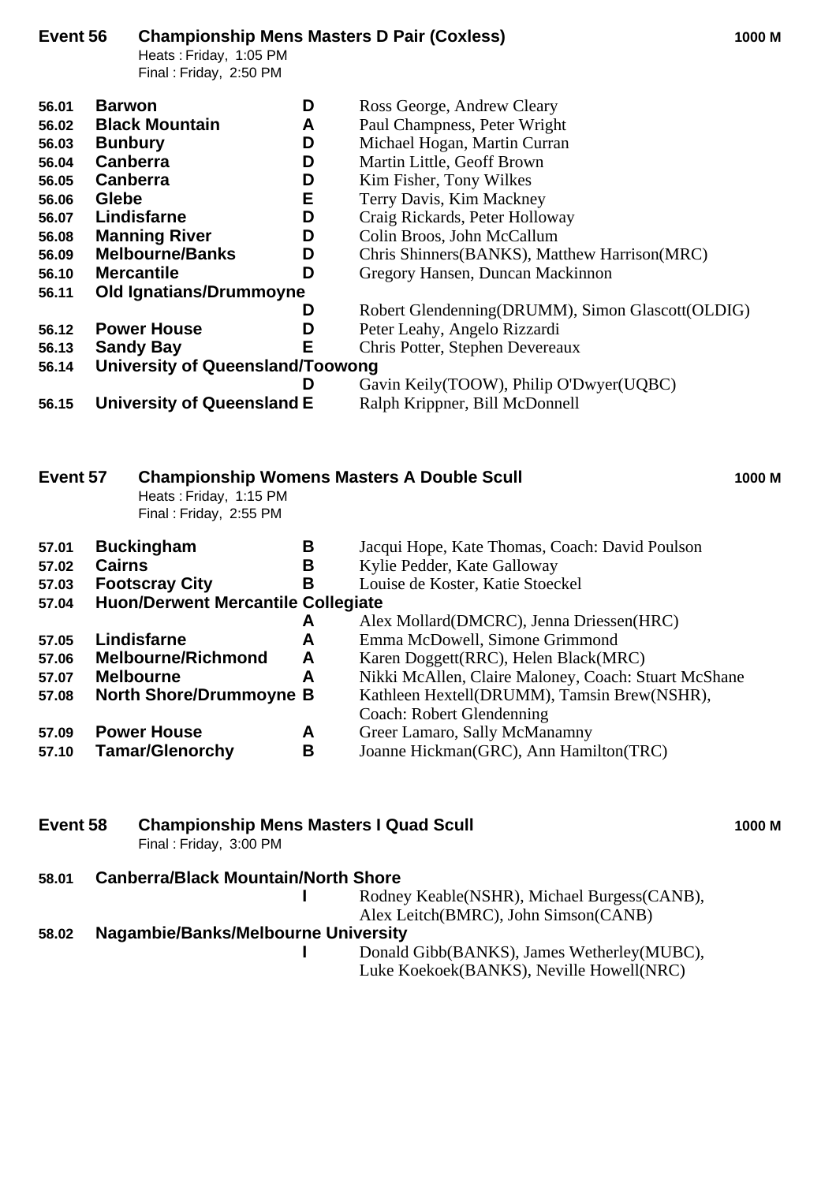## Event 56 Championship Mens Masters D Pair (Coxless) — 1000 M

Heats : Friday, 1:05 PM
Final : Friday, 2:50 PM

| | | | |
|---|---|---|---|
| 56.01 | **Barwon** | **D** | Ross George, Andrew Cleary |
| 56.02 | **Black Mountain** | **A** | Paul Champness, Peter Wright |
| 56.03 | **Bunbury** | **D** | Michael Hogan, Martin Curran |
| 56.04 | **Canberra** | **D** | Martin Little, Geoff Brown |
| 56.05 | **Canberra** | **D** | Kim Fisher, Tony Wilkes |
| 56.06 | **Glebe** | **E** | Terry Davis, Kim Mackney |
| 56.07 | **Lindisfarne** | **D** | Craig Rickards, Peter Holloway |
| 56.08 | **Manning River** | **D** | Colin Broos, John McCallum |
| 56.09 | **Melbourne/Banks** | **D** | Chris Shinners(BANKS), Matthew Harrison(MRC) |
| 56.10 | **Mercantile** | **D** | Gregory Hansen, Duncan Mackinnon |
| 56.11 | **Old Ignatians/Drummoyne** | **D** | Robert Glendenning(DRUMM), Simon Glascott(OLDIG) |
| 56.12 | **Power House** | **D** | Peter Leahy, Angelo Rizzardi |
| 56.13 | **Sandy Bay** | **E** | Chris Potter, Stephen Devereaux |
| 56.14 | **University of Queensland/Toowong** | **D** | Gavin Keily(TOOW), Philip O'Dwyer(UQBC) |
| 56.15 | **University of Queensland** | **E** | Ralph Krippner, Bill McDonnell |

## Event 57 Championship Womens Masters A Double Scull — 1000 M

Heats : Friday, 1:15 PM
Final : Friday, 2:55 PM

| | | | |
|---|---|---|---|
| 57.01 | **Buckingham** | **B** | Jacqui Hope, Kate Thomas, Coach: David Poulson |
| 57.02 | **Cairns** | **B** | Kylie Pedder, Kate Galloway |
| 57.03 | **Footscray City** | **B** | Louise de Koster, Katie Stoeckel |
| 57.04 | **Huon/Derwent Mercantile Collegiate** | **A** | Alex Mollard(DMCRC), Jenna Driessen(HRC) |
| 57.05 | **Lindisfarne** | **A** | Emma McDowell, Simone Grimmond |
| 57.06 | **Melbourne/Richmond** | **A** | Karen Doggett(RRC), Helen Black(MRC) |
| 57.07 | **Melbourne** | **A** | Nikki McAllen, Claire Maloney, Coach: Stuart McShane |
| 57.08 | **North Shore/Drummoyne** | **B** | Kathleen Hextell(DRUMM), Tamsin Brew(NSHR), Coach: Robert Glendenning |
| 57.09 | **Power House** | **A** | Greer Lamaro, Sally McManamny |
| 57.10 | **Tamar/Glenorchy** | **B** | Joanne Hickman(GRC), Ann Hamilton(TRC) |

## Event 58 Championship Mens Masters I Quad Scull — 1000 M

Final : Friday, 3:00 PM

| | | | |
|---|---|---|---|
| 58.01 | **Canberra/Black Mountain/North Shore** | **I** | Rodney Keable(NSHR), Michael Burgess(CANB), Alex Leitch(BMRC), John Simson(CANB) |
| 58.02 | **Nagambie/Banks/Melbourne University** | **I** | Donald Gibb(BANKS), James Wetherley(MUBC), Luke Koekoek(BANKS), Neville Howell(NRC) |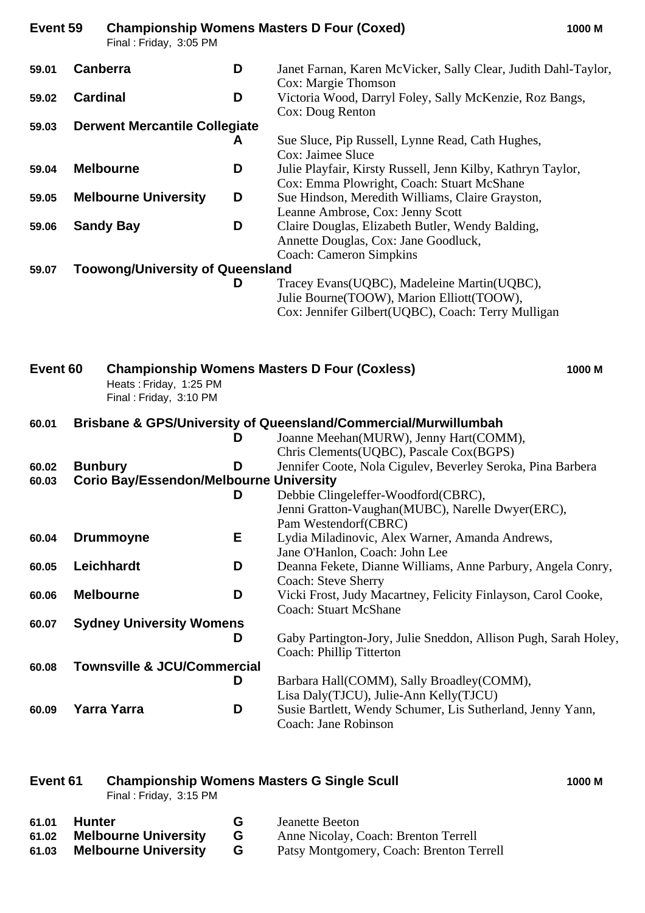## Event 59 Championship Womens Masters D Four (Coxed) — 1000 M

Final : Friday, 3:05 PM

| No. | Club | Cat | Crew |
|---|---|---|---|
| 59.01 | **Canberra** | **D** | Janet Farnan, Karen McVicker, Sally Clear, Judith Dahl-Taylor, Cox: Margie Thomson |
| 59.02 | **Cardinal** | **D** | Victoria Wood, Darryl Foley, Sally McKenzie, Roz Bangs, Cox: Doug Renton |
| 59.03 | **Derwent Mercantile Collegiate** | **A** | Sue Sluce, Pip Russell, Lynne Read, Cath Hughes, Cox: Jaimee Sluce |
| 59.04 | **Melbourne** | **D** | Julie Playfair, Kirsty Russell, Jenn Kilby, Kathryn Taylor, Cox: Emma Plowright, Coach: Stuart McShane |
| 59.05 | **Melbourne University** | **D** | Sue Hindson, Meredith Williams, Claire Grayston, Leanne Ambrose, Cox: Jenny Scott |
| 59.06 | **Sandy Bay** | **D** | Claire Douglas, Elizabeth Butler, Wendy Balding, Annette Douglas, Cox: Jane Goodluck, Coach: Cameron Simpkins |
| 59.07 | **Toowong/University of Queensland** | **D** | Tracey Evans(UQBC), Madeleine Martin(UQBC), Julie Bourne(TOOW), Marion Elliott(TOOW), Cox: Jennifer Gilbert(UQBC), Coach: Terry Mulligan |

## Event 60 Championship Womens Masters D Four (Coxless) — 1000 M

Heats : Friday, 1:25 PM
Final : Friday, 3:10 PM

| No. | Club | Cat | Crew |
|---|---|---|---|
| 60.01 | **Brisbane & GPS/University of Queensland/Commercial/Murwillumbah** | **D** | Joanne Meehan(MURW), Jenny Hart(COMM), Chris Clements(UQBC), Pascale Cox(BGPS) |
| 60.02 | **Bunbury** | **D** | Jennifer Coote, Nola Cigulev, Beverley Seroka, Pina Barbera |
| 60.03 | **Corio Bay/Essendon/Melbourne University** | **D** | Debbie Clingeleffer-Woodford(CBRC), Jenni Gratton-Vaughan(MUBC), Narelle Dwyer(ERC), Pam Westendorf(CBRC) |
| 60.04 | **Drummoyne** | **E** | Lydia Miladinovic, Alex Warner, Amanda Andrews, Jane O'Hanlon, Coach: John Lee |
| 60.05 | **Leichhardt** | **D** | Deanna Fekete, Dianne Williams, Anne Parbury, Angela Conry, Coach: Steve Sherry |
| 60.06 | **Melbourne** | **D** | Vicki Frost, Judy Macartney, Felicity Finlayson, Carol Cooke, Coach: Stuart McShane |
| 60.07 | **Sydney University Womens** | **D** | Gaby Partington-Jory, Julie Sneddon, Allison Pugh, Sarah Holey, Coach: Phillip Titterton |
| 60.08 | **Townsville & JCU/Commercial** | **D** | Barbara Hall(COMM), Sally Broadley(COMM), Lisa Daly(TJCU), Julie-Ann Kelly(TJCU) |
| 60.09 | **Yarra Yarra** | **D** | Susie Bartlett, Wendy Schumer, Lis Sutherland, Jenny Yann, Coach: Jane Robinson |

## Event 61 Championship Womens Masters G Single Scull — 1000 M

Final : Friday, 3:15 PM

| No. | Club | Cat | Crew |
|---|---|---|---|
| 61.01 | **Hunter** | **G** | Jeanette Beeton |
| 61.02 | **Melbourne University** | **G** | Anne Nicolay, Coach: Brenton Terrell |
| 61.03 | **Melbourne University** | **G** | Patsy Montgomery, Coach: Brenton Terrell |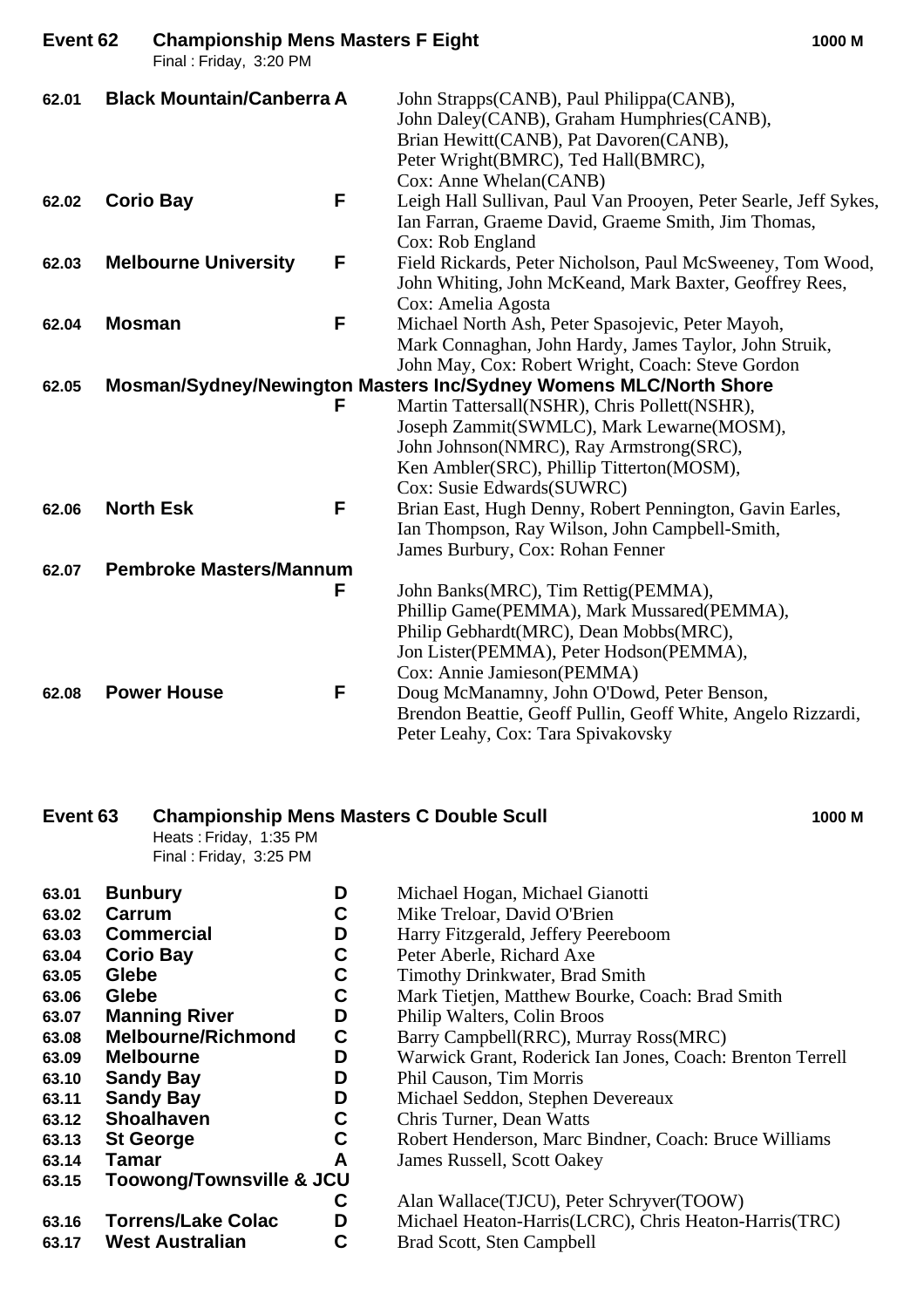## Event 62 Championship Mens Masters F Eight — 1000 M

Final : Friday, 3:20 PM

| No. | Crew | Grade | Members |
| --- | --- | --- | --- |
| 62.01 | **Black Mountain/Canberra A** | | John Strapps(CANB), Paul Philippa(CANB), John Daley(CANB), Graham Humphries(CANB), Brian Hewitt(CANB), Pat Davoren(CANB), Peter Wright(BMRC), Ted Hall(BMRC), Cox: Anne Whelan(CANB) |
| 62.02 | **Corio Bay** | F | Leigh Hall Sullivan, Paul Van Prooyen, Peter Searle, Jeff Sykes, Ian Farran, Graeme David, Graeme Smith, Jim Thomas, Cox: Rob England |
| 62.03 | **Melbourne University** | F | Field Rickards, Peter Nicholson, Paul McSweeney, Tom Wood, John Whiting, John McKeand, Mark Baxter, Geoffrey Rees, Cox: Amelia Agosta |
| 62.04 | **Mosman** | F | Michael North Ash, Peter Spasojevic, Peter Mayoh, Mark Connaghan, John Hardy, James Taylor, John Struik, John May, Cox: Robert Wright, Coach: Steve Gordon |
| 62.05 | **Mosman/Sydney/Newington Masters Inc/Sydney Womens MLC/North Shore** | F | Martin Tattersall(NSHR), Chris Pollett(NSHR), Joseph Zammit(SWMLC), Mark Lewarne(MOSM), John Johnson(NMRC), Ray Armstrong(SRC), Ken Ambler(SRC), Phillip Titterton(MOSM), Cox: Susie Edwards(SUWRC) |
| 62.06 | **North Esk** | F | Brian East, Hugh Denny, Robert Pennington, Gavin Earles, Ian Thompson, Ray Wilson, John Campbell-Smith, James Burbury, Cox: Rohan Fenner |
| 62.07 | **Pembroke Masters/Mannum** | F | John Banks(MRC), Tim Rettig(PEMMA), Phillip Game(PEMMA), Mark Mussared(PEMMA), Philip Gebhardt(MRC), Dean Mobbs(MRC), Jon Lister(PEMMA), Peter Hodson(PEMMA), Cox: Annie Jamieson(PEMMA) |
| 62.08 | **Power House** | F | Doug McManamny, John O'Dowd, Peter Benson, Brendon Beattie, Geoff Pullin, Geoff White, Angelo Rizzardi, Peter Leahy, Cox: Tara Spivakovsky |

## Event 63 Championship Mens Masters C Double Scull — 1000 M

Heats : Friday, 1:35 PM
Final : Friday, 3:25 PM

| No. | Crew | Grade | Members |
| --- | --- | --- | --- |
| 63.01 | **Bunbury** | D | Michael Hogan, Michael Gianotti |
| 63.02 | **Carrum** | C | Mike Treloar, David O'Brien |
| 63.03 | **Commercial** | D | Harry Fitzgerald, Jeffery Peereboom |
| 63.04 | **Corio Bay** | C | Peter Aberle, Richard Axe |
| 63.05 | **Glebe** | C | Timothy Drinkwater, Brad Smith |
| 63.06 | **Glebe** | C | Mark Tietjen, Matthew Bourke, Coach: Brad Smith |
| 63.07 | **Manning River** | D | Philip Walters, Colin Broos |
| 63.08 | **Melbourne/Richmond** | C | Barry Campbell(RRC), Murray Ross(MRC) |
| 63.09 | **Melbourne** | D | Warwick Grant, Roderick Ian Jones, Coach: Brenton Terrell |
| 63.10 | **Sandy Bay** | D | Phil Causon, Tim Morris |
| 63.11 | **Sandy Bay** | D | Michael Seddon, Stephen Devereaux |
| 63.12 | **Shoalhaven** | C | Chris Turner, Dean Watts |
| 63.13 | **St George** | C | Robert Henderson, Marc Bindner, Coach: Bruce Williams |
| 63.14 | **Tamar** | A | James Russell, Scott Oakey |
| 63.15 | **Toowong/Townsville & JCU** | C | Alan Wallace(TJCU), Peter Schryver(TOOW) |
| 63.16 | **Torrens/Lake Colac** | D | Michael Heaton-Harris(LCRC), Chris Heaton-Harris(TRC) |
| 63.17 | **West Australian** | C | Brad Scott, Sten Campbell |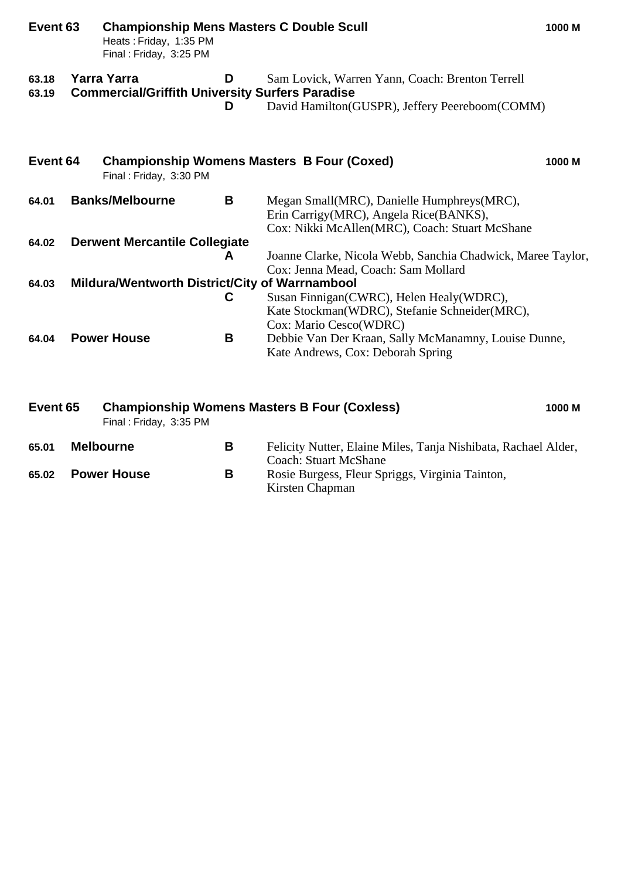## Event 63 Championship Mens Masters C Double Scull — 1000 M

Heats : Friday, 1:35 PM
Final : Friday, 3:25 PM

| No. | Crew | Grade | Members |
|---|---|---|---|
| 63.18 | Yarra Yarra | D | Sam Lovick, Warren Yann, Coach: Brenton Terrell |
| 63.19 | Commercial/Griffith University Surfers Paradise | D | David Hamilton(GUSPR), Jeffery Peereboom(COMM) |

## Event 64 Championship Womens Masters B Four (Coxed) — 1000 M

Final : Friday, 3:30 PM

| No. | Crew | Grade | Members |
|---|---|---|---|
| 64.01 | Banks/Melbourne | B | Megan Small(MRC), Danielle Humphreys(MRC), Erin Carrigy(MRC), Angela Rice(BANKS), Cox: Nikki McAllen(MRC), Coach: Stuart McShane |
| 64.02 | Derwent Mercantile Collegiate | A | Joanne Clarke, Nicola Webb, Sanchia Chadwick, Maree Taylor, Cox: Jenna Mead, Coach: Sam Mollard |
| 64.03 | Mildura/Wentworth District/City of Warrnambool | C | Susan Finnigan(CWRC), Helen Healy(WDRC), Kate Stockman(WDRC), Stefanie Schneider(MRC), Cox: Mario Cesco(WDRC) |
| 64.04 | Power House | B | Debbie Van Der Kraan, Sally McManamny, Louise Dunne, Kate Andrews, Cox: Deborah Spring |

## Event 65 Championship Womens Masters B Four (Coxless) — 1000 M

Final : Friday, 3:35 PM

| No. | Crew | Grade | Members |
|---|---|---|---|
| 65.01 | Melbourne | B | Felicity Nutter, Elaine Miles, Tanja Nishibata, Rachael Alder, Coach: Stuart McShane |
| 65.02 | Power House | B | Rosie Burgess, Fleur Spriggs, Virginia Tainton, Kirsten Chapman |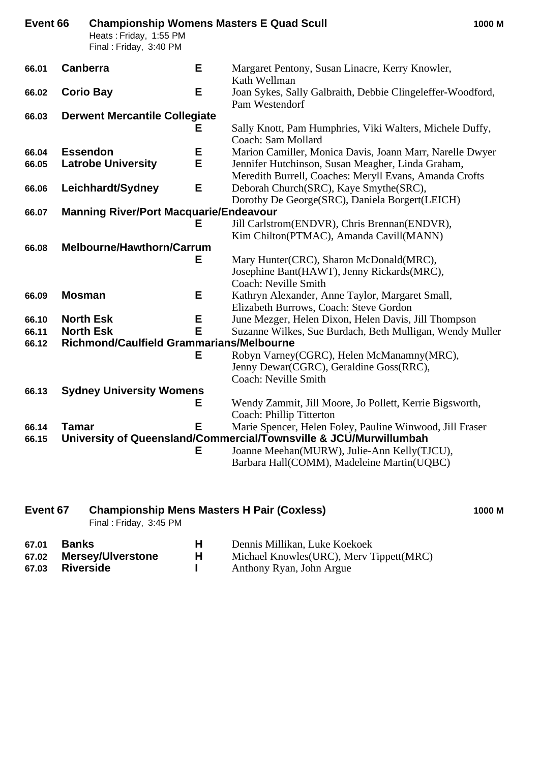## Event 66 Championship Womens Masters E Quad Scull — 1000 M

Heats : Friday, 1:55 PM
Final : Friday, 3:40 PM

| No. | Club | Grade | Crew |
|---|---|---|---|
| 66.01 | **Canberra** | **E** | Margaret Pentony, Susan Linacre, Kerry Knowler, Kath Wellman |
| 66.02 | **Corio Bay** | **E** | Joan Sykes, Sally Galbraith, Debbie Clingeleffer-Woodford, Pam Westendorf |
| 66.03 | **Derwent Mercantile Collegiate** | **E** | Sally Knott, Pam Humphries, Viki Walters, Michele Duffy, Coach: Sam Mollard |
| 66.04 | **Essendon** | **E** | Marion Camiller, Monica Davis, Joann Marr, Narelle Dwyer |
| 66.05 | **Latrobe University** | **E** | Jennifer Hutchinson, Susan Meagher, Linda Graham, Meredith Burrell, Coaches: Meryll Evans, Amanda Crofts |
| 66.06 | **Leichhardt/Sydney** | **E** | Deborah Church(SRC), Kaye Smythe(SRC), Dorothy De George(SRC), Daniela Borgert(LEICH) |
| 66.07 | **Manning River/Port Macquarie/Endeavour** | **E** | Jill Carlstrom(ENDVR), Chris Brennan(ENDVR), Kim Chilton(PTMAC), Amanda Cavill(MANN) |
| 66.08 | **Melbourne/Hawthorn/Carrum** | **E** | Mary Hunter(CRC), Sharon McDonald(MRC), Josephine Bant(HAWT), Jenny Rickards(MRC), Coach: Neville Smith |
| 66.09 | **Mosman** | **E** | Kathryn Alexander, Anne Taylor, Margaret Small, Elizabeth Burrows, Coach: Steve Gordon |
| 66.10 | **North Esk** | **E** | June Mezger, Helen Dixon, Helen Davis, Jill Thompson |
| 66.11 | **North Esk** | **E** | Suzanne Wilkes, Sue Burdach, Beth Mulligan, Wendy Muller |
| 66.12 | **Richmond/Caulfield Grammarians/Melbourne** | **E** | Robyn Varney(CGRC), Helen McManamny(MRC), Jenny Dewar(CGRC), Geraldine Goss(RRC), Coach: Neville Smith |
| 66.13 | **Sydney University Womens** | **E** | Wendy Zammit, Jill Moore, Jo Pollett, Kerrie Bigsworth, Coach: Phillip Titterton |
| 66.14 | **Tamar** | **E** | Marie Spencer, Helen Foley, Pauline Winwood, Jill Fraser |
| 66.15 | **University of Queensland/Commercial/Townsville & JCU/Murwillumbah** | **E** | Joanne Meehan(MURW), Julie-Ann Kelly(TJCU), Barbara Hall(COMM), Madeleine Martin(UQBC) |

## Event 67 Championship Mens Masters H Pair (Coxless) — 1000 M

Final : Friday, 3:45 PM

| No. | Club | Grade | Crew |
|---|---|---|---|
| 67.01 | **Banks** | **H** | Dennis Millikan, Luke Koekoek |
| 67.02 | **Mersey/Ulverstone** | **H** | Michael Knowles(URC), Merv Tippett(MRC) |
| 67.03 | **Riverside** | **I** | Anthony Ryan, John Argue |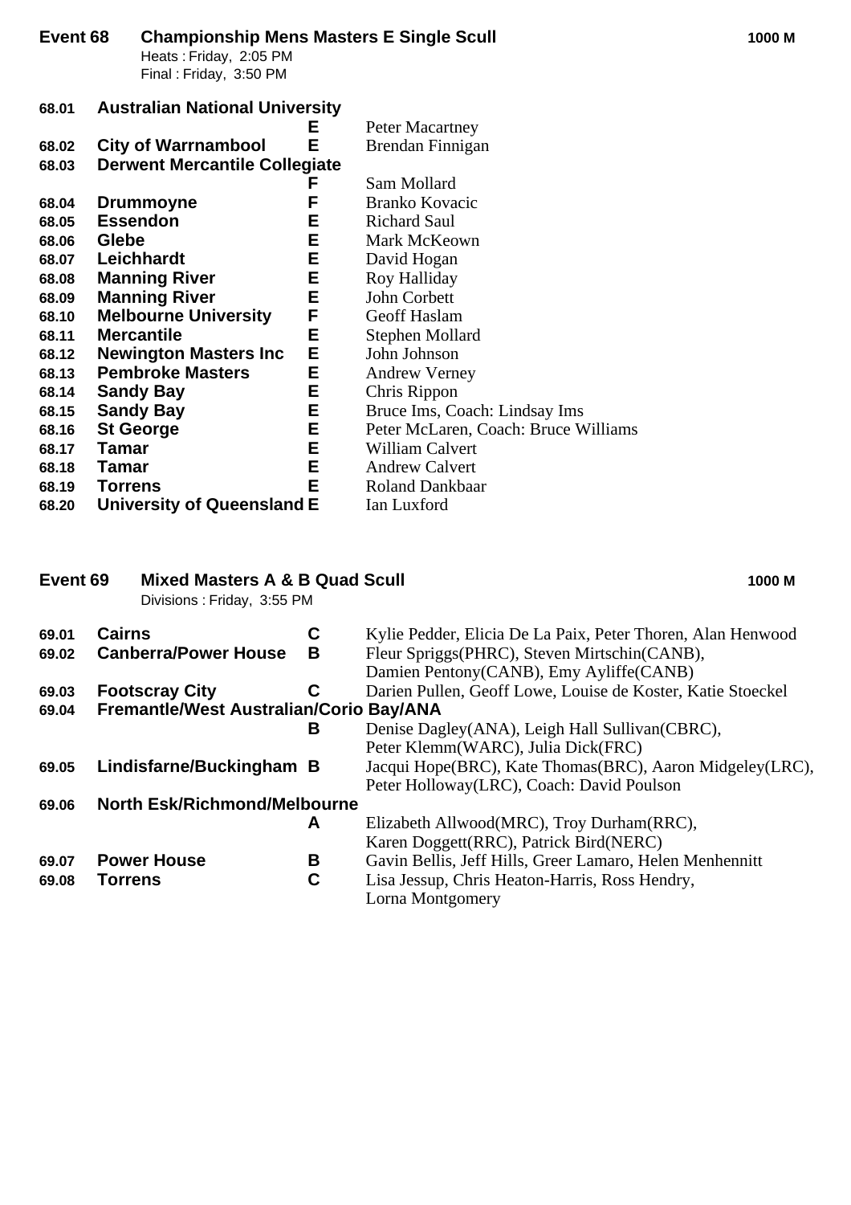## Event 68 Championship Mens Masters E Single Scull — 1000 M

Heats : Friday, 2:05 PM
Final : Friday, 3:50 PM

| No. | Club | Grade | Crew |
|---|---|---|---|
| 68.01 | **Australian National University** | E | Peter Macartney |
| 68.02 | **City of Warrnambool** | E | Brendan Finnigan |
| 68.03 | **Derwent Mercantile Collegiate** | F | Sam Mollard |
| 68.04 | **Drummoyne** | F | Branko Kovacic |
| 68.05 | **Essendon** | E | Richard Saul |
| 68.06 | **Glebe** | E | Mark McKeown |
| 68.07 | **Leichhardt** | E | David Hogan |
| 68.08 | **Manning River** | E | Roy Halliday |
| 68.09 | **Manning River** | E | John Corbett |
| 68.10 | **Melbourne University** | F | Geoff Haslam |
| 68.11 | **Mercantile** | E | Stephen Mollard |
| 68.12 | **Newington Masters Inc** | E | John Johnson |
| 68.13 | **Pembroke Masters** | E | Andrew Verney |
| 68.14 | **Sandy Bay** | E | Chris Rippon |
| 68.15 | **Sandy Bay** | E | Bruce Ims, Coach: Lindsay Ims |
| 68.16 | **St George** | E | Peter McLaren, Coach: Bruce Williams |
| 68.17 | **Tamar** | E | William Calvert |
| 68.18 | **Tamar** | E | Andrew Calvert |
| 68.19 | **Torrens** | E | Roland Dankbaar |
| 68.20 | **University of Queensland** | E | Ian Luxford |

## Event 69 Mixed Masters A & B Quad Scull — 1000 M

Divisions : Friday, 3:55 PM

| No. | Club | Grade | Crew |
|---|---|---|---|
| 69.01 | **Cairns** | C | Kylie Pedder, Elicia De La Paix, Peter Thoren, Alan Henwood |
| 69.02 | **Canberra/Power House** | B | Fleur Spriggs(PHRC), Steven Mirtschin(CANB), Damien Pentony(CANB), Emy Ayliffe(CANB) |
| 69.03 | **Footscray City** | C | Darien Pullen, Geoff Lowe, Louise de Koster, Katie Stoeckel |
| 69.04 | **Fremantle/West Australian/Corio Bay/ANA** | B | Denise Dagley(ANA), Leigh Hall Sullivan(CBRC), Peter Klemm(WARC), Julia Dick(FRC) |
| 69.05 | **Lindisfarne/Buckingham** | B | Jacqui Hope(BRC), Kate Thomas(BRC), Aaron Midgeley(LRC), Peter Holloway(LRC), Coach: David Poulson |
| 69.06 | **North Esk/Richmond/Melbourne** | A | Elizabeth Allwood(MRC), Troy Durham(RRC), Karen Doggett(RRC), Patrick Bird(NERC) |
| 69.07 | **Power House** | B | Gavin Bellis, Jeff Hills, Greer Lamaro, Helen Menhennitt |
| 69.08 | **Torrens** | C | Lisa Jessup, Chris Heaton-Harris, Ross Hendry, Lorna Montgomery |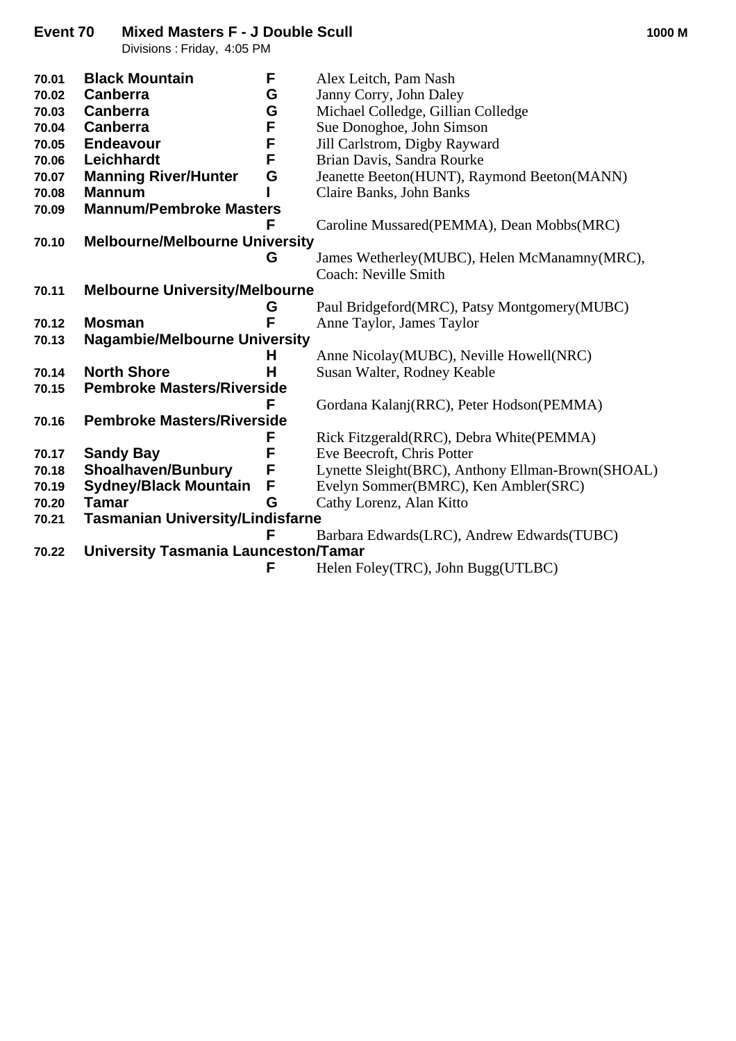## Event 70 Mixed Masters F - J Double Scull

**1000 M**

Divisions : Friday, 4:05 PM

| | | | |
|---|---|---|---|
| 70.01 | **Black Mountain** | **F** | Alex Leitch, Pam Nash |
| 70.02 | **Canberra** | **G** | Janny Corry, John Daley |
| 70.03 | **Canberra** | **G** | Michael Colledge, Gillian Colledge |
| 70.04 | **Canberra** | **F** | Sue Donoghoe, John Simson |
| 70.05 | **Endeavour** | **F** | Jill Carlstrom, Digby Rayward |
| 70.06 | **Leichhardt** | **F** | Brian Davis, Sandra Rourke |
| 70.07 | **Manning River/Hunter** | **G** | Jeanette Beeton(HUNT), Raymond Beeton(MANN) |
| 70.08 | **Mannum** | **I** | Claire Banks, John Banks |
| 70.09 | **Mannum/Pembroke Masters** | **F** | Caroline Mussared(PEMMA), Dean Mobbs(MRC) |
| 70.10 | **Melbourne/Melbourne University** | **G** | James Wetherley(MUBC), Helen McManamny(MRC), Coach: Neville Smith |
| 70.11 | **Melbourne University/Melbourne** | **G** | Paul Bridgeford(MRC), Patsy Montgomery(MUBC) |
| 70.12 | **Mosman** | **F** | Anne Taylor, James Taylor |
| 70.13 | **Nagambie/Melbourne University** | **H** | Anne Nicolay(MUBC), Neville Howell(NRC) |
| 70.14 | **North Shore** | **H** | Susan Walter, Rodney Keable |
| 70.15 | **Pembroke Masters/Riverside** | **F** | Gordana Kalanj(RRC), Peter Hodson(PEMMA) |
| 70.16 | **Pembroke Masters/Riverside** | **F** | Rick Fitzgerald(RRC), Debra White(PEMMA) |
| 70.17 | **Sandy Bay** | **F** | Eve Beecroft, Chris Potter |
| 70.18 | **Shoalhaven/Bunbury** | **F** | Lynette Sleight(BRC), Anthony Ellman-Brown(SHOAL) |
| 70.19 | **Sydney/Black Mountain** | **F** | Evelyn Sommer(BMRC), Ken Ambler(SRC) |
| 70.20 | **Tamar** | **G** | Cathy Lorenz, Alan Kitto |
| 70.21 | **Tasmanian University/Lindisfarne** | **F** | Barbara Edwards(LRC), Andrew Edwards(TUBC) |
| 70.22 | **University Tasmania Launceston/Tamar** | **F** | Helen Foley(TRC), John Bugg(UTLBC) |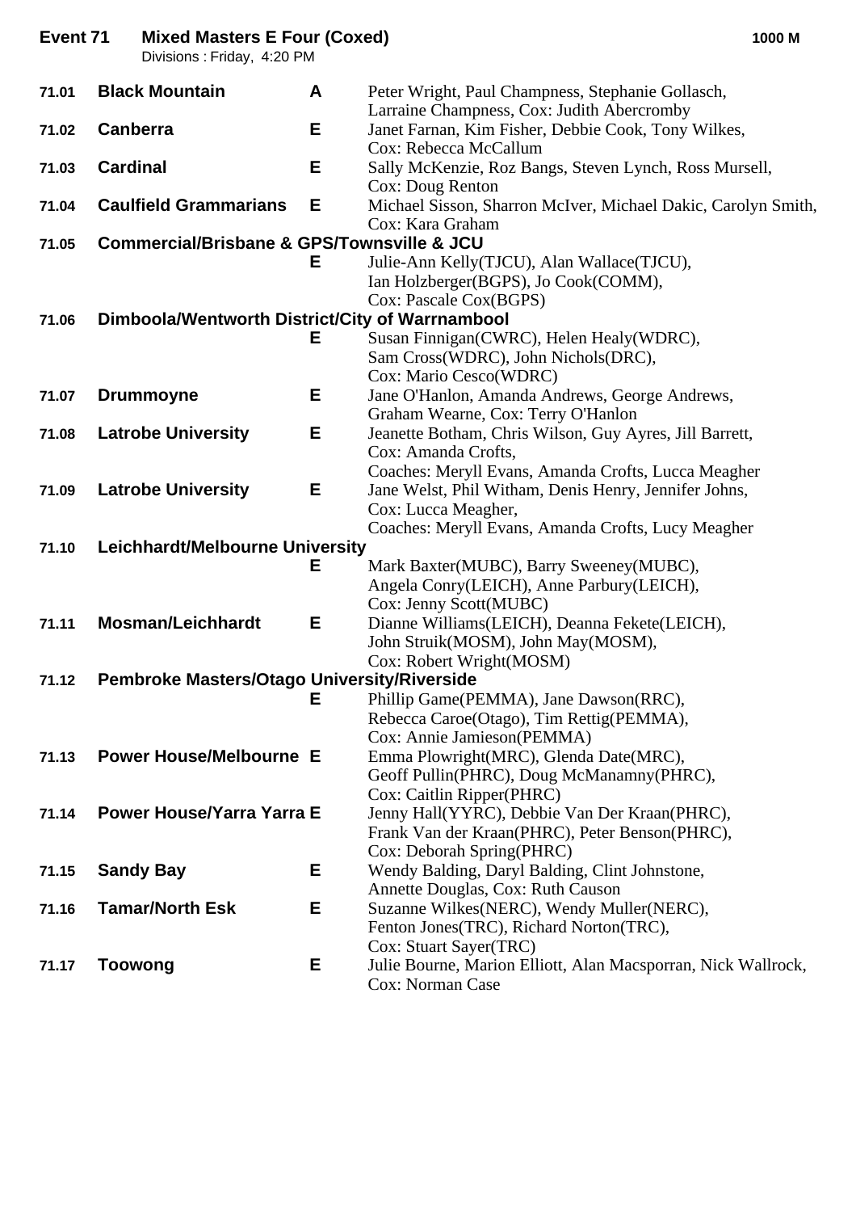## Event 71 Mixed Masters E Four (Coxed) — 1000 M

Divisions : Friday, 4:20 PM

| No. | Crew | Div | Members |
|---|---|---|---|
| 71.01 | **Black Mountain** | **A** | Peter Wright, Paul Champness, Stephanie Gollasch, Larraine Champness, Cox: Judith Abercromby |
| 71.02 | **Canberra** | **E** | Janet Farnan, Kim Fisher, Debbie Cook, Tony Wilkes, Cox: Rebecca McCallum |
| 71.03 | **Cardinal** | **E** | Sally McKenzie, Roz Bangs, Steven Lynch, Ross Mursell, Cox: Doug Renton |
| 71.04 | **Caulfield Grammarians** | **E** | Michael Sisson, Sharron McIver, Michael Dakic, Carolyn Smith, Cox: Kara Graham |
| 71.05 | **Commercial/Brisbane & GPS/Townsville & JCU** | **E** | Julie-Ann Kelly(TJCU), Alan Wallace(TJCU), Ian Holzberger(BGPS), Jo Cook(COMM), Cox: Pascale Cox(BGPS) |
| 71.06 | **Dimboola/Wentworth District/City of Warrnambool** | **E** | Susan Finnigan(CWRC), Helen Healy(WDRC), Sam Cross(WDRC), John Nichols(DRC), Cox: Mario Cesco(WDRC) |
| 71.07 | **Drummoyne** | **E** | Jane O'Hanlon, Amanda Andrews, George Andrews, Graham Wearne, Cox: Terry O'Hanlon |
| 71.08 | **Latrobe University** | **E** | Jeanette Botham, Chris Wilson, Guy Ayres, Jill Barrett, Cox: Amanda Crofts, Coaches: Meryll Evans, Amanda Crofts, Lucca Meagher |
| 71.09 | **Latrobe University** | **E** | Jane Welst, Phil Witham, Denis Henry, Jennifer Johns, Cox: Lucca Meagher, Coaches: Meryll Evans, Amanda Crofts, Lucy Meagher |
| 71.10 | **Leichhardt/Melbourne University** | **E** | Mark Baxter(MUBC), Barry Sweeney(MUBC), Angela Conry(LEICH), Anne Parbury(LEICH), Cox: Jenny Scott(MUBC) |
| 71.11 | **Mosman/Leichhardt** | **E** | Dianne Williams(LEICH), Deanna Fekete(LEICH), John Struik(MOSM), John May(MOSM), Cox: Robert Wright(MOSM) |
| 71.12 | **Pembroke Masters/Otago University/Riverside** | **E** | Phillip Game(PEMMA), Jane Dawson(RRC), Rebecca Caroe(Otago), Tim Rettig(PEMMA), Cox: Annie Jamieson(PEMMA) |
| 71.13 | **Power House/Melbourne** | **E** | Emma Plowright(MRC), Glenda Date(MRC), Geoff Pullin(PHRC), Doug McManamny(PHRC), Cox: Caitlin Ripper(PHRC) |
| 71.14 | **Power House/Yarra Yarra** | **E** | Jenny Hall(YYRC), Debbie Van Der Kraan(PHRC), Frank Van der Kraan(PHRC), Peter Benson(PHRC), Cox: Deborah Spring(PHRC) |
| 71.15 | **Sandy Bay** | **E** | Wendy Balding, Daryl Balding, Clint Johnstone, Annette Douglas, Cox: Ruth Causon |
| 71.16 | **Tamar/North Esk** | **E** | Suzanne Wilkes(NERC), Wendy Muller(NERC), Fenton Jones(TRC), Richard Norton(TRC), Cox: Stuart Sayer(TRC) |
| 71.17 | **Toowong** | **E** | Julie Bourne, Marion Elliott, Alan Macsporran, Nick Wallrock, Cox: Norman Case |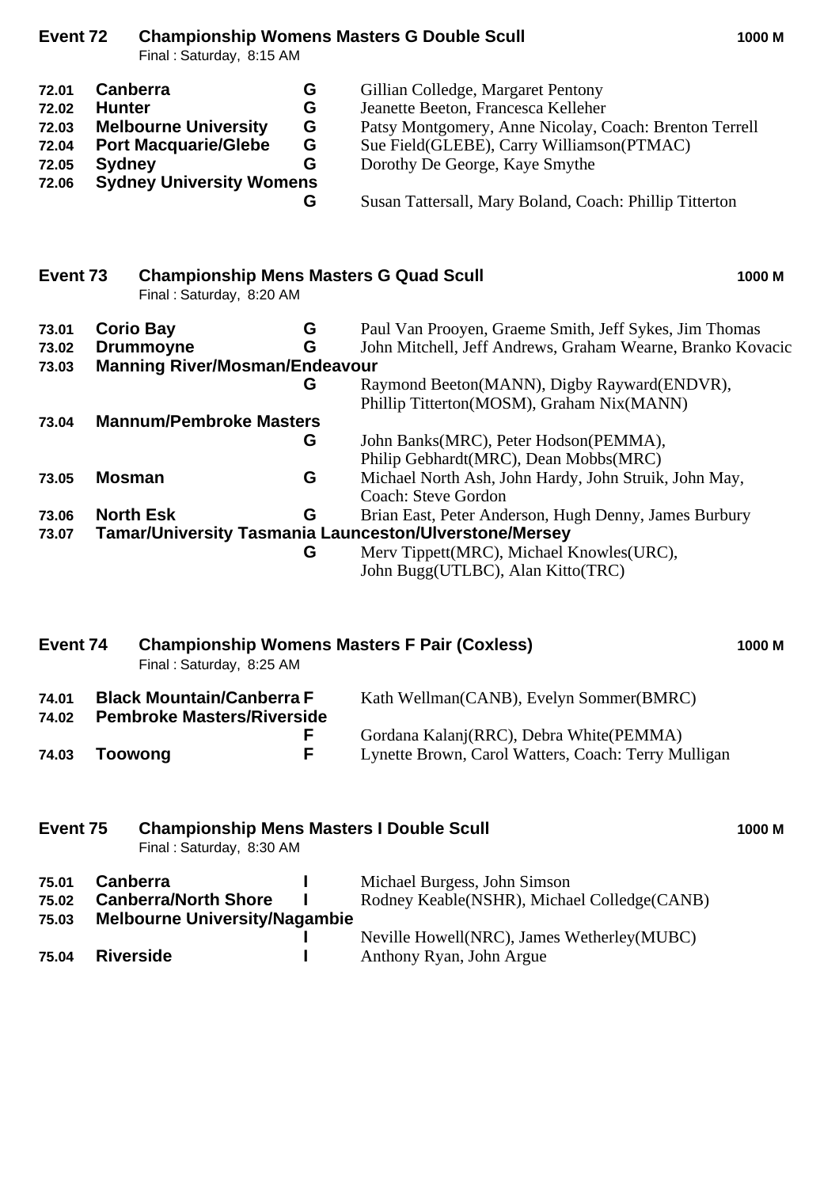## Event 72 Championship Womens Masters G Double Scull — 1000 M

Final : Saturday, 8:15 AM

| | | | |
|---|---|---|---|
| 72.01 | **Canberra** | **G** | Gillian Colledge, Margaret Pentony |
| 72.02 | **Hunter** | **G** | Jeanette Beeton, Francesca Kelleher |
| 72.03 | **Melbourne University** | **G** | Patsy Montgomery, Anne Nicolay, Coach: Brenton Terrell |
| 72.04 | **Port Macquarie/Glebe** | **G** | Sue Field(GLEBE), Carry Williamson(PTMAC) |
| 72.05 | **Sydney** | **G** | Dorothy De George, Kaye Smythe |
| 72.06 | **Sydney University Womens** | **G** | Susan Tattersall, Mary Boland, Coach: Phillip Titterton |

## Event 73 Championship Mens Masters G Quad Scull — 1000 M

Final : Saturday, 8:20 AM

| | | | |
|---|---|---|---|
| 73.01 | **Corio Bay** | **G** | Paul Van Prooyen, Graeme Smith, Jeff Sykes, Jim Thomas |
| 73.02 | **Drummoyne** | **G** | John Mitchell, Jeff Andrews, Graham Wearne, Branko Kovacic |
| 73.03 | **Manning River/Mosman/Endeavour** | **G** | Raymond Beeton(MANN), Digby Rayward(ENDVR), Phillip Titterton(MOSM), Graham Nix(MANN) |
| 73.04 | **Mannum/Pembroke Masters** | **G** | John Banks(MRC), Peter Hodson(PEMMA), Philip Gebhardt(MRC), Dean Mobbs(MRC) |
| 73.05 | **Mosman** | **G** | Michael North Ash, John Hardy, John Struik, John May, Coach: Steve Gordon |
| 73.06 | **North Esk** | **G** | Brian East, Peter Anderson, Hugh Denny, James Burbury |
| 73.07 | **Tamar/University Tasmania Launceston/Ulverstone/Mersey** | **G** | Merv Tippett(MRC), Michael Knowles(URC), John Bugg(UTLBC), Alan Kitto(TRC) |

## Event 74 Championship Womens Masters F Pair (Coxless) — 1000 M

Final : Saturday, 8:25 AM

| | | | |
|---|---|---|---|
| 74.01 | **Black Mountain/Canberra** | **F** | Kath Wellman(CANB), Evelyn Sommer(BMRC) |
| 74.02 | **Pembroke Masters/Riverside** | **F** | Gordana Kalanj(RRC), Debra White(PEMMA) |
| 74.03 | **Toowong** | **F** | Lynette Brown, Carol Watters, Coach: Terry Mulligan |

## Event 75 Championship Mens Masters I Double Scull — 1000 M

Final : Saturday, 8:30 AM

| | | | |
|---|---|---|---|
| 75.01 | **Canberra** | **I** | Michael Burgess, John Simson |
| 75.02 | **Canberra/North Shore** | **I** | Rodney Keable(NSHR), Michael Colledge(CANB) |
| 75.03 | **Melbourne University/Nagambie** | **I** | Neville Howell(NRC), James Wetherley(MUBC) |
| 75.04 | **Riverside** | **I** | Anthony Ryan, John Argue |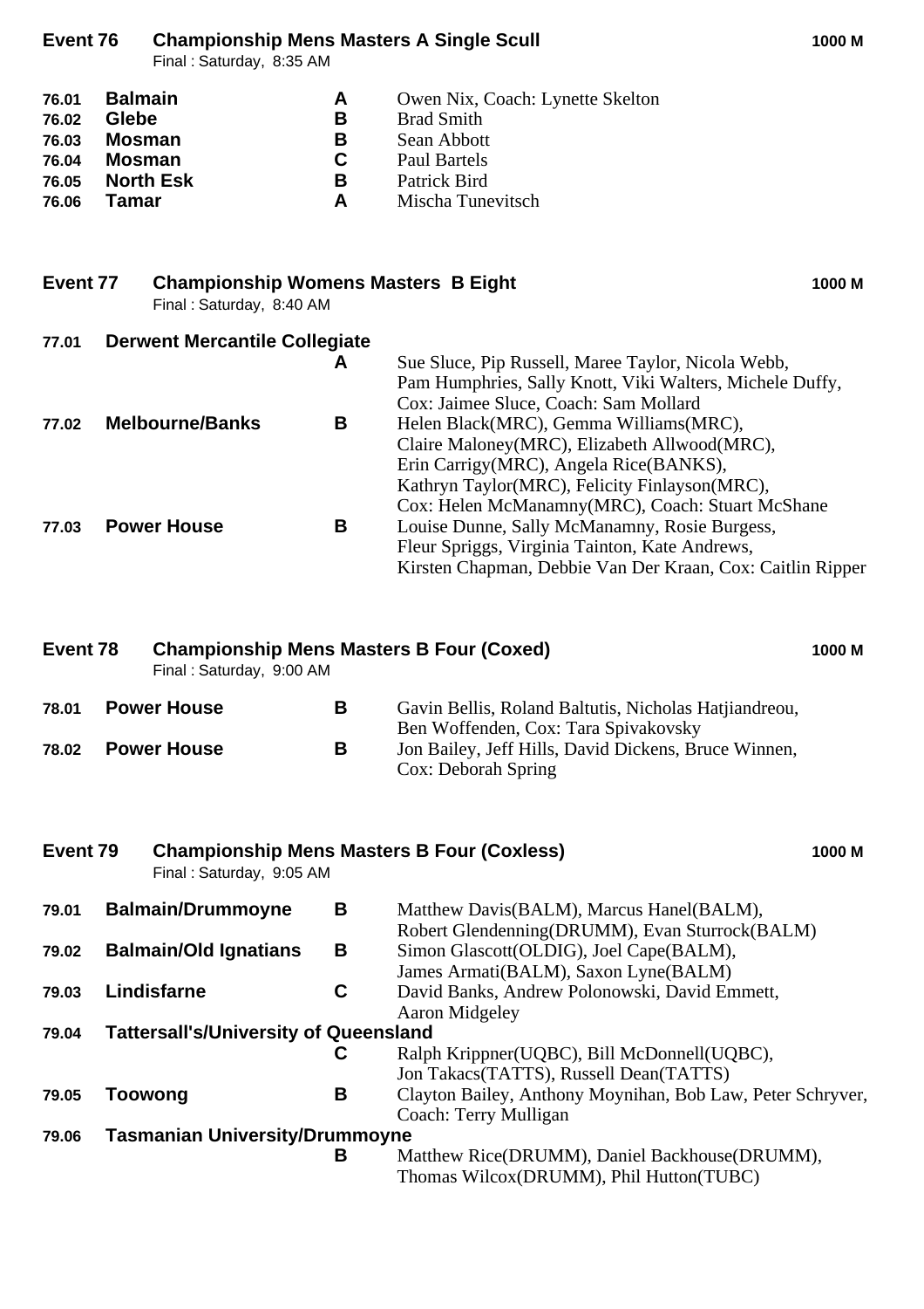## Event 76 Championship Mens Masters A Single Scull — 1000 M

Final : Saturday, 8:35 AM

| | | | |
|---|---|---|---|
| 76.01 | Balmain | A | Owen Nix, Coach: Lynette Skelton |
| 76.02 | Glebe | B | Brad Smith |
| 76.03 | Mosman | B | Sean Abbott |
| 76.04 | Mosman | C | Paul Bartels |
| 76.05 | North Esk | B | Patrick Bird |
| 76.06 | Tamar | A | Mischa Tunevitsch |

## Event 77 Championship Womens Masters B Eight — 1000 M

Final : Saturday, 8:40 AM

| | | | |
|---|---|---|---|
| 77.01 | Derwent Mercantile Collegiate | A | Sue Sluce, Pip Russell, Maree Taylor, Nicola Webb, Pam Humphries, Sally Knott, Viki Walters, Michele Duffy, Cox: Jaimee Sluce, Coach: Sam Mollard |
| 77.02 | Melbourne/Banks | B | Helen Black(MRC), Gemma Williams(MRC), Claire Maloney(MRC), Elizabeth Allwood(MRC), Erin Carrigy(MRC), Angela Rice(BANKS), Kathryn Taylor(MRC), Felicity Finlayson(MRC), Cox: Helen McManamny(MRC), Coach: Stuart McShane |
| 77.03 | Power House | B | Louise Dunne, Sally McManamny, Rosie Burgess, Fleur Spriggs, Virginia Tainton, Kate Andrews, Kirsten Chapman, Debbie Van Der Kraan, Cox: Caitlin Ripper |

## Event 78 Championship Mens Masters B Four (Coxed) — 1000 M

Final : Saturday, 9:00 AM

| | | | |
|---|---|---|---|
| 78.01 | Power House | B | Gavin Bellis, Roland Baltutis, Nicholas Hatjiandreou, Ben Woffenden, Cox: Tara Spivakovsky |
| 78.02 | Power House | B | Jon Bailey, Jeff Hills, David Dickens, Bruce Winnen, Cox: Deborah Spring |

## Event 79 Championship Mens Masters B Four (Coxless) — 1000 M

Final : Saturday, 9:05 AM

| | | | |
|---|---|---|---|
| 79.01 | Balmain/Drummoyne | B | Matthew Davis(BALM), Marcus Hanel(BALM), Robert Glendenning(DRUMM), Evan Sturrock(BALM) |
| 79.02 | Balmain/Old Ignatians | B | Simon Glascott(OLDIG), Joel Cape(BALM), James Armati(BALM), Saxon Lyne(BALM) |
| 79.03 | Lindisfarne | C | David Banks, Andrew Polonowski, David Emmett, Aaron Midgeley |
| 79.04 | Tattersall's/University of Queensland | C | Ralph Krippner(UQBC), Bill McDonnell(UQBC), Jon Takacs(TATTS), Russell Dean(TATTS) |
| 79.05 | Toowong | B | Clayton Bailey, Anthony Moynihan, Bob Law, Peter Schryver, Coach: Terry Mulligan |
| 79.06 | Tasmanian University/Drummoyne | B | Matthew Rice(DRUMM), Daniel Backhouse(DRUMM), Thomas Wilcox(DRUMM), Phil Hutton(TUBC) |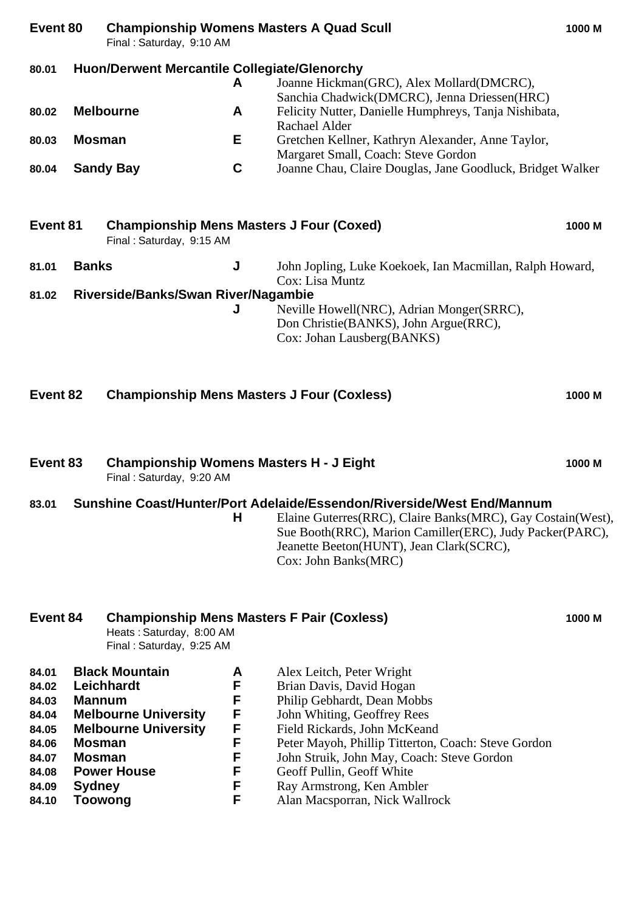## Event 80 Championship Womens Masters A Quad Scull — 1000 M

Final : Saturday, 9:10 AM

| No. | Crew | Grade | Members |
|---|---|---|---|
| 80.01 | **Huon/Derwent Mercantile Collegiate/Glenorchy** | A | Joanne Hickman(GRC), Alex Mollard(DMCRC), Sanchia Chadwick(DMCRC), Jenna Driessen(HRC) |
| 80.02 | **Melbourne** | A | Felicity Nutter, Danielle Humphreys, Tanja Nishibata, Rachael Alder |
| 80.03 | **Mosman** | E | Gretchen Kellner, Kathryn Alexander, Anne Taylor, Margaret Small, Coach: Steve Gordon |
| 80.04 | **Sandy Bay** | C | Joanne Chau, Claire Douglas, Jane Goodluck, Bridget Walker |

## Event 81 Championship Mens Masters J Four (Coxed) — 1000 M

Final : Saturday, 9:15 AM

| No. | Crew | Grade | Members |
|---|---|---|---|
| 81.01 | **Banks** | J | John Jopling, Luke Koekoek, Ian Macmillan, Ralph Howard, Cox: Lisa Muntz |
| 81.02 | **Riverside/Banks/Swan River/Nagambie** | J | Neville Howell(NRC), Adrian Monger(SRRC), Don Christie(BANKS), John Argue(RRC), Cox: Johan Lausberg(BANKS) |

## Event 82 Championship Mens Masters J Four (Coxless) — 1000 M

## Event 83 Championship Womens Masters H - J Eight — 1000 M

Final : Saturday, 9:20 AM

| No. | Crew | Grade | Members |
|---|---|---|---|
| 83.01 | **Sunshine Coast/Hunter/Port Adelaide/Essendon/Riverside/West End/Mannum** | H | Elaine Guterres(RRC), Claire Banks(MRC), Gay Costain(West), Sue Booth(RRC), Marion Camiller(ERC), Judy Packer(PARC), Jeanette Beeton(HUNT), Jean Clark(SCRC), Cox: John Banks(MRC) |

## Event 84 Championship Mens Masters F Pair (Coxless) — 1000 M

Heats : Saturday, 8:00 AM
Final : Saturday, 9:25 AM

| No. | Crew | Grade | Members |
|---|---|---|---|
| 84.01 | **Black Mountain** | A | Alex Leitch, Peter Wright |
| 84.02 | **Leichhardt** | F | Brian Davis, David Hogan |
| 84.03 | **Mannum** | F | Philip Gebhardt, Dean Mobbs |
| 84.04 | **Melbourne University** | F | John Whiting, Geoffrey Rees |
| 84.05 | **Melbourne University** | F | Field Rickards, John McKeand |
| 84.06 | **Mosman** | F | Peter Mayoh, Phillip Titterton, Coach: Steve Gordon |
| 84.07 | **Mosman** | F | John Struik, John May, Coach: Steve Gordon |
| 84.08 | **Power House** | F | Geoff Pullin, Geoff White |
| 84.09 | **Sydney** | F | Ray Armstrong, Ken Ambler |
| 84.10 | **Toowong** | F | Alan Macsporran, Nick Wallrock |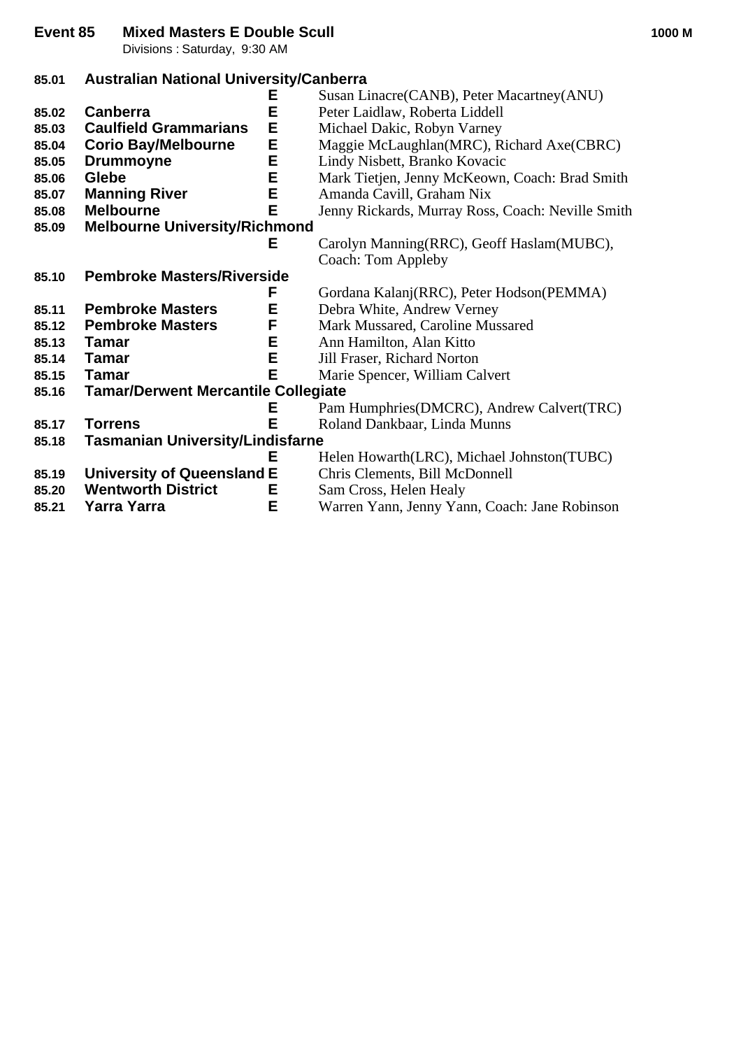## Event 85 Mixed Masters E Double Scull — 1000 M

Divisions : Saturday, 9:30 AM

| No. | Club | Div | Crew |
|---|---|---|---|
| 85.01 | **Australian National University/Canberra** | **E** | Susan Linacre(CANB), Peter Macartney(ANU) |
| 85.02 | **Canberra** | **E** | Peter Laidlaw, Roberta Liddell |
| 85.03 | **Caulfield Grammarians** | **E** | Michael Dakic, Robyn Varney |
| 85.04 | **Corio Bay/Melbourne** | **E** | Maggie McLaughlan(MRC), Richard Axe(CBRC) |
| 85.05 | **Drummoyne** | **E** | Lindy Nisbett, Branko Kovacic |
| 85.06 | **Glebe** | **E** | Mark Tietjen, Jenny McKeown, Coach: Brad Smith |
| 85.07 | **Manning River** | **E** | Amanda Cavill, Graham Nix |
| 85.08 | **Melbourne** | **E** | Jenny Rickards, Murray Ross, Coach: Neville Smith |
| 85.09 | **Melbourne University/Richmond** | **E** | Carolyn Manning(RRC), Geoff Haslam(MUBC), Coach: Tom Appleby |
| 85.10 | **Pembroke Masters/Riverside** | **F** | Gordana Kalanj(RRC), Peter Hodson(PEMMA) |
| 85.11 | **Pembroke Masters** | **E** | Debra White, Andrew Verney |
| 85.12 | **Pembroke Masters** | **F** | Mark Mussared, Caroline Mussared |
| 85.13 | **Tamar** | **E** | Ann Hamilton, Alan Kitto |
| 85.14 | **Tamar** | **E** | Jill Fraser, Richard Norton |
| 85.15 | **Tamar** | **E** | Marie Spencer, William Calvert |
| 85.16 | **Tamar/Derwent Mercantile Collegiate** | **E** | Pam Humphries(DMCRC), Andrew Calvert(TRC) |
| 85.17 | **Torrens** | **E** | Roland Dankbaar, Linda Munns |
| 85.18 | **Tasmanian University/Lindisfarne** | **E** | Helen Howarth(LRC), Michael Johnston(TUBC) |
| 85.19 | **University of Queensland** | **E** | Chris Clements, Bill McDonnell |
| 85.20 | **Wentworth District** | **E** | Sam Cross, Helen Healy |
| 85.21 | **Yarra Yarra** | **E** | Warren Yann, Jenny Yann, Coach: Jane Robinson |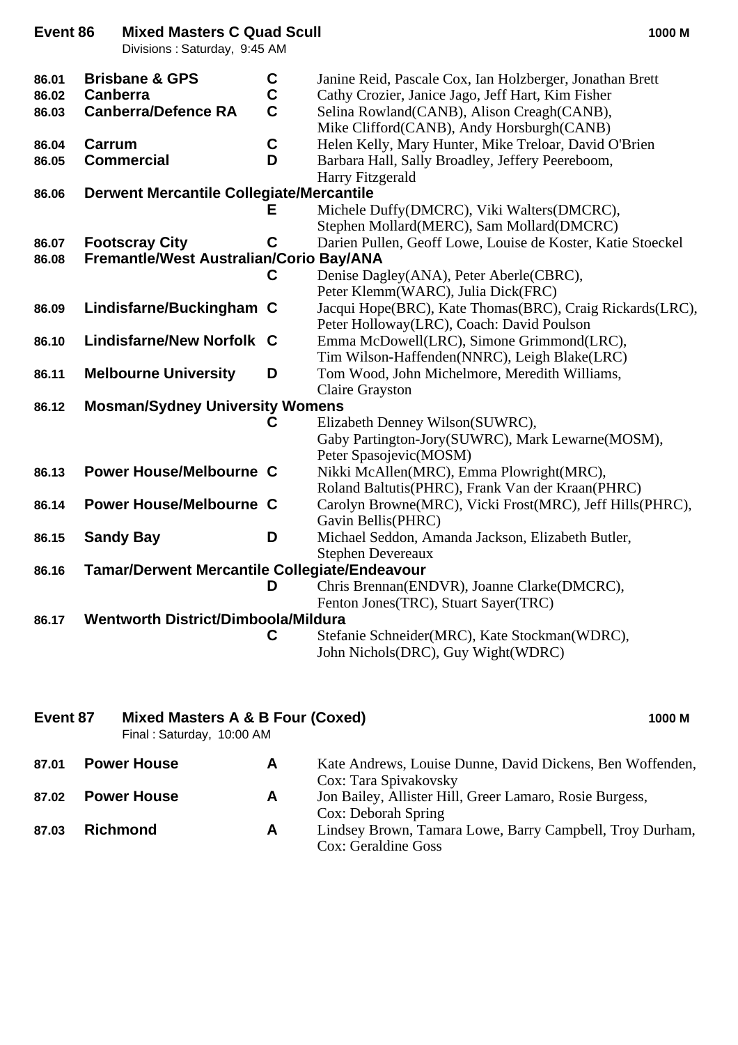## Event 86 Mixed Masters C Quad Scull — 1000 M

Divisions : Saturday, 9:45 AM

| No. | Club | Grade | Crew |
|---|---|---|---|
| 86.01 | **Brisbane & GPS** | C | Janine Reid, Pascale Cox, Ian Holzberger, Jonathan Brett |
| 86.02 | **Canberra** | C | Cathy Crozier, Janice Jago, Jeff Hart, Kim Fisher |
| 86.03 | **Canberra/Defence RA** | C | Selina Rowland(CANB), Alison Creagh(CANB), Mike Clifford(CANB), Andy Horsburgh(CANB) |
| 86.04 | **Carrum** | C | Helen Kelly, Mary Hunter, Mike Treloar, David O'Brien |
| 86.05 | **Commercial** | D | Barbara Hall, Sally Broadley, Jeffery Peereboom, Harry Fitzgerald |
| 86.06 | **Derwent Mercantile Collegiate/Mercantile** | E | Michele Duffy(DMCRC), Viki Walters(DMCRC), Stephen Mollard(MERC), Sam Mollard(DMCRC) |
| 86.07 | **Footscray City** | C | Darien Pullen, Geoff Lowe, Louise de Koster, Katie Stoeckel |
| 86.08 | **Fremantle/West Australian/Corio Bay/ANA** | C | Denise Dagley(ANA), Peter Aberle(CBRC), Peter Klemm(WARC), Julia Dick(FRC) |
| 86.09 | **Lindisfarne/Buckingham** | C | Jacqui Hope(BRC), Kate Thomas(BRC), Craig Rickards(LRC), Peter Holloway(LRC), Coach: David Poulson |
| 86.10 | **Lindisfarne/New Norfolk** | C | Emma McDowell(LRC), Simone Grimmond(LRC), Tim Wilson-Haffenden(NNRC), Leigh Blake(LRC) |
| 86.11 | **Melbourne University** | D | Tom Wood, John Michelmore, Meredith Williams, Claire Grayston |
| 86.12 | **Mosman/Sydney University Womens** | C | Elizabeth Denney Wilson(SUWRC), Gaby Partington-Jory(SUWRC), Mark Lewarne(MOSM), Peter Spasojevic(MOSM) |
| 86.13 | **Power House/Melbourne** | C | Nikki McAllen(MRC), Emma Plowright(MRC), Roland Baltutis(PHRC), Frank Van der Kraan(PHRC) |
| 86.14 | **Power House/Melbourne** | C | Carolyn Browne(MRC), Vicki Frost(MRC), Jeff Hills(PHRC), Gavin Bellis(PHRC) |
| 86.15 | **Sandy Bay** | D | Michael Seddon, Amanda Jackson, Elizabeth Butler, Stephen Devereaux |
| 86.16 | **Tamar/Derwent Mercantile Collegiate/Endeavour** | D | Chris Brennan(ENDVR), Joanne Clarke(DMCRC), Fenton Jones(TRC), Stuart Sayer(TRC) |
| 86.17 | **Wentworth District/Dimboola/Mildura** | C | Stefanie Schneider(MRC), Kate Stockman(WDRC), John Nichols(DRC), Guy Wight(WDRC) |

## Event 87 Mixed Masters A & B Four (Coxed) — 1000 M

Final : Saturday, 10:00 AM

| No. | Club | Grade | Crew |
|---|---|---|---|
| 87.01 | **Power House** | A | Kate Andrews, Louise Dunne, David Dickens, Ben Woffenden, Cox: Tara Spivakovsky |
| 87.02 | **Power House** | A | Jon Bailey, Allister Hill, Greer Lamaro, Rosie Burgess, Cox: Deborah Spring |
| 87.03 | **Richmond** | A | Lindsey Brown, Tamara Lowe, Barry Campbell, Troy Durham, Cox: Geraldine Goss |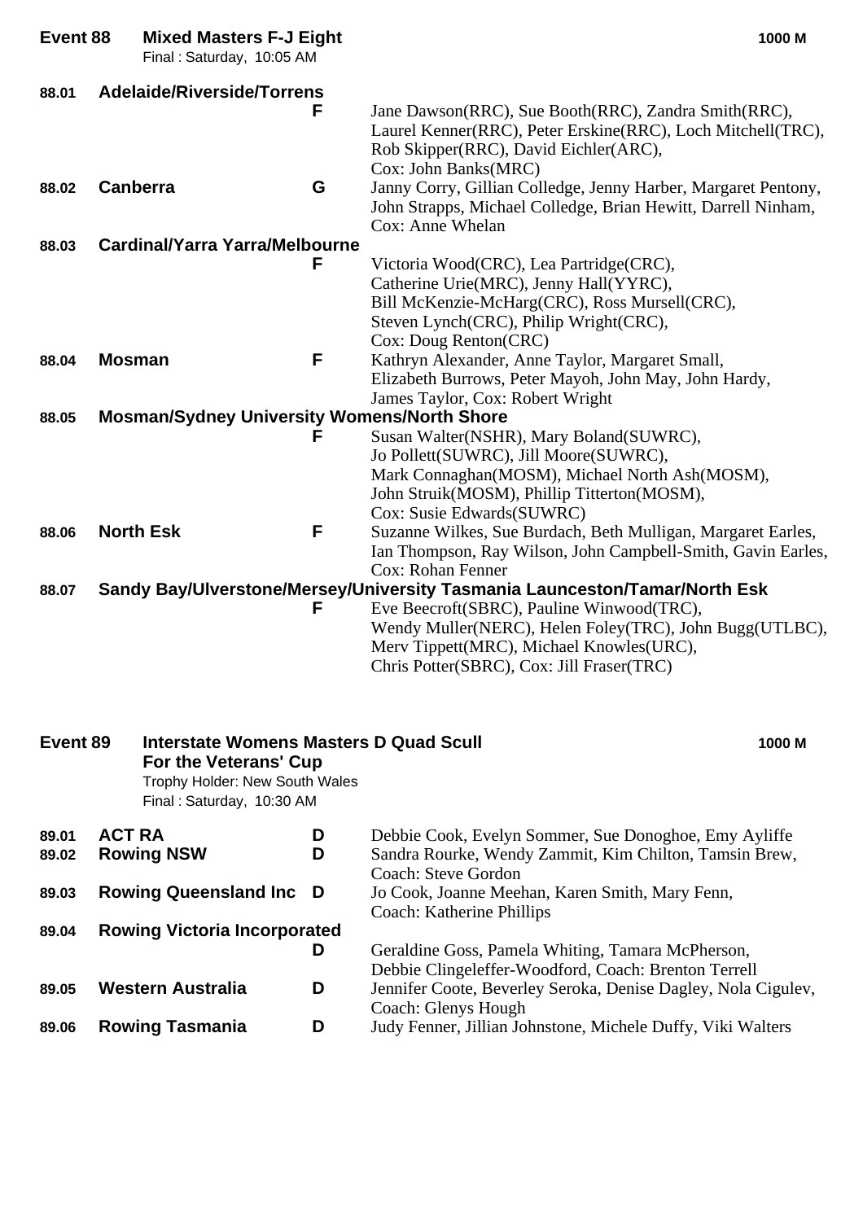## Event 88 Mixed Masters F-J Eight — 1000 M

Final : Saturday, 10:05 AM

| No. | Crew | Grade | Members |
|---|---|---|---|
| 88.01 | Adelaide/Riverside/Torrens | F | Jane Dawson(RRC), Sue Booth(RRC), Zandra Smith(RRC), Laurel Kenner(RRC), Peter Erskine(RRC), Loch Mitchell(TRC), Rob Skipper(RRC), David Eichler(ARC), Cox: John Banks(MRC) |
| 88.02 | Canberra | G | Janny Corry, Gillian Colledge, Jenny Harber, Margaret Pentony, John Strapps, Michael Colledge, Brian Hewitt, Darrell Ninham, Cox: Anne Whelan |
| 88.03 | Cardinal/Yarra Yarra/Melbourne | F | Victoria Wood(CRC), Lea Partridge(CRC), Catherine Urie(MRC), Jenny Hall(YYRC), Bill McKenzie-McHarg(CRC), Ross Mursell(CRC), Steven Lynch(CRC), Philip Wright(CRC), Cox: Doug Renton(CRC) |
| 88.04 | Mosman | F | Kathryn Alexander, Anne Taylor, Margaret Small, Elizabeth Burrows, Peter Mayoh, John May, John Hardy, James Taylor, Cox: Robert Wright |
| 88.05 | Mosman/Sydney University Womens/North Shore | F | Susan Walter(NSHR), Mary Boland(SUWRC), Jo Pollett(SUWRC), Jill Moore(SUWRC), Mark Connaghan(MOSM), Michael North Ash(MOSM), John Struik(MOSM), Phillip Titterton(MOSM), Cox: Susie Edwards(SUWRC) |
| 88.06 | North Esk | F | Suzanne Wilkes, Sue Burdach, Beth Mulligan, Margaret Earles, Ian Thompson, Ray Wilson, John Campbell-Smith, Gavin Earles, Cox: Rohan Fenner |
| 88.07 | Sandy Bay/Ulverstone/Mersey/University Tasmania Launceston/Tamar/North Esk | F | Eve Beecroft(SBRC), Pauline Winwood(TRC), Wendy Muller(NERC), Helen Foley(TRC), John Bugg(UTLBC), Merv Tippett(MRC), Michael Knowles(URC), Chris Potter(SBRC), Cox: Jill Fraser(TRC) |

## Event 89 Interstate Womens Masters D Quad Scull — 1000 M

**For the Veterans' Cup**

Trophy Holder: New South Wales

Final : Saturday, 10:30 AM

| No. | Crew | Grade | Members |
|---|---|---|---|
| 89.01 | ACT RA | D | Debbie Cook, Evelyn Sommer, Sue Donoghoe, Emy Ayliffe |
| 89.02 | Rowing NSW | D | Sandra Rourke, Wendy Zammit, Kim Chilton, Tamsin Brew, Coach: Steve Gordon |
| 89.03 | Rowing Queensland Inc | D | Jo Cook, Joanne Meehan, Karen Smith, Mary Fenn, Coach: Katherine Phillips |
| 89.04 | Rowing Victoria Incorporated | D | Geraldine Goss, Pamela Whiting, Tamara McPherson, Debbie Clingeleffer-Woodford, Coach: Brenton Terrell |
| 89.05 | Western Australia | D | Jennifer Coote, Beverley Seroka, Denise Dagley, Nola Cigulev, Coach: Glenys Hough |
| 89.06 | Rowing Tasmania | D | Judy Fenner, Jillian Johnstone, Michele Duffy, Viki Walters |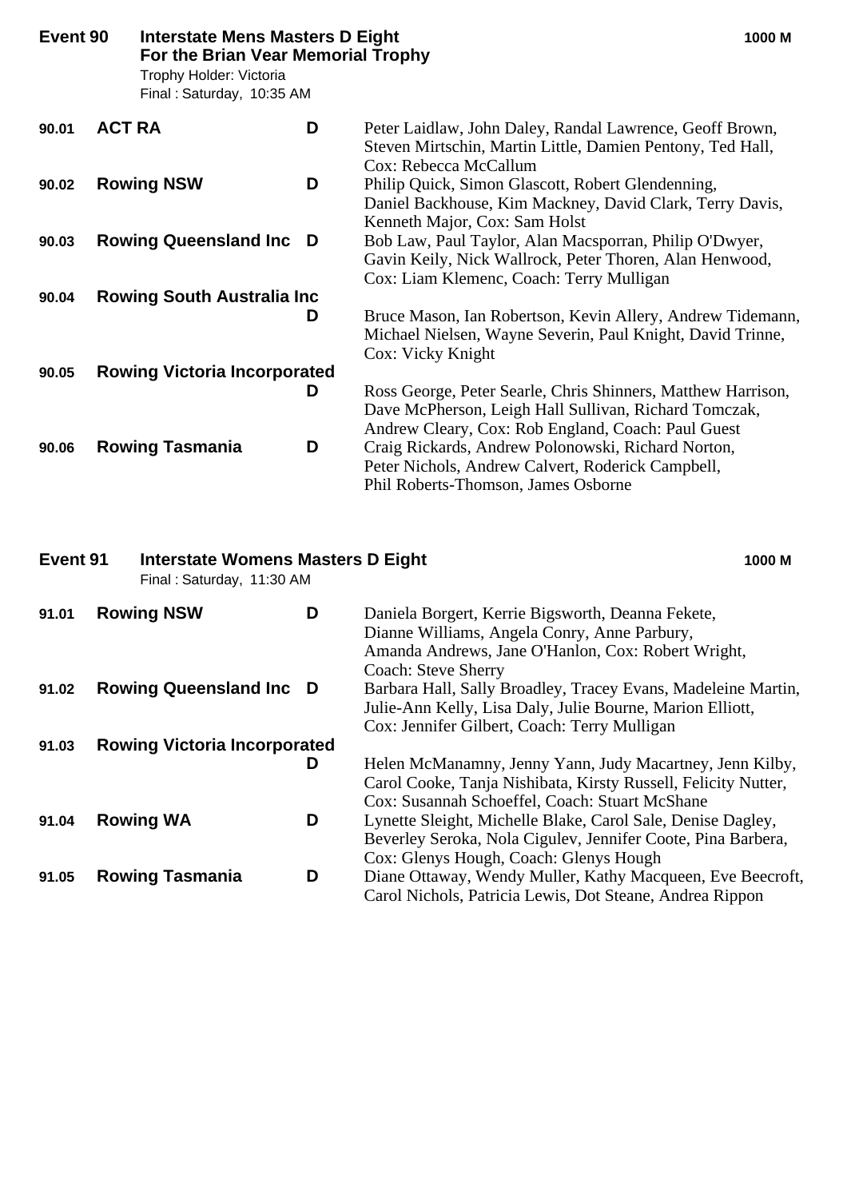## Event 90 Interstate Mens Masters D Eight — 1000 M

**For the Brian Vear Memorial Trophy**

Trophy Holder: Victoria

Final : Saturday, 10:35 AM

| No. | Crew | Grade | Members |
|---|---|---|---|
| 90.01 | **ACT RA** | D | Peter Laidlaw, John Daley, Randal Lawrence, Geoff Brown, Steven Mirtschin, Martin Little, Damien Pentony, Ted Hall, Cox: Rebecca McCallum |
| 90.02 | **Rowing NSW** | D | Philip Quick, Simon Glascott, Robert Glendenning, Daniel Backhouse, Kim Mackney, David Clark, Terry Davis, Kenneth Major, Cox: Sam Holst |
| 90.03 | **Rowing Queensland Inc** | D | Bob Law, Paul Taylor, Alan Macsporran, Philip O'Dwyer, Gavin Keily, Nick Wallrock, Peter Thoren, Alan Henwood, Cox: Liam Klemenc, Coach: Terry Mulligan |
| 90.04 | **Rowing South Australia Inc** | D | Bruce Mason, Ian Robertson, Kevin Allery, Andrew Tidemann, Michael Nielsen, Wayne Severin, Paul Knight, David Trinne, Cox: Vicky Knight |
| 90.05 | **Rowing Victoria Incorporated** | D | Ross George, Peter Searle, Chris Shinners, Matthew Harrison, Dave McPherson, Leigh Hall Sullivan, Richard Tomczak, Andrew Cleary, Cox: Rob England, Coach: Paul Guest |
| 90.06 | **Rowing Tasmania** | D | Craig Rickards, Andrew Polonowski, Richard Norton, Peter Nichols, Andrew Calvert, Roderick Campbell, Phil Roberts-Thomson, James Osborne |

## Event 91 Interstate Womens Masters D Eight — 1000 M

Final : Saturday, 11:30 AM

| No. | Crew | Grade | Members |
|---|---|---|---|
| 91.01 | **Rowing NSW** | D | Daniela Borgert, Kerrie Bigsworth, Deanna Fekete, Dianne Williams, Angela Conry, Anne Parbury, Amanda Andrews, Jane O'Hanlon, Cox: Robert Wright, Coach: Steve Sherry |
| 91.02 | **Rowing Queensland Inc** | D | Barbara Hall, Sally Broadley, Tracey Evans, Madeleine Martin, Julie-Ann Kelly, Lisa Daly, Julie Bourne, Marion Elliott, Cox: Jennifer Gilbert, Coach: Terry Mulligan |
| 91.03 | **Rowing Victoria Incorporated** | D | Helen McManamny, Jenny Yann, Judy Macartney, Jenn Kilby, Carol Cooke, Tanja Nishibata, Kirsty Russell, Felicity Nutter, Cox: Susannah Schoeffel, Coach: Stuart McShane |
| 91.04 | **Rowing WA** | D | Lynette Sleight, Michelle Blake, Carol Sale, Denise Dagley, Beverley Seroka, Nola Cigulev, Jennifer Coote, Pina Barbera, Cox: Glenys Hough, Coach: Glenys Hough |
| 91.05 | **Rowing Tasmania** | D | Diane Ottaway, Wendy Muller, Kathy Macqueen, Eve Beecroft, Carol Nichols, Patricia Lewis, Dot Steane, Andrea Rippon |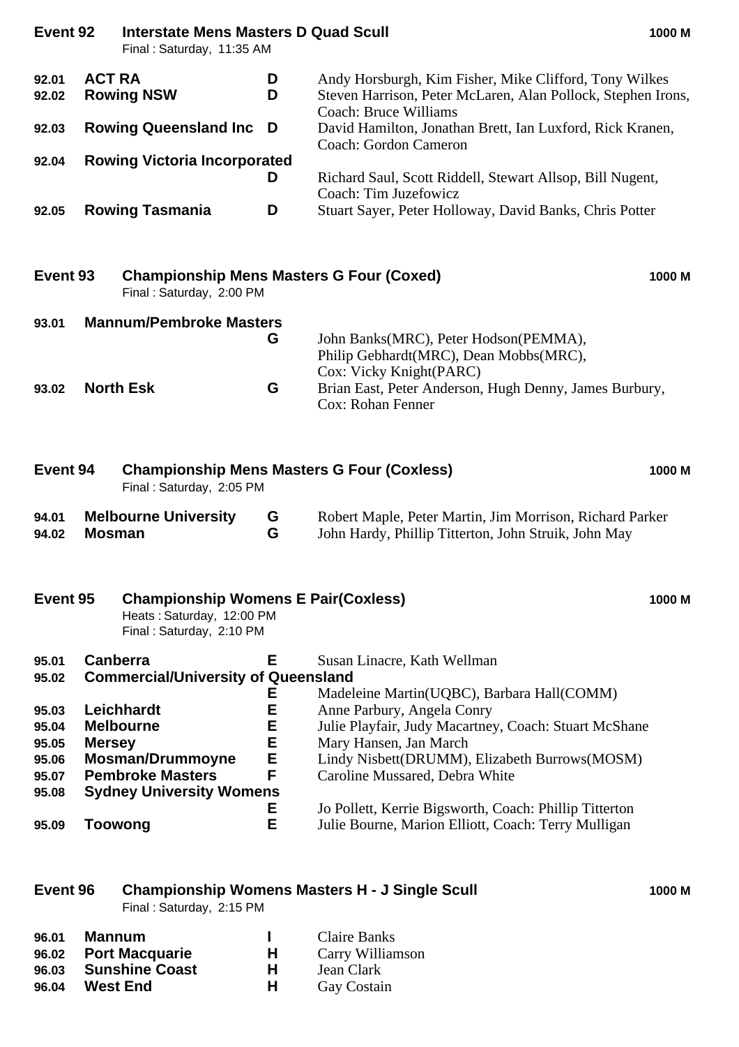## Event 92 Interstate Mens Masters D Quad Scull — 1000 M

Final : Saturday, 11:35 AM

| | | | |
|---|---|---|---|
| 92.01 | **ACT RA** | **D** | Andy Horsburgh, Kim Fisher, Mike Clifford, Tony Wilkes |
| 92.02 | **Rowing NSW** | **D** | Steven Harrison, Peter McLaren, Alan Pollock, Stephen Irons, Coach: Bruce Williams |
| 92.03 | **Rowing Queensland Inc** | **D** | David Hamilton, Jonathan Brett, Ian Luxford, Rick Kranen, Coach: Gordon Cameron |
| 92.04 | **Rowing Victoria Incorporated** | **D** | Richard Saul, Scott Riddell, Stewart Allsop, Bill Nugent, Coach: Tim Juzefowicz |
| 92.05 | **Rowing Tasmania** | **D** | Stuart Sayer, Peter Holloway, David Banks, Chris Potter |

## Event 93 Championship Mens Masters G Four (Coxed) — 1000 M

Final : Saturday, 2:00 PM

| | | | |
|---|---|---|---|
| 93.01 | **Mannum/Pembroke Masters** | **G** | John Banks(MRC), Peter Hodson(PEMMA), Philip Gebhardt(MRC), Dean Mobbs(MRC), Cox: Vicky Knight(PARC) |
| 93.02 | **North Esk** | **G** | Brian East, Peter Anderson, Hugh Denny, James Burbury, Cox: Rohan Fenner |

## Event 94 Championship Mens Masters G Four (Coxless) — 1000 M

Final : Saturday, 2:05 PM

| | | | |
|---|---|---|---|
| 94.01 | **Melbourne University** | **G** | Robert Maple, Peter Martin, Jim Morrison, Richard Parker |
| 94.02 | **Mosman** | **G** | John Hardy, Phillip Titterton, John Struik, John May |

## Event 95 Championship Womens E Pair(Coxless) — 1000 M

Heats : Saturday, 12:00 PM
Final : Saturday, 2:10 PM

| | | | |
|---|---|---|---|
| 95.01 | **Canberra** | **E** | Susan Linacre, Kath Wellman |
| 95.02 | **Commercial/University of Queensland** | **E** | Madeleine Martin(UQBC), Barbara Hall(COMM) |
| 95.03 | **Leichhardt** | **E** | Anne Parbury, Angela Conry |
| 95.04 | **Melbourne** | **E** | Julie Playfair, Judy Macartney, Coach: Stuart McShane |
| 95.05 | **Mersey** | **E** | Mary Hansen, Jan March |
| 95.06 | **Mosman/Drummoyne** | **E** | Lindy Nisbett(DRUMM), Elizabeth Burrows(MOSM) |
| 95.07 | **Pembroke Masters** | **F** | Caroline Mussared, Debra White |
| 95.08 | **Sydney University Womens** | **E** | Jo Pollett, Kerrie Bigsworth, Coach: Phillip Titterton |
| 95.09 | **Toowong** | **E** | Julie Bourne, Marion Elliott, Coach: Terry Mulligan |

## Event 96 Championship Womens Masters H - J Single Scull — 1000 M

Final : Saturday, 2:15 PM

| | | | |
|---|---|---|---|
| 96.01 | **Mannum** | **I** | Claire Banks |
| 96.02 | **Port Macquarie** | **H** | Carry Williamson |
| 96.03 | **Sunshine Coast** | **H** | Jean Clark |
| 96.04 | **West End** | **H** | Gay Costain |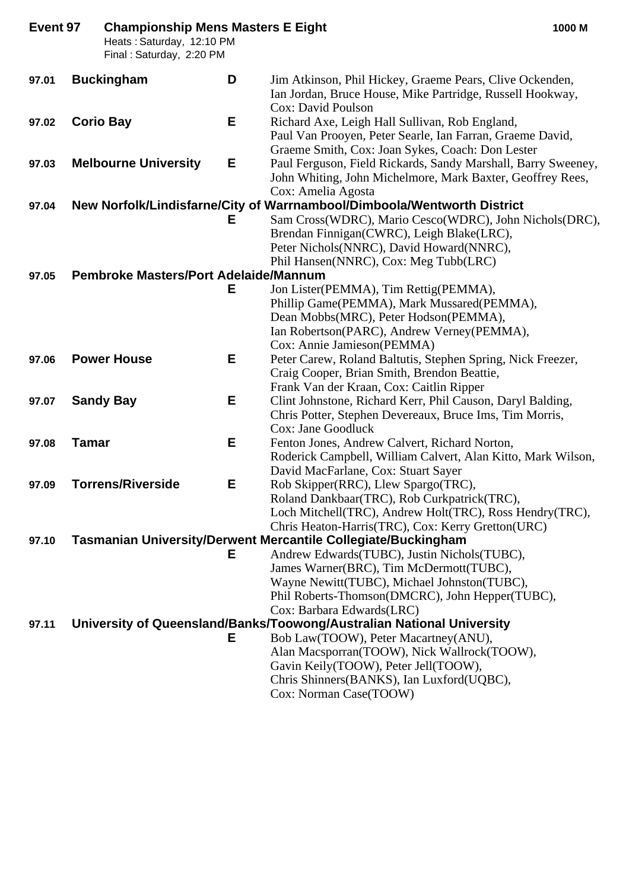## Event 97 Championship Mens Masters E Eight

**1000 M**

Heats : Saturday, 12:10 PM
Final : Saturday, 2:20 PM

| No. | Crew | Grade | Members |
|---|---|---|---|
| 97.01 | **Buckingham** | **D** | Jim Atkinson, Phil Hickey, Graeme Pears, Clive Ockenden, Ian Jordan, Bruce House, Mike Partridge, Russell Hookway, Cox: David Poulson |
| 97.02 | **Corio Bay** | **E** | Richard Axe, Leigh Hall Sullivan, Rob England, Paul Van Prooyen, Peter Searle, Ian Farran, Graeme David, Graeme Smith, Cox: Joan Sykes, Coach: Don Lester |
| 97.03 | **Melbourne University** | **E** | Paul Ferguson, Field Rickards, Sandy Marshall, Barry Sweeney, John Whiting, John Michelmore, Mark Baxter, Geoffrey Rees, Cox: Amelia Agosta |
| 97.04 | **New Norfolk/Lindisfarne/City of Warrnambool/Dimboola/Wentworth District** | **E** | Sam Cross(WDRC), Mario Cesco(WDRC), John Nichols(DRC), Brendan Finnigan(CWRC), Leigh Blake(LRC), Peter Nichols(NNRC), David Howard(NNRC), Phil Hansen(NNRC), Cox: Meg Tubb(LRC) |
| 97.05 | **Pembroke Masters/Port Adelaide/Mannum** | **E** | Jon Lister(PEMMA), Tim Rettig(PEMMA), Phillip Game(PEMMA), Mark Mussared(PEMMA), Dean Mobbs(MRC), Peter Hodson(PEMMA), Ian Robertson(PARC), Andrew Verney(PEMMA), Cox: Annie Jamieson(PEMMA) |
| 97.06 | **Power House** | **E** | Peter Carew, Roland Baltutis, Stephen Spring, Nick Freezer, Craig Cooper, Brian Smith, Brendon Beattie, Frank Van der Kraan, Cox: Caitlin Ripper |
| 97.07 | **Sandy Bay** | **E** | Clint Johnstone, Richard Kerr, Phil Causon, Daryl Balding, Chris Potter, Stephen Devereaux, Bruce Ims, Tim Morris, Cox: Jane Goodluck |
| 97.08 | **Tamar** | **E** | Fenton Jones, Andrew Calvert, Richard Norton, Roderick Campbell, William Calvert, Alan Kitto, Mark Wilson, David MacFarlane, Cox: Stuart Sayer |
| 97.09 | **Torrens/Riverside** | **E** | Rob Skipper(RRC), Llew Spargo(TRC), Roland Dankbaar(TRC), Rob Curkpatrick(TRC), Loch Mitchell(TRC), Andrew Holt(TRC), Ross Hendry(TRC), Chris Heaton-Harris(TRC), Cox: Kerry Gretton(URC) |
| 97.10 | **Tasmanian University/Derwent Mercantile Collegiate/Buckingham** | **E** | Andrew Edwards(TUBC), Justin Nichols(TUBC), James Warner(BRC), Tim McDermott(TUBC), Wayne Newitt(TUBC), Michael Johnston(TUBC), Phil Roberts-Thomson(DMCRC), John Hepper(TUBC), Cox: Barbara Edwards(LRC) |
| 97.11 | **University of Queensland/Banks/Toowong/Australian National University** | **E** | Bob Law(TOOW), Peter Macartney(ANU), Alan Macsporran(TOOW), Nick Wallrock(TOOW), Gavin Keily(TOOW), Peter Jell(TOOW), Chris Shinners(BANKS), Ian Luxford(UQBC), Cox: Norman Case(TOOW) |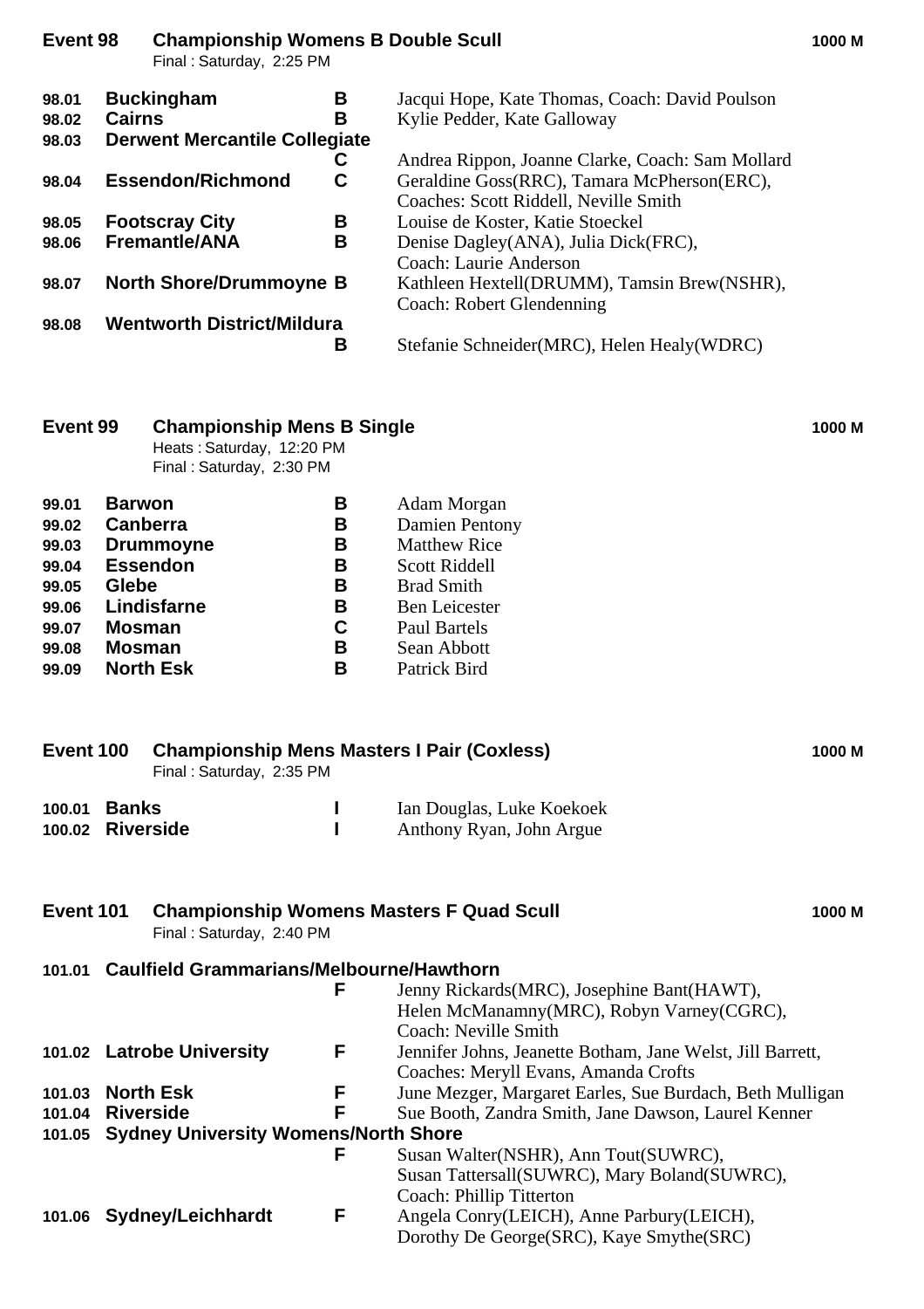## Event 98 Championship Womens B Double Scull — 1000 M

Final : Saturday, 2:25 PM

| No. | Crew | Grade | Members |
|---|---|---|---|
| 98.01 | **Buckingham** | **B** | Jacqui Hope, Kate Thomas, Coach: David Poulson |
| 98.02 | **Cairns** | **B** | Kylie Pedder, Kate Galloway |
| 98.03 | **Derwent Mercantile Collegiate** | **C** | Andrea Rippon, Joanne Clarke, Coach: Sam Mollard |
| 98.04 | **Essendon/Richmond** | **C** | Geraldine Goss(RRC), Tamara McPherson(ERC), Coaches: Scott Riddell, Neville Smith |
| 98.05 | **Footscray City** | **B** | Louise de Koster, Katie Stoeckel |
| 98.06 | **Fremantle/ANA** | **B** | Denise Dagley(ANA), Julia Dick(FRC), Coach: Laurie Anderson |
| 98.07 | **North Shore/Drummoyne** | **B** | Kathleen Hextell(DRUMM), Tamsin Brew(NSHR), Coach: Robert Glendenning |
| 98.08 | **Wentworth District/Mildura** | **B** | Stefanie Schneider(MRC), Helen Healy(WDRC) |

## Event 99 Championship Mens B Single — 1000 M

Heats : Saturday, 12:20 PM
Final : Saturday, 2:30 PM

| No. | Crew | Grade | Members |
|---|---|---|---|
| 99.01 | **Barwon** | **B** | Adam Morgan |
| 99.02 | **Canberra** | **B** | Damien Pentony |
| 99.03 | **Drummoyne** | **B** | Matthew Rice |
| 99.04 | **Essendon** | **B** | Scott Riddell |
| 99.05 | **Glebe** | **B** | Brad Smith |
| 99.06 | **Lindisfarne** | **B** | Ben Leicester |
| 99.07 | **Mosman** | **C** | Paul Bartels |
| 99.08 | **Mosman** | **B** | Sean Abbott |
| 99.09 | **North Esk** | **B** | Patrick Bird |

## Event 100 Championship Mens Masters I Pair (Coxless) — 1000 M

Final : Saturday, 2:35 PM

| No. | Crew | Grade | Members |
|---|---|---|---|
| 100.01 | **Banks** | **I** | Ian Douglas, Luke Koekoek |
| 100.02 | **Riverside** | **I** | Anthony Ryan, John Argue |

## Event 101 Championship Womens Masters F Quad Scull — 1000 M

Final : Saturday, 2:40 PM

| No. | Crew | Grade | Members |
|---|---|---|---|
| 101.01 | **Caulfield Grammarians/Melbourne/Hawthorn** | **F** | Jenny Rickards(MRC), Josephine Bant(HAWT), Helen McManamny(MRC), Robyn Varney(CGRC), Coach: Neville Smith |
| 101.02 | **Latrobe University** | **F** | Jennifer Johns, Jeanette Botham, Jane Welst, Jill Barrett, Coaches: Meryll Evans, Amanda Crofts |
| 101.03 | **North Esk** | **F** | June Mezger, Margaret Earles, Sue Burdach, Beth Mulligan |
| 101.04 | **Riverside** | **F** | Sue Booth, Zandra Smith, Jane Dawson, Laurel Kenner |
| 101.05 | **Sydney University Womens/North Shore** | **F** | Susan Walter(NSHR), Ann Tout(SUWRC), Susan Tattersall(SUWRC), Mary Boland(SUWRC), Coach: Phillip Titterton |
| 101.06 | **Sydney/Leichhardt** | **F** | Angela Conry(LEICH), Anne Parbury(LEICH), Dorothy De George(SRC), Kaye Smythe(SRC) |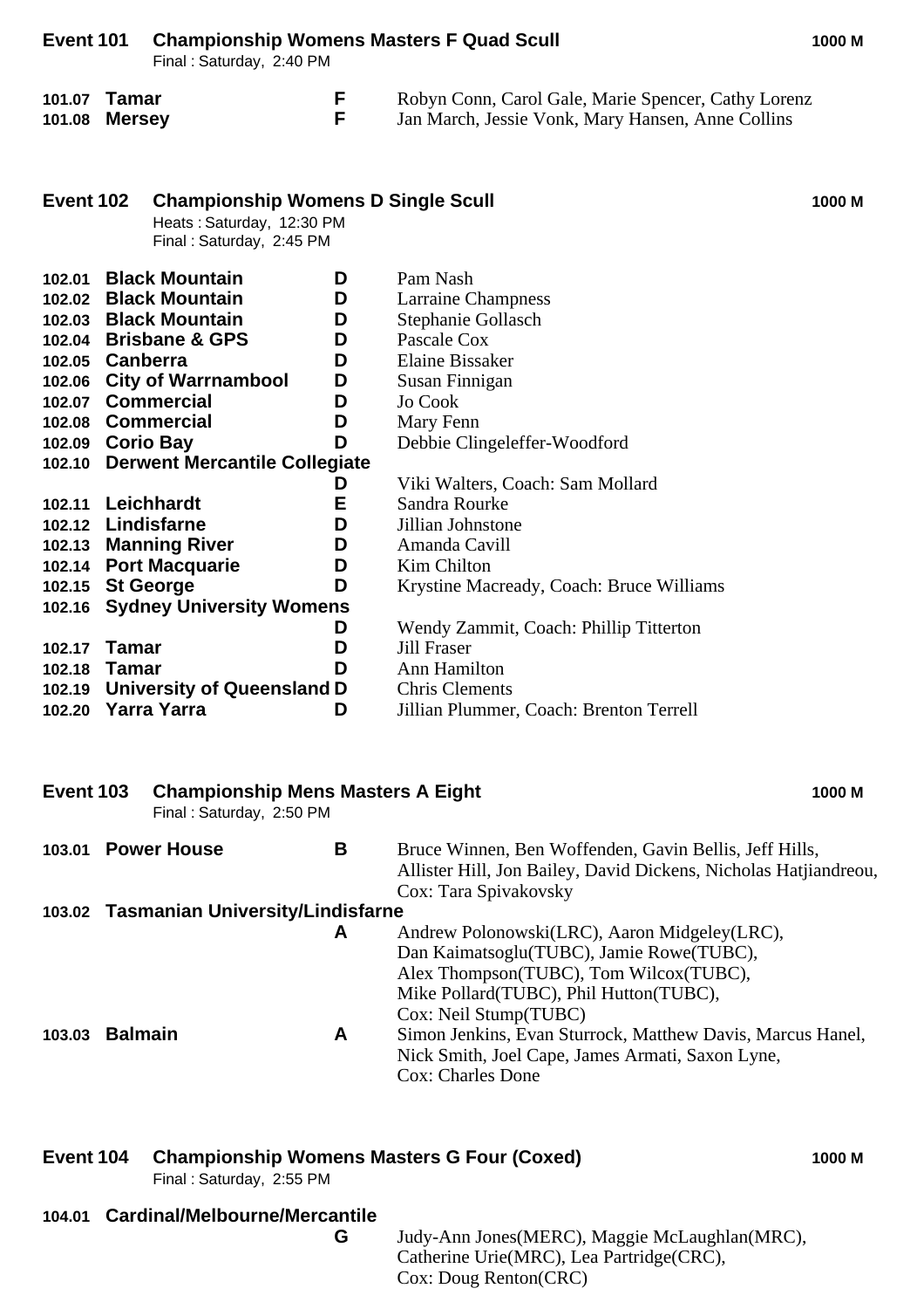## Event 101 Championship Womens Masters F Quad Scull — 1000 M

Final : Saturday, 2:40 PM

| No. | Club | Grade | Crew |
|---|---|---|---|
| 101.07 | **Tamar** | **F** | Robyn Conn, Carol Gale, Marie Spencer, Cathy Lorenz |
| 101.08 | **Mersey** | **F** | Jan March, Jessie Vonk, Mary Hansen, Anne Collins |

## Event 102 Championship Womens D Single Scull — 1000 M

Heats : Saturday, 12:30 PM
Final : Saturday, 2:45 PM

| No. | Club | Grade | Crew |
|---|---|---|---|
| 102.01 | **Black Mountain** | **D** | Pam Nash |
| 102.02 | **Black Mountain** | **D** | Larraine Champness |
| 102.03 | **Black Mountain** | **D** | Stephanie Gollasch |
| 102.04 | **Brisbane & GPS** | **D** | Pascale Cox |
| 102.05 | **Canberra** | **D** | Elaine Bissaker |
| 102.06 | **City of Warrnambool** | **D** | Susan Finnigan |
| 102.07 | **Commercial** | **D** | Jo Cook |
| 102.08 | **Commercial** | **D** | Mary Fenn |
| 102.09 | **Corio Bay** | **D** | Debbie Clingeleffer-Woodford |
| 102.10 | **Derwent Mercantile Collegiate** | **D** | Viki Walters, Coach: Sam Mollard |
| 102.11 | **Leichhardt** | **E** | Sandra Rourke |
| 102.12 | **Lindisfarne** | **D** | Jillian Johnstone |
| 102.13 | **Manning River** | **D** | Amanda Cavill |
| 102.14 | **Port Macquarie** | **D** | Kim Chilton |
| 102.15 | **St George** | **D** | Krystine Macready, Coach: Bruce Williams |
| 102.16 | **Sydney University Womens** | **D** | Wendy Zammit, Coach: Phillip Titterton |
| 102.17 | **Tamar** | **D** | Jill Fraser |
| 102.18 | **Tamar** | **D** | Ann Hamilton |
| 102.19 | **University of Queensland** | **D** | Chris Clements |
| 102.20 | **Yarra Yarra** | **D** | Jillian Plummer, Coach: Brenton Terrell |

## Event 103 Championship Mens Masters A Eight — 1000 M

Final : Saturday, 2:50 PM

| No. | Club | Grade | Crew |
|---|---|---|---|
| 103.01 | **Power House** | **B** | Bruce Winnen, Ben Woffenden, Gavin Bellis, Jeff Hills, Allister Hill, Jon Bailey, David Dickens, Nicholas Hatjiandreou, Cox: Tara Spivakovsky |
| 103.02 | **Tasmanian University/Lindisfarne** | **A** | Andrew Polonowski(LRC), Aaron Midgeley(LRC), Dan Kaimatsoglu(TUBC), Jamie Rowe(TUBC), Alex Thompson(TUBC), Tom Wilcox(TUBC), Mike Pollard(TUBC), Phil Hutton(TUBC), Cox: Neil Stump(TUBC) |
| 103.03 | **Balmain** | **A** | Simon Jenkins, Evan Sturrock, Matthew Davis, Marcus Hanel, Nick Smith, Joel Cape, James Armati, Saxon Lyne, Cox: Charles Done |

## Event 104 Championship Womens Masters G Four (Coxed) — 1000 M

Final : Saturday, 2:55 PM

| No. | Club | Grade | Crew |
|---|---|---|---|
| 104.01 | **Cardinal/Melbourne/Mercantile** | **G** | Judy-Ann Jones(MERC), Maggie McLaughlan(MRC), Catherine Urie(MRC), Lea Partridge(CRC), Cox: Doug Renton(CRC) |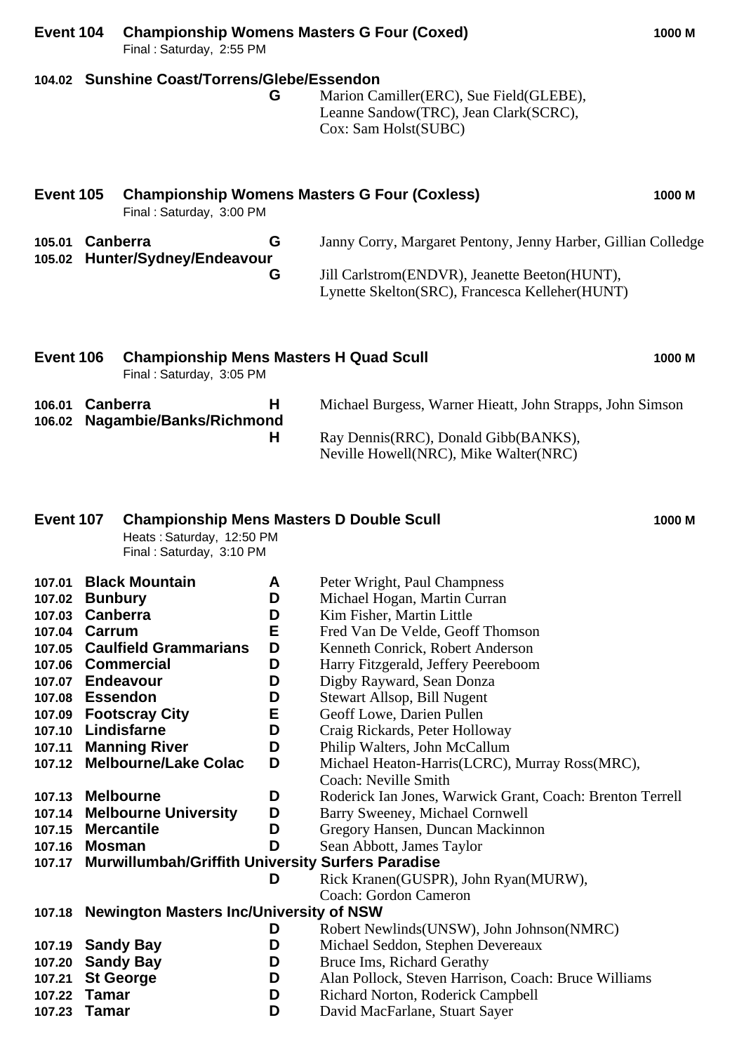## Event 104 Championship Womens Masters G Four (Coxed) 1000 M

Final : Saturday, 2:55 PM

| | | | |
|---|---|---|---|
| 104.02 | Sunshine Coast/Torrens/Glebe/Essendon | G | Marion Camiller(ERC), Sue Field(GLEBE), Leanne Sandow(TRC), Jean Clark(SCRC), Cox: Sam Holst(SUBC) |

## Event 105 Championship Womens Masters G Four (Coxless) 1000 M

Final : Saturday, 3:00 PM

| | | | |
|---|---|---|---|
| 105.01 | Canberra | G | Janny Corry, Margaret Pentony, Jenny Harber, Gillian Colledge |
| 105.02 | Hunter/Sydney/Endeavour | G | Jill Carlstrom(ENDVR), Jeanette Beeton(HUNT), Lynette Skelton(SRC), Francesca Kelleher(HUNT) |

## Event 106 Championship Mens Masters H Quad Scull 1000 M

Final : Saturday, 3:05 PM

| | | | |
|---|---|---|---|
| 106.01 | Canberra | H | Michael Burgess, Warner Hieatt, John Strapps, John Simson |
| 106.02 | Nagambie/Banks/Richmond | H | Ray Dennis(RRC), Donald Gibb(BANKS), Neville Howell(NRC), Mike Walter(NRC) |

## Event 107 Championship Mens Masters D Double Scull 1000 M

Heats : Saturday, 12:50 PM
Final : Saturday, 3:10 PM

| | | | |
|---|---|---|---|
| 107.01 | Black Mountain | A | Peter Wright, Paul Champness |
| 107.02 | Bunbury | D | Michael Hogan, Martin Curran |
| 107.03 | Canberra | D | Kim Fisher, Martin Little |
| 107.04 | Carrum | E | Fred Van De Velde, Geoff Thomson |
| 107.05 | Caulfield Grammarians | D | Kenneth Conrick, Robert Anderson |
| 107.06 | Commercial | D | Harry Fitzgerald, Jeffery Peereboom |
| 107.07 | Endeavour | D | Digby Rayward, Sean Donza |
| 107.08 | Essendon | D | Stewart Allsop, Bill Nugent |
| 107.09 | Footscray City | E | Geoff Lowe, Darien Pullen |
| 107.10 | Lindisfarne | D | Craig Rickards, Peter Holloway |
| 107.11 | Manning River | D | Philip Walters, John McCallum |
| 107.12 | Melbourne/Lake Colac | D | Michael Heaton-Harris(LCRC), Murray Ross(MRC), Coach: Neville Smith |
| 107.13 | Melbourne | D | Roderick Ian Jones, Warwick Grant, Coach: Brenton Terrell |
| 107.14 | Melbourne University | D | Barry Sweeney, Michael Cornwell |
| 107.15 | Mercantile | D | Gregory Hansen, Duncan Mackinnon |
| 107.16 | Mosman | D | Sean Abbott, James Taylor |
| 107.17 | Murwillumbah/Griffith University Surfers Paradise | D | Rick Kranen(GUSPR), John Ryan(MURW), Coach: Gordon Cameron |
| 107.18 | Newington Masters Inc/University of NSW | D | Robert Newlinds(UNSW), John Johnson(NMRC) |
| 107.19 | Sandy Bay | D | Michael Seddon, Stephen Devereaux |
| 107.20 | Sandy Bay | D | Bruce Ims, Richard Gerathy |
| 107.21 | St George | D | Alan Pollock, Steven Harrison, Coach: Bruce Williams |
| 107.22 | Tamar | D | Richard Norton, Roderick Campbell |
| 107.23 | Tamar | D | David MacFarlane, Stuart Sayer |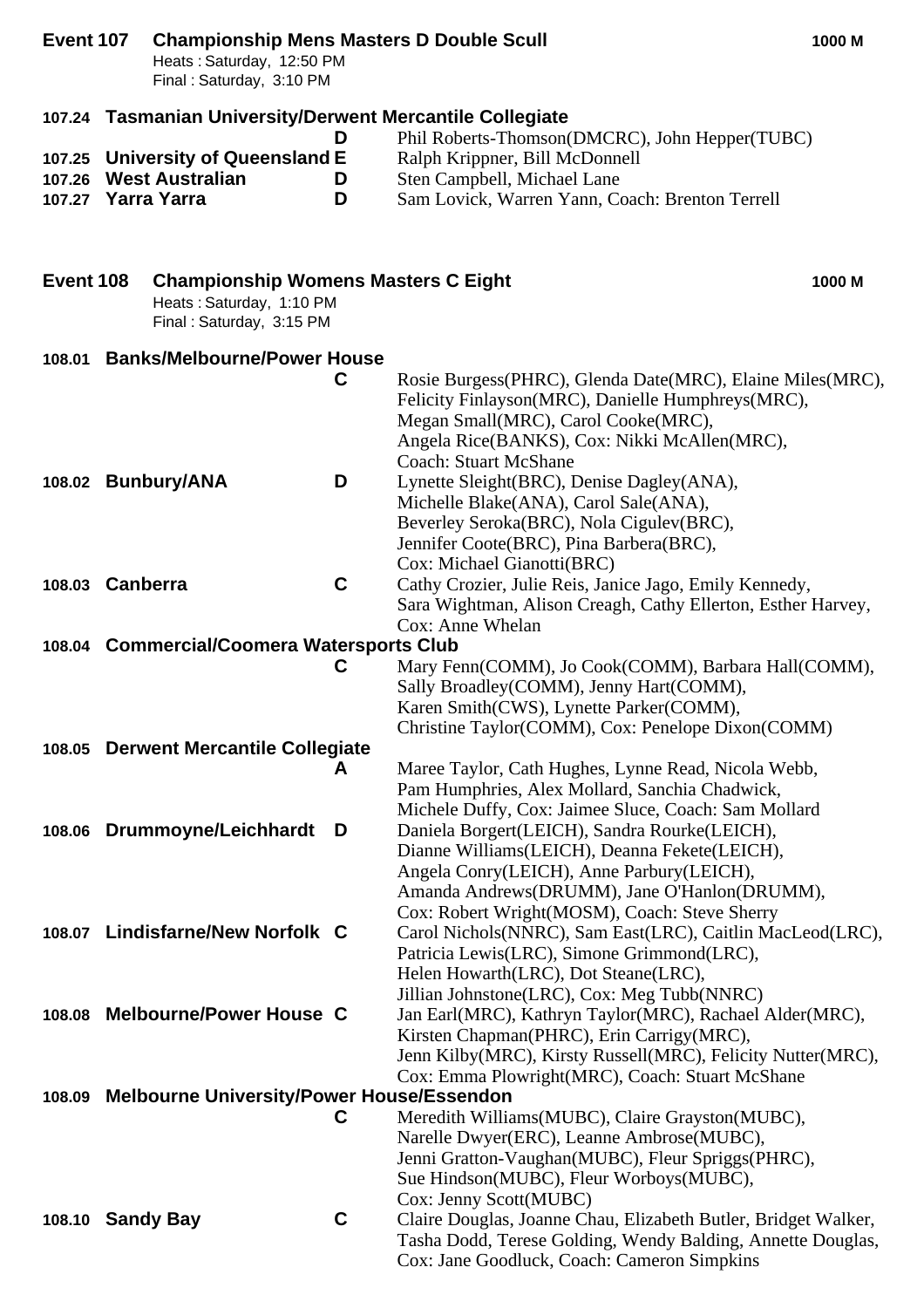## Event 107 Championship Mens Masters D Double Scull — 1000 M

Heats : Saturday, 12:50 PM
Final : Saturday, 3:10 PM

| No. | Crew | Grade | Members |
|---|---|---|---|
| 107.24 | Tasmanian University/Derwent Mercantile Collegiate | D | Phil Roberts-Thomson(DMCRC), John Hepper(TUBC) |
| 107.25 | University of Queensland | E | Ralph Krippner, Bill McDonnell |
| 107.26 | West Australian | D | Sten Campbell, Michael Lane |
| 107.27 | Yarra Yarra | D | Sam Lovick, Warren Yann, Coach: Brenton Terrell |

## Event 108 Championship Womens Masters C Eight — 1000 M

Heats : Saturday, 1:10 PM
Final : Saturday, 3:15 PM

| No. | Crew | Grade | Members |
|---|---|---|---|
| 108.01 | Banks/Melbourne/Power House | C | Rosie Burgess(PHRC), Glenda Date(MRC), Elaine Miles(MRC), Felicity Finlayson(MRC), Danielle Humphreys(MRC), Megan Small(MRC), Carol Cooke(MRC), Angela Rice(BANKS), Cox: Nikki McAllen(MRC), Coach: Stuart McShane |
| 108.02 | Bunbury/ANA | D | Lynette Sleight(BRC), Denise Dagley(ANA), Michelle Blake(ANA), Carol Sale(ANA), Beverley Seroka(BRC), Nola Cigulev(BRC), Jennifer Coote(BRC), Pina Barbera(BRC), Cox: Michael Gianotti(BRC) |
| 108.03 | Canberra | C | Cathy Crozier, Julie Reis, Janice Jago, Emily Kennedy, Sara Wightman, Alison Creagh, Cathy Ellerton, Esther Harvey, Cox: Anne Whelan |
| 108.04 | Commercial/Coomera Watersports Club | C | Mary Fenn(COMM), Jo Cook(COMM), Barbara Hall(COMM), Sally Broadley(COMM), Jenny Hart(COMM), Karen Smith(CWS), Lynette Parker(COMM), Christine Taylor(COMM), Cox: Penelope Dixon(COMM) |
| 108.05 | Derwent Mercantile Collegiate | A | Maree Taylor, Cath Hughes, Lynne Read, Nicola Webb, Pam Humphries, Alex Mollard, Sanchia Chadwick, Michele Duffy, Cox: Jaimee Sluce, Coach: Sam Mollard |
| 108.06 | Drummoyne/Leichhardt | D | Daniela Borgert(LEICH), Sandra Rourke(LEICH), Dianne Williams(LEICH), Deanna Fekete(LEICH), Angela Conry(LEICH), Anne Parbury(LEICH), Amanda Andrews(DRUMM), Jane O'Hanlon(DRUMM), Cox: Robert Wright(MOSM), Coach: Steve Sherry |
| 108.07 | Lindisfarne/New Norfolk | C | Carol Nichols(NNRC), Sam East(LRC), Caitlin MacLeod(LRC), Patricia Lewis(LRC), Simone Grimmond(LRC), Helen Howarth(LRC), Dot Steane(LRC), Jillian Johnstone(LRC), Cox: Meg Tubb(NNRC) |
| 108.08 | Melbourne/Power House | C | Jan Earl(MRC), Kathryn Taylor(MRC), Rachael Alder(MRC), Kirsten Chapman(PHRC), Erin Carrigy(MRC), Jenn Kilby(MRC), Kirsty Russell(MRC), Felicity Nutter(MRC), Cox: Emma Plowright(MRC), Coach: Stuart McShane |
| 108.09 | Melbourne University/Power House/Essendon | C | Meredith Williams(MUBC), Claire Grayston(MUBC), Narelle Dwyer(ERC), Leanne Ambrose(MUBC), Jenni Gratton-Vaughan(MUBC), Fleur Spriggs(PHRC), Sue Hindson(MUBC), Fleur Worboys(MUBC), Cox: Jenny Scott(MUBC) |
| 108.10 | Sandy Bay | C | Claire Douglas, Joanne Chau, Elizabeth Butler, Bridget Walker, Tasha Dodd, Terese Golding, Wendy Balding, Annette Douglas, Cox: Jane Goodluck, Coach: Cameron Simpkins |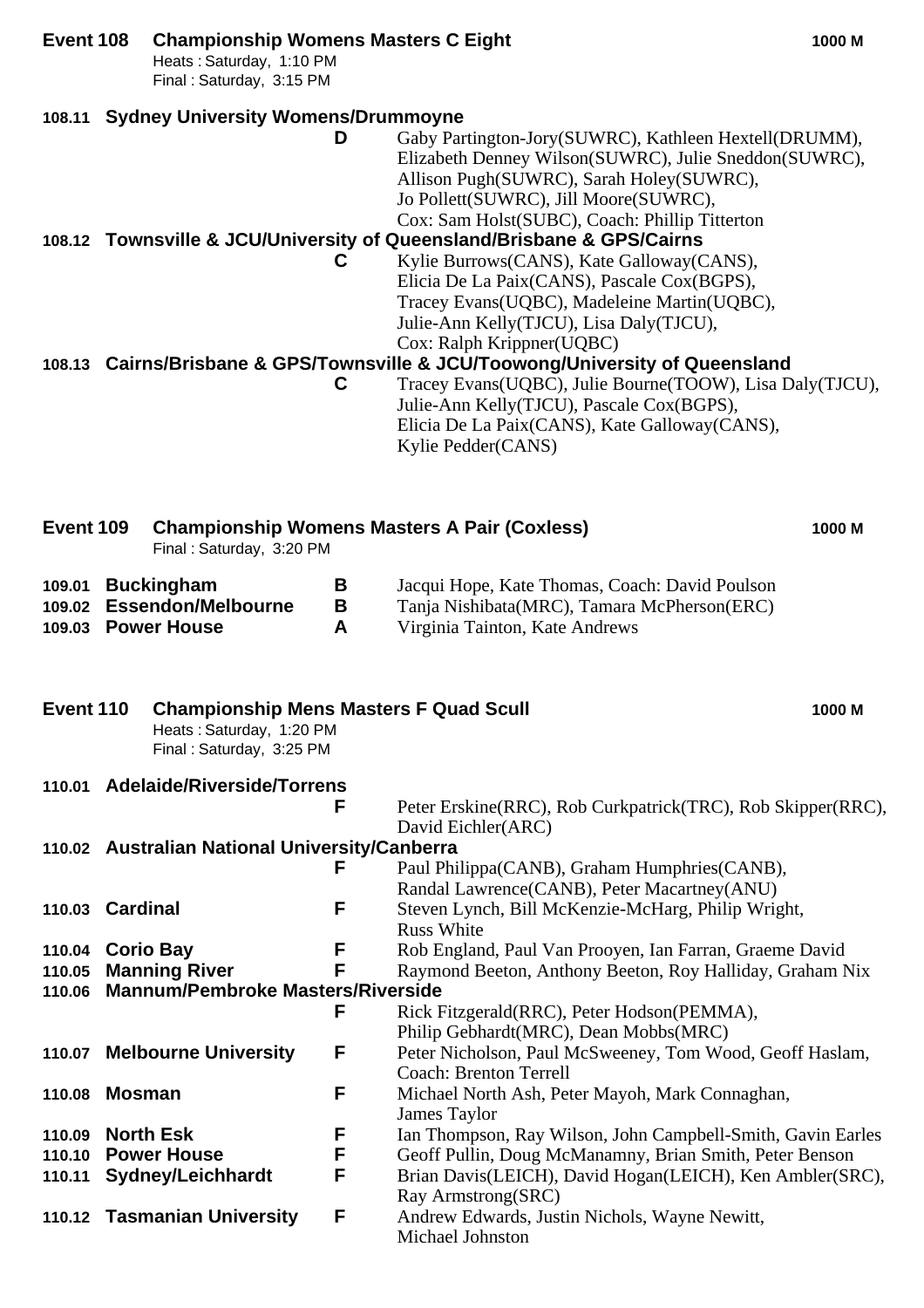## Event 108 Championship Womens Masters C Eight — 1000 M

Heats : Saturday, 1:10 PM
Final : Saturday, 3:15 PM

**108.11 Sydney University Womens/Drummoyne**
**D** — Gaby Partington-Jory(SUWRC), Kathleen Hextell(DRUMM), Elizabeth Denney Wilson(SUWRC), Julie Sneddon(SUWRC), Allison Pugh(SUWRC), Sarah Holey(SUWRC), Jo Pollett(SUWRC), Jill Moore(SUWRC), Cox: Sam Holst(SUBC), Coach: Phillip Titterton

**108.12 Townsville & JCU/University of Queensland/Brisbane & GPS/Cairns**
**C** — Kylie Burrows(CANS), Kate Galloway(CANS), Elicia De La Paix(CANS), Pascale Cox(BGPS), Tracey Evans(UQBC), Madeleine Martin(UQBC), Julie-Ann Kelly(TJCU), Lisa Daly(TJCU), Cox: Ralph Krippner(UQBC)

**108.13 Cairns/Brisbane & GPS/Townsville & JCU/Toowong/University of Queensland**
**C** — Tracey Evans(UQBC), Julie Bourne(TOOW), Lisa Daly(TJCU), Julie-Ann Kelly(TJCU), Pascale Cox(BGPS), Elicia De La Paix(CANS), Kate Galloway(CANS), Kylie Pedder(CANS)

## Event 109 Championship Womens Masters A Pair (Coxless) — 1000 M

Final : Saturday, 3:20 PM

| No. | Crew | Grade | Members |
|---|---|---|---|
| 109.01 | **Buckingham** | **B** | Jacqui Hope, Kate Thomas, Coach: David Poulson |
| 109.02 | **Essendon/Melbourne** | **B** | Tanja Nishibata(MRC), Tamara McPherson(ERC) |
| 109.03 | **Power House** | **A** | Virginia Tainton, Kate Andrews |

## Event 110 Championship Mens Masters F Quad Scull — 1000 M

Heats : Saturday, 1:20 PM
Final : Saturday, 3:25 PM

| No. | Crew | Grade | Members |
|---|---|---|---|
| 110.01 | **Adelaide/Riverside/Torrens** | **F** | Peter Erskine(RRC), Rob Curkpatrick(TRC), Rob Skipper(RRC), David Eichler(ARC) |
| 110.02 | **Australian National University/Canberra** | **F** | Paul Philippa(CANB), Graham Humphries(CANB), Randal Lawrence(CANB), Peter Macartney(ANU) |
| 110.03 | **Cardinal** | **F** | Steven Lynch, Bill McKenzie-McHarg, Philip Wright, Russ White |
| 110.04 | **Corio Bay** | **F** | Rob England, Paul Van Prooyen, Ian Farran, Graeme David |
| 110.05 | **Manning River** | **F** | Raymond Beeton, Anthony Beeton, Roy Halliday, Graham Nix |
| 110.06 | **Mannum/Pembroke Masters/Riverside** | **F** | Rick Fitzgerald(RRC), Peter Hodson(PEMMA), Philip Gebhardt(MRC), Dean Mobbs(MRC) |
| 110.07 | **Melbourne University** | **F** | Peter Nicholson, Paul McSweeney, Tom Wood, Geoff Haslam, Coach: Brenton Terrell |
| 110.08 | **Mosman** | **F** | Michael North Ash, Peter Mayoh, Mark Connaghan, James Taylor |
| 110.09 | **North Esk** | **F** | Ian Thompson, Ray Wilson, John Campbell-Smith, Gavin Earles |
| 110.10 | **Power House** | **F** | Geoff Pullin, Doug McManamny, Brian Smith, Peter Benson |
| 110.11 | **Sydney/Leichhardt** | **F** | Brian Davis(LEICH), David Hogan(LEICH), Ken Ambler(SRC), Ray Armstrong(SRC) |
| 110.12 | **Tasmanian University** | **F** | Andrew Edwards, Justin Nichols, Wayne Newitt, Michael Johnston |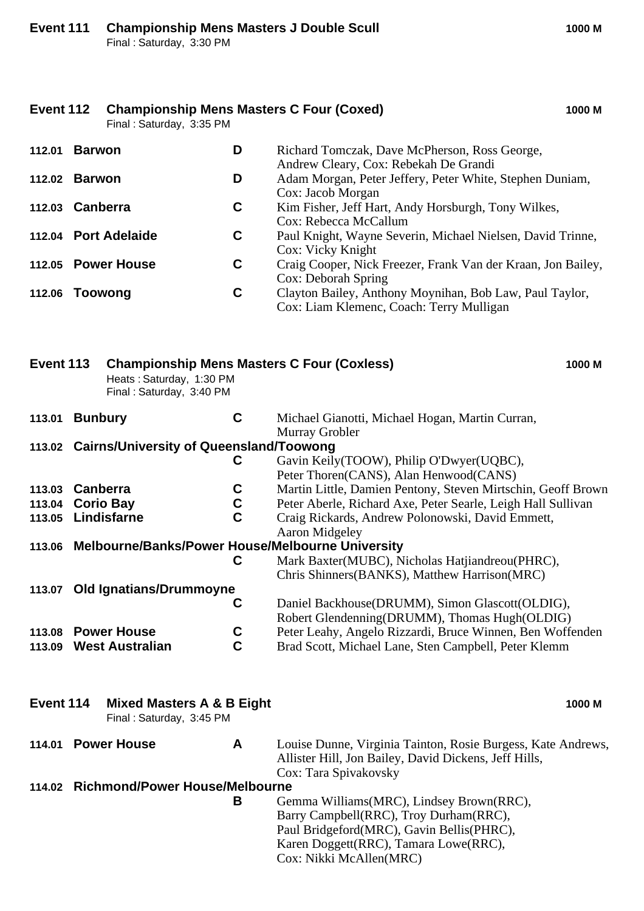## Event 111 Championship Mens Masters J Double Scull — 1000 M

Final : Saturday, 3:30 PM

## Event 112 Championship Mens Masters C Four (Coxed) — 1000 M

Final : Saturday, 3:35 PM

| No. | Club | Grade | Crew |
|---|---|---|---|
| 112.01 | **Barwon** | D | Richard Tomczak, Dave McPherson, Ross George, Andrew Cleary, Cox: Rebekah De Grandi |
| 112.02 | **Barwon** | D | Adam Morgan, Peter Jeffery, Peter White, Stephen Duniam, Cox: Jacob Morgan |
| 112.03 | **Canberra** | C | Kim Fisher, Jeff Hart, Andy Horsburgh, Tony Wilkes, Cox: Rebecca McCallum |
| 112.04 | **Port Adelaide** | C | Paul Knight, Wayne Severin, Michael Nielsen, David Trinne, Cox: Vicky Knight |
| 112.05 | **Power House** | C | Craig Cooper, Nick Freezer, Frank Van der Kraan, Jon Bailey, Cox: Deborah Spring |
| 112.06 | **Toowong** | C | Clayton Bailey, Anthony Moynihan, Bob Law, Paul Taylor, Cox: Liam Klemenc, Coach: Terry Mulligan |

## Event 113 Championship Mens Masters C Four (Coxless) — 1000 M

Heats : Saturday, 1:30 PM
Final : Saturday, 3:40 PM

| No. | Club | Grade | Crew |
|---|---|---|---|
| 113.01 | **Bunbury** | C | Michael Gianotti, Michael Hogan, Martin Curran, Murray Grobler |
| 113.02 | **Cairns/University of Queensland/Toowong** | C | Gavin Keily(TOOW), Philip O'Dwyer(UQBC), Peter Thoren(CANS), Alan Henwood(CANS) |
| 113.03 | **Canberra** | C | Martin Little, Damien Pentony, Steven Mirtschin, Geoff Brown |
| 113.04 | **Corio Bay** | C | Peter Aberle, Richard Axe, Peter Searle, Leigh Hall Sullivan |
| 113.05 | **Lindisfarne** | C | Craig Rickards, Andrew Polonowski, David Emmett, Aaron Midgeley |
| 113.06 | **Melbourne/Banks/Power House/Melbourne University** | C | Mark Baxter(MUBC), Nicholas Hatjiandreou(PHRC), Chris Shinners(BANKS), Matthew Harrison(MRC) |
| 113.07 | **Old Ignatians/Drummoyne** | C | Daniel Backhouse(DRUMM), Simon Glascott(OLDIG), Robert Glendenning(DRUMM), Thomas Hugh(OLDIG) |
| 113.08 | **Power House** | C | Peter Leahy, Angelo Rizzardi, Bruce Winnen, Ben Woffenden |
| 113.09 | **West Australian** | C | Brad Scott, Michael Lane, Sten Campbell, Peter Klemm |

## Event 114 Mixed Masters A & B Eight — 1000 M

Final : Saturday, 3:45 PM

| No. | Club | Grade | Crew |
|---|---|---|---|
| 114.01 | **Power House** | A | Louise Dunne, Virginia Tainton, Rosie Burgess, Kate Andrews, Allister Hill, Jon Bailey, David Dickens, Jeff Hills, Cox: Tara Spivakovsky |
| 114.02 | **Richmond/Power House/Melbourne** | B | Gemma Williams(MRC), Lindsey Brown(RRC), Barry Campbell(RRC), Troy Durham(RRC), Paul Bridgeford(MRC), Gavin Bellis(PHRC), Karen Doggett(RRC), Tamara Lowe(RRC), Cox: Nikki McAllen(MRC) |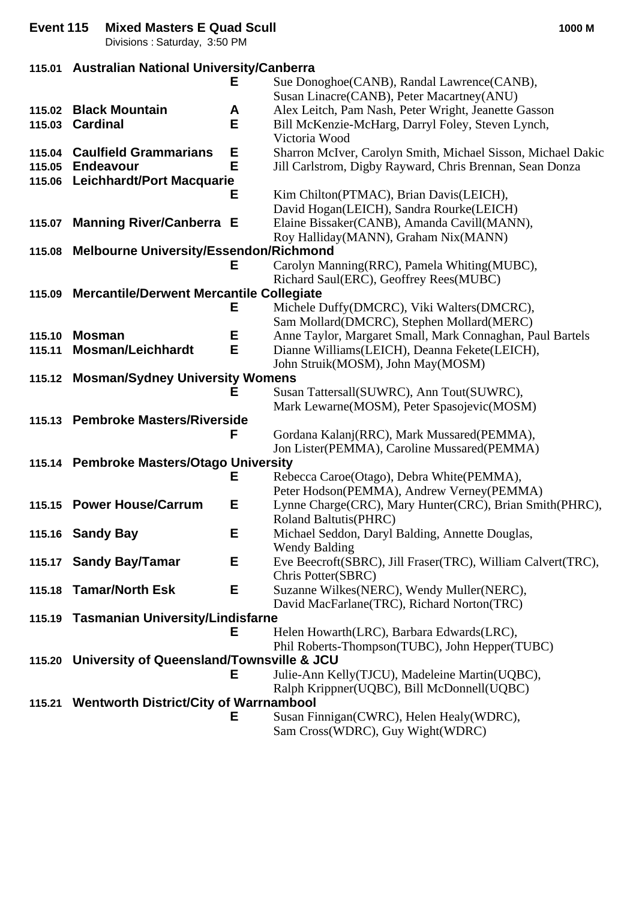**Event 115 Mixed Masters E Quad Scull** **1000 M**

Divisions : Saturday, 3:50 PM

| | | | |
|---|---|---|---|
| 115.01 | **Australian National University/Canberra** | E | Sue Donoghoe(CANB), Randal Lawrence(CANB), Susan Linacre(CANB), Peter Macartney(ANU) |
| 115.02 | **Black Mountain** | A | Alex Leitch, Pam Nash, Peter Wright, Jeanette Gasson |
| 115.03 | **Cardinal** | E | Bill McKenzie-McHarg, Darryl Foley, Steven Lynch, Victoria Wood |
| 115.04 | **Caulfield Grammarians** | E | Sharron McIver, Carolyn Smith, Michael Sisson, Michael Dakic |
| 115.05 | **Endeavour** | E | Jill Carlstrom, Digby Rayward, Chris Brennan, Sean Donza |
| 115.06 | **Leichhardt/Port Macquarie** | E | Kim Chilton(PTMAC), Brian Davis(LEICH), David Hogan(LEICH), Sandra Rourke(LEICH) |
| 115.07 | **Manning River/Canberra** | E | Elaine Bissaker(CANB), Amanda Cavill(MANN), Roy Halliday(MANN), Graham Nix(MANN) |
| 115.08 | **Melbourne University/Essendon/Richmond** | E | Carolyn Manning(RRC), Pamela Whiting(MUBC), Richard Saul(ERC), Geoffrey Rees(MUBC) |
| 115.09 | **Mercantile/Derwent Mercantile Collegiate** | E | Michele Duffy(DMCRC), Viki Walters(DMCRC), Sam Mollard(DMCRC), Stephen Mollard(MERC) |
| 115.10 | **Mosman** | E | Anne Taylor, Margaret Small, Mark Connaghan, Paul Bartels |
| 115.11 | **Mosman/Leichhardt** | E | Dianne Williams(LEICH), Deanna Fekete(LEICH), John Struik(MOSM), John May(MOSM) |
| 115.12 | **Mosman/Sydney University Womens** | E | Susan Tattersall(SUWRC), Ann Tout(SUWRC), Mark Lewarne(MOSM), Peter Spasojevic(MOSM) |
| 115.13 | **Pembroke Masters/Riverside** | F | Gordana Kalanj(RRC), Mark Mussared(PEMMA), Jon Lister(PEMMA), Caroline Mussared(PEMMA) |
| 115.14 | **Pembroke Masters/Otago University** | E | Rebecca Caroe(Otago), Debra White(PEMMA), Peter Hodson(PEMMA), Andrew Verney(PEMMA) |
| 115.15 | **Power House/Carrum** | E | Lynne Charge(CRC), Mary Hunter(CRC), Brian Smith(PHRC), Roland Baltutis(PHRC) |
| 115.16 | **Sandy Bay** | E | Michael Seddon, Daryl Balding, Annette Douglas, Wendy Balding |
| 115.17 | **Sandy Bay/Tamar** | E | Eve Beecroft(SBRC), Jill Fraser(TRC), William Calvert(TRC), Chris Potter(SBRC) |
| 115.18 | **Tamar/North Esk** | E | Suzanne Wilkes(NERC), Wendy Muller(NERC), David MacFarlane(TRC), Richard Norton(TRC) |
| 115.19 | **Tasmanian University/Lindisfarne** | E | Helen Howarth(LRC), Barbara Edwards(LRC), Phil Roberts-Thompson(TUBC), John Hepper(TUBC) |
| 115.20 | **University of Queensland/Townsville & JCU** | E | Julie-Ann Kelly(TJCU), Madeleine Martin(UQBC), Ralph Krippner(UQBC), Bill McDonnell(UQBC) |
| 115.21 | **Wentworth District/City of Warrnambool** | E | Susan Finnigan(CWRC), Helen Healy(WDRC), Sam Cross(WDRC), Guy Wight(WDRC) |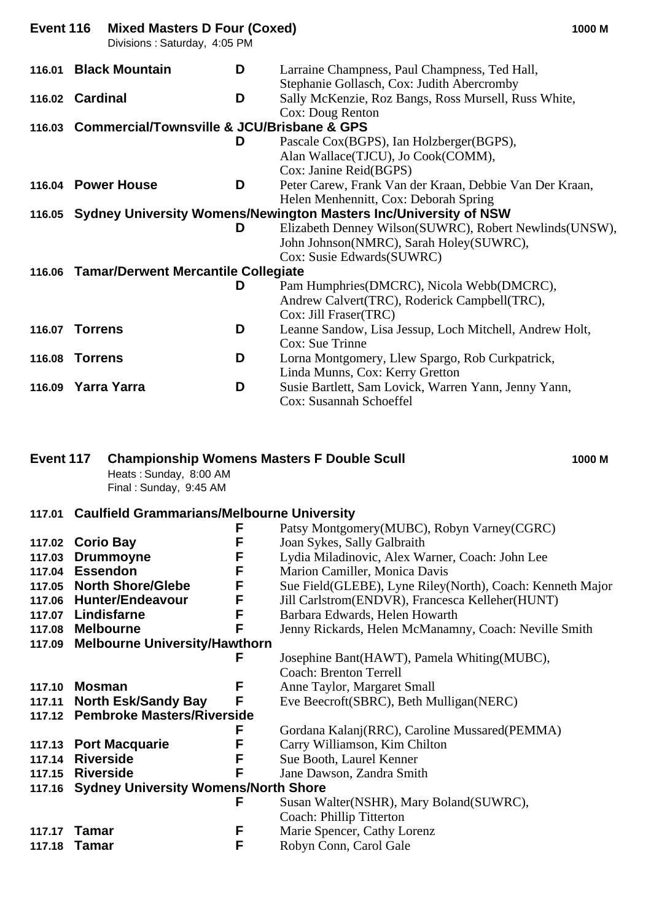## Event 116 Mixed Masters D Four (Coxed) 1000 M

Divisions : Saturday, 4:05 PM

| No. | Club | Grade | Crew |
|---|---|---|---|
| 116.01 | **Black Mountain** | **D** | Larraine Champness, Paul Champness, Ted Hall, Stephanie Gollasch, Cox: Judith Abercromby |
| 116.02 | **Cardinal** | **D** | Sally McKenzie, Roz Bangs, Ross Mursell, Russ White, Cox: Doug Renton |
| 116.03 | **Commercial/Townsville & JCU/Brisbane & GPS** | **D** | Pascale Cox(BGPS), Ian Holzberger(BGPS), Alan Wallace(TJCU), Jo Cook(COMM), Cox: Janine Reid(BGPS) |
| 116.04 | **Power House** | **D** | Peter Carew, Frank Van der Kraan, Debbie Van Der Kraan, Helen Menhennitt, Cox: Deborah Spring |
| 116.05 | **Sydney University Womens/Newington Masters Inc/University of NSW** | **D** | Elizabeth Denney Wilson(SUWRC), Robert Newlinds(UNSW), John Johnson(NMRC), Sarah Holey(SUWRC), Cox: Susie Edwards(SUWRC) |
| 116.06 | **Tamar/Derwent Mercantile Collegiate** | **D** | Pam Humphries(DMCRC), Nicola Webb(DMCRC), Andrew Calvert(TRC), Roderick Campbell(TRC), Cox: Jill Fraser(TRC) |
| 116.07 | **Torrens** | **D** | Leanne Sandow, Lisa Jessup, Loch Mitchell, Andrew Holt, Cox: Sue Trinne |
| 116.08 | **Torrens** | **D** | Lorna Montgomery, Llew Spargo, Rob Curkpatrick, Linda Munns, Cox: Kerry Gretton |
| 116.09 | **Yarra Yarra** | **D** | Susie Bartlett, Sam Lovick, Warren Yann, Jenny Yann, Cox: Susannah Schoeffel |

## Event 117 Championship Womens Masters F Double Scull 1000 M

Heats : Sunday, 8:00 AM
Final : Sunday, 9:45 AM

| No. | Club | Grade | Crew |
|---|---|---|---|
| 117.01 | **Caulfield Grammarians/Melbourne University** | **F** | Patsy Montgomery(MUBC), Robyn Varney(CGRC) |
| 117.02 | **Corio Bay** | **F** | Joan Sykes, Sally Galbraith |
| 117.03 | **Drummoyne** | **F** | Lydia Miladinovic, Alex Warner, Coach: John Lee |
| 117.04 | **Essendon** | **F** | Marion Camiller, Monica Davis |
| 117.05 | **North Shore/Glebe** | **F** | Sue Field(GLEBE), Lyne Riley(North), Coach: Kenneth Major |
| 117.06 | **Hunter/Endeavour** | **F** | Jill Carlstrom(ENDVR), Francesca Kelleher(HUNT) |
| 117.07 | **Lindisfarne** | **F** | Barbara Edwards, Helen Howarth |
| 117.08 | **Melbourne** | **F** | Jenny Rickards, Helen McManamny, Coach: Neville Smith |
| 117.09 | **Melbourne University/Hawthorn** | **F** | Josephine Bant(HAWT), Pamela Whiting(MUBC), Coach: Brenton Terrell |
| 117.10 | **Mosman** | **F** | Anne Taylor, Margaret Small |
| 117.11 | **North Esk/Sandy Bay** | **F** | Eve Beecroft(SBRC), Beth Mulligan(NERC) |
| 117.12 | **Pembroke Masters/Riverside** | **F** | Gordana Kalanj(RRC), Caroline Mussared(PEMMA) |
| 117.13 | **Port Macquarie** | **F** | Carry Williamson, Kim Chilton |
| 117.14 | **Riverside** | **F** | Sue Booth, Laurel Kenner |
| 117.15 | **Riverside** | **F** | Jane Dawson, Zandra Smith |
| 117.16 | **Sydney University Womens/North Shore** | **F** | Susan Walter(NSHR), Mary Boland(SUWRC), Coach: Phillip Titterton |
| 117.17 | **Tamar** | **F** | Marie Spencer, Cathy Lorenz |
| 117.18 | **Tamar** | **F** | Robyn Conn, Carol Gale |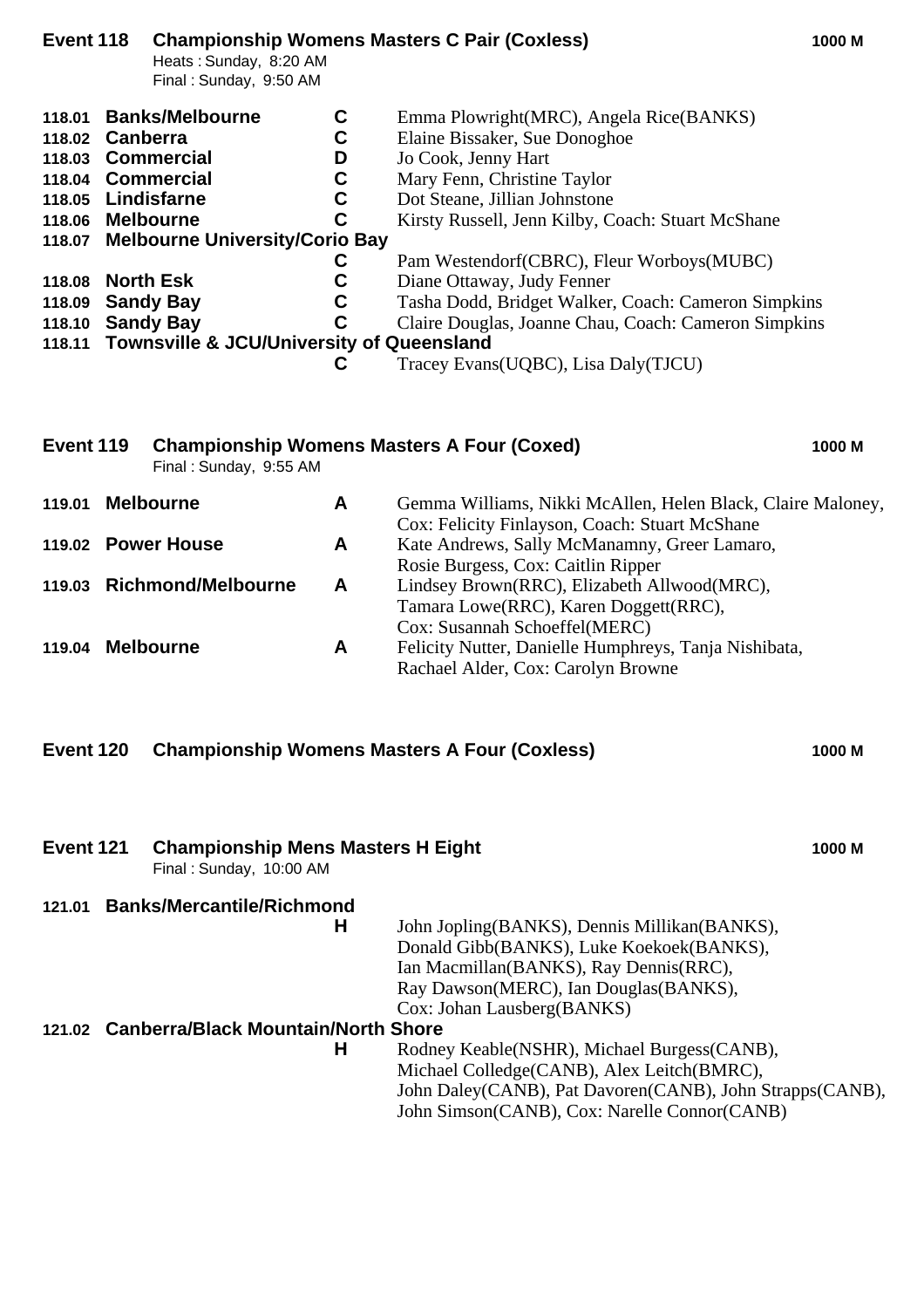## Event 118 Championship Womens Masters C Pair (Coxless) — 1000 M

Heats : Sunday, 8:20 AM
Final : Sunday, 9:50 AM

| No. | Crew | Cat. | Members |
|---|---|---|---|
| 118.01 | **Banks/Melbourne** | **C** | Emma Plowright(MRC), Angela Rice(BANKS) |
| 118.02 | **Canberra** | **C** | Elaine Bissaker, Sue Donoghoe |
| 118.03 | **Commercial** | **D** | Jo Cook, Jenny Hart |
| 118.04 | **Commercial** | **C** | Mary Fenn, Christine Taylor |
| 118.05 | **Lindisfarne** | **C** | Dot Steane, Jillian Johnstone |
| 118.06 | **Melbourne** | **C** | Kirsty Russell, Jenn Kilby, Coach: Stuart McShane |
| 118.07 | **Melbourne University/Corio Bay** | **C** | Pam Westendorf(CBRC), Fleur Worboys(MUBC) |
| 118.08 | **North Esk** | **C** | Diane Ottaway, Judy Fenner |
| 118.09 | **Sandy Bay** | **C** | Tasha Dodd, Bridget Walker, Coach: Cameron Simpkins |
| 118.10 | **Sandy Bay** | **C** | Claire Douglas, Joanne Chau, Coach: Cameron Simpkins |
| 118.11 | **Townsville & JCU/University of Queensland** | **C** | Tracey Evans(UQBC), Lisa Daly(TJCU) |

## Event 119 Championship Womens Masters A Four (Coxed) — 1000 M

Final : Sunday, 9:55 AM

| No. | Crew | Cat. | Members |
|---|---|---|---|
| 119.01 | **Melbourne** | **A** | Gemma Williams, Nikki McAllen, Helen Black, Claire Maloney, Cox: Felicity Finlayson, Coach: Stuart McShane |
| 119.02 | **Power House** | **A** | Kate Andrews, Sally McManamny, Greer Lamaro, Rosie Burgess, Cox: Caitlin Ripper |
| 119.03 | **Richmond/Melbourne** | **A** | Lindsey Brown(RRC), Elizabeth Allwood(MRC), Tamara Lowe(RRC), Karen Doggett(RRC), Cox: Susannah Schoeffel(MERC) |
| 119.04 | **Melbourne** | **A** | Felicity Nutter, Danielle Humphreys, Tanja Nishibata, Rachael Alder, Cox: Carolyn Browne |

## Event 120 Championship Womens Masters A Four (Coxless) — 1000 M

## Event 121 Championship Mens Masters H Eight — 1000 M

Final : Sunday, 10:00 AM

| No. | Crew | Cat. | Members |
|---|---|---|---|
| 121.01 | **Banks/Mercantile/Richmond** | **H** | John Jopling(BANKS), Dennis Millikan(BANKS), Donald Gibb(BANKS), Luke Koekoek(BANKS), Ian Macmillan(BANKS), Ray Dennis(RRC), Ray Dawson(MERC), Ian Douglas(BANKS), Cox: Johan Lausberg(BANKS) |
| 121.02 | **Canberra/Black Mountain/North Shore** | **H** | Rodney Keable(NSHR), Michael Burgess(CANB), Michael Colledge(CANB), Alex Leitch(BMRC), John Daley(CANB), Pat Davoren(CANB), John Strapps(CANB), John Simson(CANB), Cox: Narelle Connor(CANB) |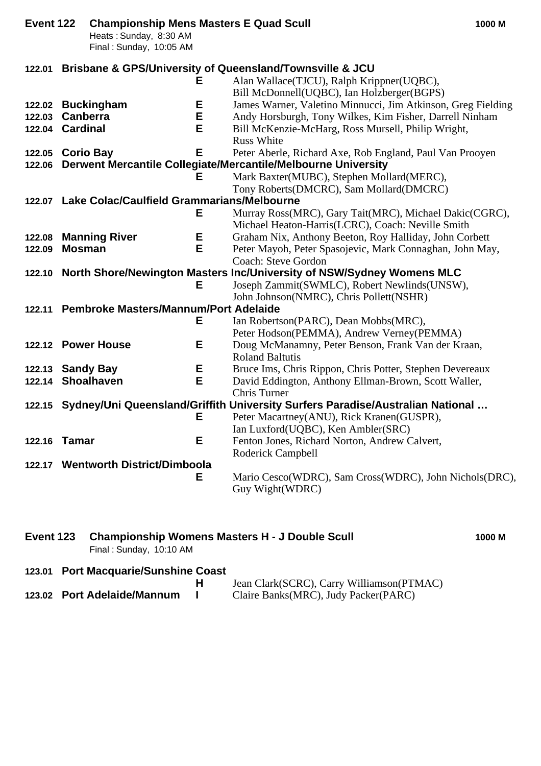## Event 122 Championship Mens Masters E Quad Scull — 1000 M

Heats : Sunday, 8:30 AM
Final : Sunday, 10:05 AM

| No. | Crew | Grade | Rowers |
|---|---|---|---|
| 122.01 | **Brisbane & GPS/University of Queensland/Townsville & JCU** | E | Alan Wallace(TJCU), Ralph Krippner(UQBC), Bill McDonnell(UQBC), Ian Holzberger(BGPS) |
| 122.02 | **Buckingham** | E | James Warner, Valetino Minnucci, Jim Atkinson, Greg Fielding |
| 122.03 | **Canberra** | E | Andy Horsburgh, Tony Wilkes, Kim Fisher, Darrell Ninham |
| 122.04 | **Cardinal** | E | Bill McKenzie-McHarg, Ross Mursell, Philip Wright, Russ White |
| 122.05 | **Corio Bay** | E | Peter Aberle, Richard Axe, Rob England, Paul Van Prooyen |
| 122.06 | **Derwent Mercantile Collegiate/Mercantile/Melbourne University** | E | Mark Baxter(MUBC), Stephen Mollard(MERC), Tony Roberts(DMCRC), Sam Mollard(DMCRC) |
| 122.07 | **Lake Colac/Caulfield Grammarians/Melbourne** | E | Murray Ross(MRC), Gary Tait(MRC), Michael Dakic(CGRC), Michael Heaton-Harris(LCRC), Coach: Neville Smith |
| 122.08 | **Manning River** | E | Graham Nix, Anthony Beeton, Roy Halliday, John Corbett |
| 122.09 | **Mosman** | E | Peter Mayoh, Peter Spasojevic, Mark Connaghan, John May, Coach: Steve Gordon |
| 122.10 | **North Shore/Newington Masters Inc/University of NSW/Sydney Womens MLC** | E | Joseph Zammit(SWMLC), Robert Newlinds(UNSW), John Johnson(NMRC), Chris Pollett(NSHR) |
| 122.11 | **Pembroke Masters/Mannum/Port Adelaide** | E | Ian Robertson(PARC), Dean Mobbs(MRC), Peter Hodson(PEMMA), Andrew Verney(PEMMA) |
| 122.12 | **Power House** | E | Doug McManamny, Peter Benson, Frank Van der Kraan, Roland Baltutis |
| 122.13 | **Sandy Bay** | E | Bruce Ims, Chris Rippon, Chris Potter, Stephen Devereaux |
| 122.14 | **Shoalhaven** | E | David Eddington, Anthony Ellman-Brown, Scott Waller, Chris Turner |
| 122.15 | **Sydney/Uni Queensland/Griffith University Surfers Paradise/Australian National …** | E | Peter Macartney(ANU), Rick Kranen(GUSPR), Ian Luxford(UQBC), Ken Ambler(SRC) |
| 122.16 | **Tamar** | E | Fenton Jones, Richard Norton, Andrew Calvert, Roderick Campbell |
| 122.17 | **Wentworth District/Dimboola** | E | Mario Cesco(WDRC), Sam Cross(WDRC), John Nichols(DRC), Guy Wight(WDRC) |

## Event 123 Championship Womens Masters H - J Double Scull — 1000 M

Final : Sunday, 10:10 AM

| No. | Crew | Grade | Rowers |
|---|---|---|---|
| 123.01 | **Port Macquarie/Sunshine Coast** | H | Jean Clark(SCRC), Carry Williamson(PTMAC) |
| 123.02 | **Port Adelaide/Mannum** | I | Claire Banks(MRC), Judy Packer(PARC) |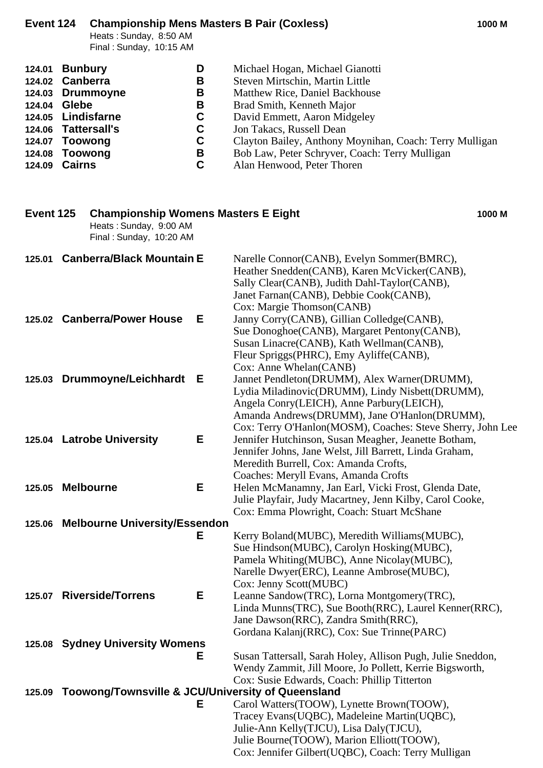## Event 124 Championship Mens Masters B Pair (Coxless) — 1000 M

Heats : Sunday, 8:50 AM
Final : Sunday, 10:15 AM

| No. | Crew | Grade | Members |
|---|---|---|---|
| 124.01 | **Bunbury** | D | Michael Hogan, Michael Gianotti |
| 124.02 | **Canberra** | B | Steven Mirtschin, Martin Little |
| 124.03 | **Drummoyne** | B | Matthew Rice, Daniel Backhouse |
| 124.04 | **Glebe** | B | Brad Smith, Kenneth Major |
| 124.05 | **Lindisfarne** | C | David Emmett, Aaron Midgeley |
| 124.06 | **Tattersall's** | C | Jon Takacs, Russell Dean |
| 124.07 | **Toowong** | C | Clayton Bailey, Anthony Moynihan, Coach: Terry Mulligan |
| 124.08 | **Toowong** | B | Bob Law, Peter Schryver, Coach: Terry Mulligan |
| 124.09 | **Cairns** | C | Alan Henwood, Peter Thoren |

## Event 125 Championship Womens Masters E Eight — 1000 M

Heats : Sunday, 9:00 AM
Final : Sunday, 10:20 AM

| No. | Crew | Grade | Members |
|---|---|---|---|
| 125.01 | **Canberra/Black Mountain** | E | Narelle Connor(CANB), Evelyn Sommer(BMRC), Heather Snedden(CANB), Karen McVicker(CANB), Sally Clear(CANB), Judith Dahl-Taylor(CANB), Janet Farnan(CANB), Debbie Cook(CANB), Cox: Margie Thomson(CANB) |
| 125.02 | **Canberra/Power House** | E | Janny Corry(CANB), Gillian Colledge(CANB), Sue Donoghoe(CANB), Margaret Pentony(CANB), Susan Linacre(CANB), Kath Wellman(CANB), Fleur Spriggs(PHRC), Emy Ayliffe(CANB), Cox: Anne Whelan(CANB) |
| 125.03 | **Drummoyne/Leichhardt** | E | Jannet Pendleton(DRUMM), Alex Warner(DRUMM), Lydia Miladinovic(DRUMM), Lindy Nisbett(DRUMM), Angela Conry(LEICH), Anne Parbury(LEICH), Amanda Andrews(DRUMM), Jane O'Hanlon(DRUMM), Cox: Terry O'Hanlon(MOSM), Coaches: Steve Sherry, John Lee |
| 125.04 | **Latrobe University** | E | Jennifer Hutchinson, Susan Meagher, Jeanette Botham, Jennifer Johns, Jane Welst, Jill Barrett, Linda Graham, Meredith Burrell, Cox: Amanda Crofts, Coaches: Meryll Evans, Amanda Crofts |
| 125.05 | **Melbourne** | E | Helen McManamny, Jan Earl, Vicki Frost, Glenda Date, Julie Playfair, Judy Macartney, Jenn Kilby, Carol Cooke, Cox: Emma Plowright, Coach: Stuart McShane |
| 125.06 | **Melbourne University/Essendon** | E | Kerry Boland(MUBC), Meredith Williams(MUBC), Sue Hindson(MUBC), Carolyn Hosking(MUBC), Pamela Whiting(MUBC), Anne Nicolay(MUBC), Narelle Dwyer(ERC), Leanne Ambrose(MUBC), Cox: Jenny Scott(MUBC) |
| 125.07 | **Riverside/Torrens** | E | Leanne Sandow(TRC), Lorna Montgomery(TRC), Linda Munns(TRC), Sue Booth(RRC), Laurel Kenner(RRC), Jane Dawson(RRC), Zandra Smith(RRC), Gordana Kalanj(RRC), Cox: Sue Trinne(PARC) |
| 125.08 | **Sydney University Womens** | E | Susan Tattersall, Sarah Holey, Allison Pugh, Julie Sneddon, Wendy Zammit, Jill Moore, Jo Pollett, Kerrie Bigsworth, Cox: Susie Edwards, Coach: Phillip Titterton |
| 125.09 | **Toowong/Townsville & JCU/University of Queensland** | E | Carol Watters(TOOW), Lynette Brown(TOOW), Tracey Evans(UQBC), Madeleine Martin(UQBC), Julie-Ann Kelly(TJCU), Lisa Daly(TJCU), Julie Bourne(TOOW), Marion Elliott(TOOW), Cox: Jennifer Gilbert(UQBC), Coach: Terry Mulligan |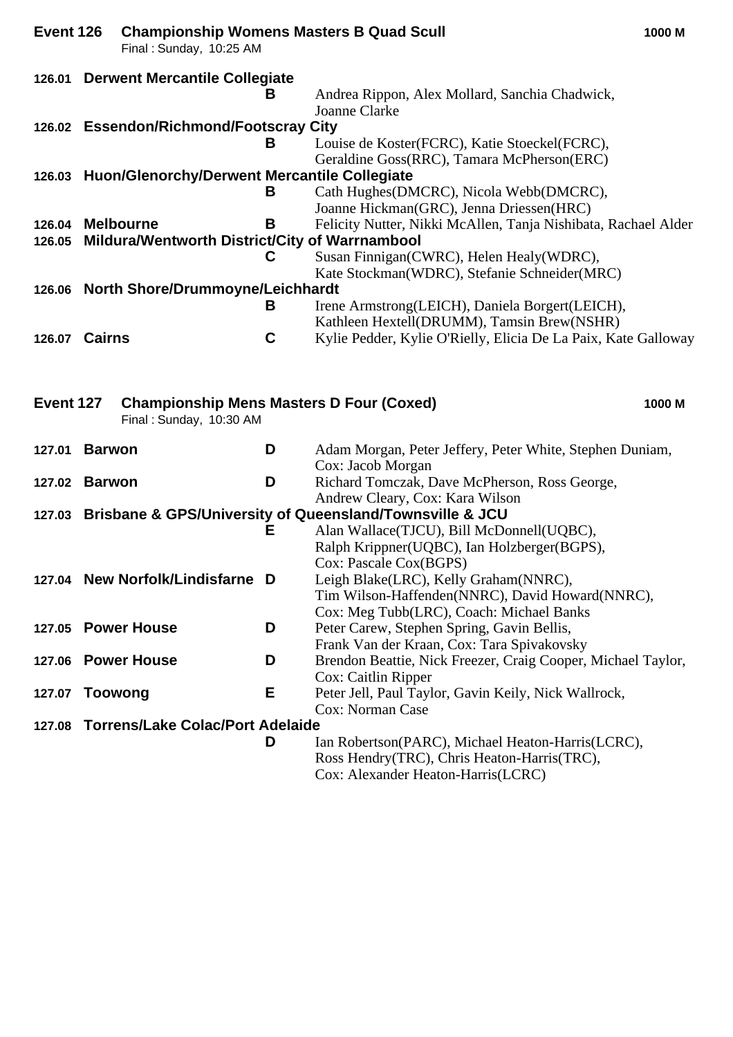## Event 126 Championship Womens Masters B Quad Scull — 1000 M

Final : Sunday, 10:25 AM

| No. | Crew | Grade | Rowers |
|---|---|---|---|
| 126.01 | **Derwent Mercantile Collegiate** | B | Andrea Rippon, Alex Mollard, Sanchia Chadwick, Joanne Clarke |
| 126.02 | **Essendon/Richmond/Footscray City** | B | Louise de Koster(FCRC), Katie Stoeckel(FCRC), Geraldine Goss(RRC), Tamara McPherson(ERC) |
| 126.03 | **Huon/Glenorchy/Derwent Mercantile Collegiate** | B | Cath Hughes(DMCRC), Nicola Webb(DMCRC), Joanne Hickman(GRC), Jenna Driessen(HRC) |
| 126.04 | **Melbourne** | B | Felicity Nutter, Nikki McAllen, Tanja Nishibata, Rachael Alder |
| 126.05 | **Mildura/Wentworth District/City of Warrnambool** | C | Susan Finnigan(CWRC), Helen Healy(WDRC), Kate Stockman(WDRC), Stefanie Schneider(MRC) |
| 126.06 | **North Shore/Drummoyne/Leichhardt** | B | Irene Armstrong(LEICH), Daniela Borgert(LEICH), Kathleen Hextell(DRUMM), Tamsin Brew(NSHR) |
| 126.07 | **Cairns** | C | Kylie Pedder, Kylie O'Rielly, Elicia De La Paix, Kate Galloway |

## Event 127 Championship Mens Masters D Four (Coxed) — 1000 M

Final : Sunday, 10:30 AM

| No. | Crew | Grade | Rowers |
|---|---|---|---|
| 127.01 | **Barwon** | D | Adam Morgan, Peter Jeffery, Peter White, Stephen Duniam, Cox: Jacob Morgan |
| 127.02 | **Barwon** | D | Richard Tomczak, Dave McPherson, Ross George, Andrew Cleary, Cox: Kara Wilson |
| 127.03 | **Brisbane & GPS/University of Queensland/Townsville & JCU** | E | Alan Wallace(TJCU), Bill McDonnell(UQBC), Ralph Krippner(UQBC), Ian Holzberger(BGPS), Cox: Pascale Cox(BGPS) |
| 127.04 | **New Norfolk/Lindisfarne** | D | Leigh Blake(LRC), Kelly Graham(NNRC), Tim Wilson-Haffenden(NNRC), David Howard(NNRC), Cox: Meg Tubb(LRC), Coach: Michael Banks |
| 127.05 | **Power House** | D | Peter Carew, Stephen Spring, Gavin Bellis, Frank Van der Kraan, Cox: Tara Spivakovsky |
| 127.06 | **Power House** | D | Brendon Beattie, Nick Freezer, Craig Cooper, Michael Taylor, Cox: Caitlin Ripper |
| 127.07 | **Toowong** | E | Peter Jell, Paul Taylor, Gavin Keily, Nick Wallrock, Cox: Norman Case |
| 127.08 | **Torrens/Lake Colac/Port Adelaide** | D | Ian Robertson(PARC), Michael Heaton-Harris(LCRC), Ross Hendry(TRC), Chris Heaton-Harris(TRC), Cox: Alexander Heaton-Harris(LCRC) |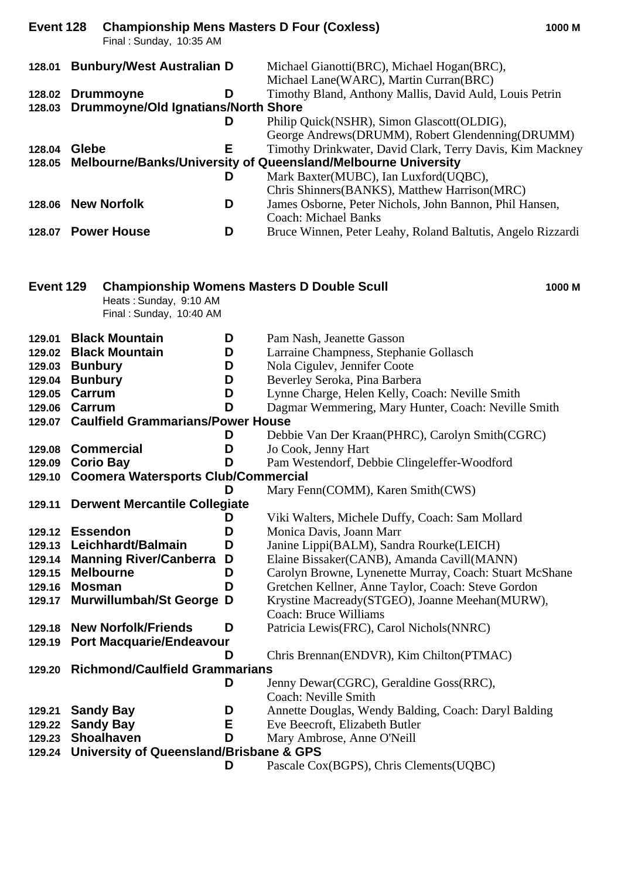## Event 128 Championship Mens Masters D Four (Coxless) — 1000 M

Final : Sunday, 10:35 AM

| No. | Crew | Grade | Members |
|---|---|---|---|
| 128.01 | **Bunbury/West Australian** | **D** | Michael Gianotti(BRC), Michael Hogan(BRC), Michael Lane(WARC), Martin Curran(BRC) |
| 128.02 | **Drummoyne** | **D** | Timothy Bland, Anthony Mallis, David Auld, Louis Petrin |
| 128.03 | **Drummoyne/Old Ignatians/North Shore** | **D** | Philip Quick(NSHR), Simon Glascott(OLDIG), George Andrews(DRUMM), Robert Glendenning(DRUMM) |
| 128.04 | **Glebe** | **E** | Timothy Drinkwater, David Clark, Terry Davis, Kim Mackney |
| 128.05 | **Melbourne/Banks/University of Queensland/Melbourne University** | **D** | Mark Baxter(MUBC), Ian Luxford(UQBC), Chris Shinners(BANKS), Matthew Harrison(MRC) |
| 128.06 | **New Norfolk** | **D** | James Osborne, Peter Nichols, John Bannon, Phil Hansen, Coach: Michael Banks |
| 128.07 | **Power House** | **D** | Bruce Winnen, Peter Leahy, Roland Baltutis, Angelo Rizzardi |

## Event 129 Championship Womens Masters D Double Scull — 1000 M

Heats : Sunday, 9:10 AM
Final : Sunday, 10:40 AM

| No. | Crew | Grade | Members |
|---|---|---|---|
| 129.01 | **Black Mountain** | **D** | Pam Nash, Jeanette Gasson |
| 129.02 | **Black Mountain** | **D** | Larraine Champness, Stephanie Gollasch |
| 129.03 | **Bunbury** | **D** | Nola Cigulev, Jennifer Coote |
| 129.04 | **Bunbury** | **D** | Beverley Seroka, Pina Barbera |
| 129.05 | **Carrum** | **D** | Lynne Charge, Helen Kelly, Coach: Neville Smith |
| 129.06 | **Carrum** | **D** | Dagmar Wemmering, Mary Hunter, Coach: Neville Smith |
| 129.07 | **Caulfield Grammarians/Power House** | **D** | Debbie Van Der Kraan(PHRC), Carolyn Smith(CGRC) |
| 129.08 | **Commercial** | **D** | Jo Cook, Jenny Hart |
| 129.09 | **Corio Bay** | **D** | Pam Westendorf, Debbie Clingeleffer-Woodford |
| 129.10 | **Coomera Watersports Club/Commercial** | **D** | Mary Fenn(COMM), Karen Smith(CWS) |
| 129.11 | **Derwent Mercantile Collegiate** | **D** | Viki Walters, Michele Duffy, Coach: Sam Mollard |
| 129.12 | **Essendon** | **D** | Monica Davis, Joann Marr |
| 129.13 | **Leichhardt/Balmain** | **D** | Janine Lippi(BALM), Sandra Rourke(LEICH) |
| 129.14 | **Manning River/Canberra** | **D** | Elaine Bissaker(CANB), Amanda Cavill(MANN) |
| 129.15 | **Melbourne** | **D** | Carolyn Browne, Lynenette Murray, Coach: Stuart McShane |
| 129.16 | **Mosman** | **D** | Gretchen Kellner, Anne Taylor, Coach: Steve Gordon |
| 129.17 | **Murwillumbah/St George** | **D** | Krystine Macready(STGEO), Joanne Meehan(MURW), Coach: Bruce Williams |
| 129.18 | **New Norfolk/Friends** | **D** | Patricia Lewis(FRC), Carol Nichols(NNRC) |
| 129.19 | **Port Macquarie/Endeavour** | **D** | Chris Brennan(ENDVR), Kim Chilton(PTMAC) |
| 129.20 | **Richmond/Caulfield Grammarians** | **D** | Jenny Dewar(CGRC), Geraldine Goss(RRC), Coach: Neville Smith |
| 129.21 | **Sandy Bay** | **D** | Annette Douglas, Wendy Balding, Coach: Daryl Balding |
| 129.22 | **Sandy Bay** | **E** | Eve Beecroft, Elizabeth Butler |
| 129.23 | **Shoalhaven** | **D** | Mary Ambrose, Anne O'Neill |
| 129.24 | **University of Queensland/Brisbane & GPS** | **D** | Pascale Cox(BGPS), Chris Clements(UQBC) |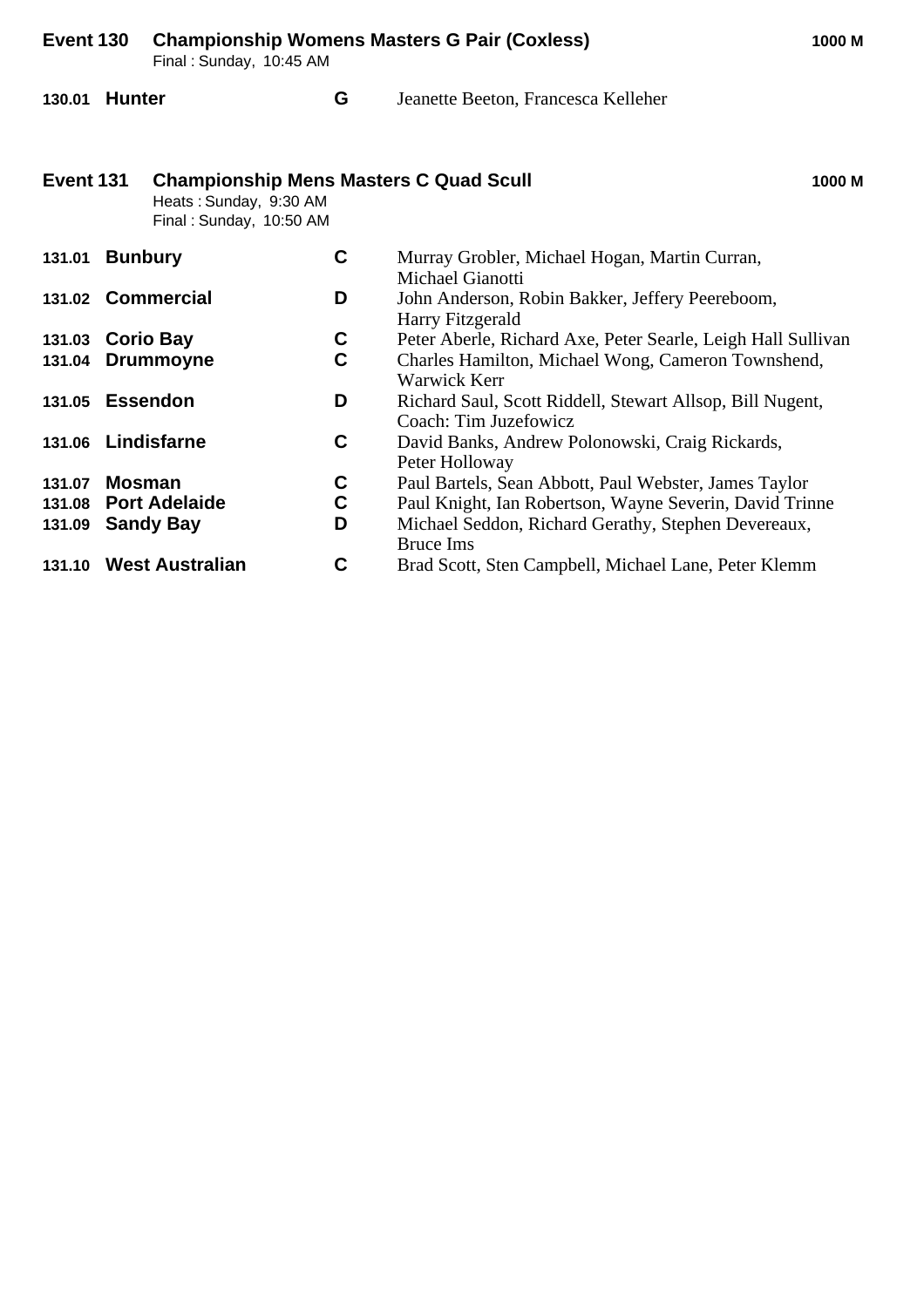## Event 130 Championship Womens Masters G Pair (Coxless) — 1000 M

Final : Sunday, 10:45 AM

| | | | |
|---|---|---|---|
| 130.01 | **Hunter** | **G** | Jeanette Beeton, Francesca Kelleher |

## Event 131 Championship Mens Masters C Quad Scull — 1000 M

Heats : Sunday, 9:30 AM
Final : Sunday, 10:50 AM

| | | | |
|---|---|---|---|
| 131.01 | **Bunbury** | **C** | Murray Grobler, Michael Hogan, Martin Curran, Michael Gianotti |
| 131.02 | **Commercial** | **D** | John Anderson, Robin Bakker, Jeffery Peereboom, Harry Fitzgerald |
| 131.03 | **Corio Bay** | **C** | Peter Aberle, Richard Axe, Peter Searle, Leigh Hall Sullivan |
| 131.04 | **Drummoyne** | **C** | Charles Hamilton, Michael Wong, Cameron Townshend, Warwick Kerr |
| 131.05 | **Essendon** | **D** | Richard Saul, Scott Riddell, Stewart Allsop, Bill Nugent, Coach: Tim Juzefowicz |
| 131.06 | **Lindisfarne** | **C** | David Banks, Andrew Polonowski, Craig Rickards, Peter Holloway |
| 131.07 | **Mosman** | **C** | Paul Bartels, Sean Abbott, Paul Webster, James Taylor |
| 131.08 | **Port Adelaide** | **C** | Paul Knight, Ian Robertson, Wayne Severin, David Trinne |
| 131.09 | **Sandy Bay** | **D** | Michael Seddon, Richard Gerathy, Stephen Devereaux, Bruce Ims |
| 131.10 | **West Australian** | **C** | Brad Scott, Sten Campbell, Michael Lane, Peter Klemm |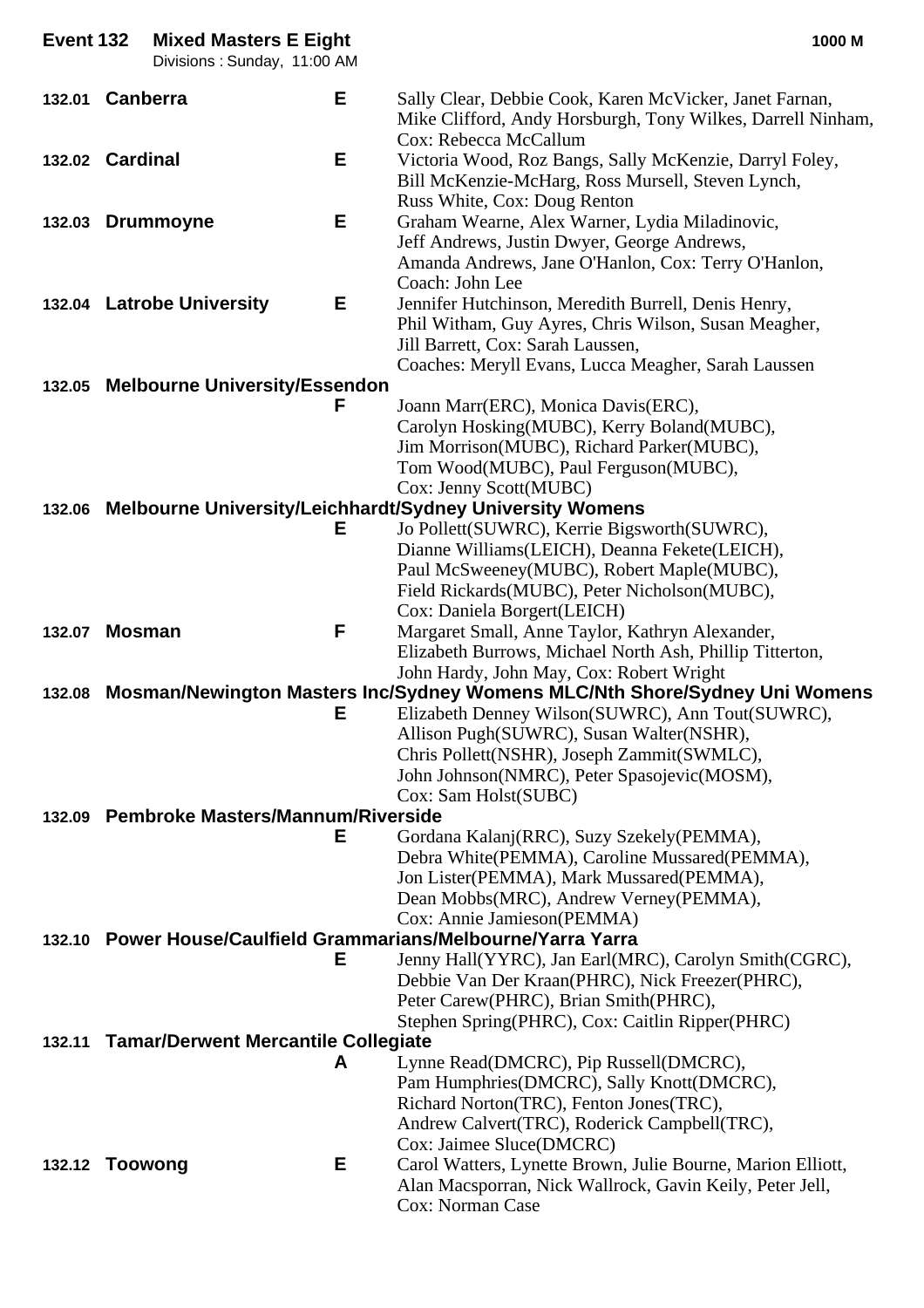## Event 132 Mixed Masters E Eight — 1000 M

Divisions : Sunday, 11:00 AM

| No. | Crew | Div | Members |
|---|---|---|---|
| 132.01 | **Canberra** | **E** | Sally Clear, Debbie Cook, Karen McVicker, Janet Farnan, Mike Clifford, Andy Horsburgh, Tony Wilkes, Darrell Ninham, Cox: Rebecca McCallum |
| 132.02 | **Cardinal** | **E** | Victoria Wood, Roz Bangs, Sally McKenzie, Darryl Foley, Bill McKenzie-McHarg, Ross Mursell, Steven Lynch, Russ White, Cox: Doug Renton |
| 132.03 | **Drummoyne** | **E** | Graham Wearne, Alex Warner, Lydia Miladinovic, Jeff Andrews, Justin Dwyer, George Andrews, Amanda Andrews, Jane O'Hanlon, Cox: Terry O'Hanlon, Coach: John Lee |
| 132.04 | **Latrobe University** | **E** | Jennifer Hutchinson, Meredith Burrell, Denis Henry, Phil Witham, Guy Ayres, Chris Wilson, Susan Meagher, Jill Barrett, Cox: Sarah Laussen, Coaches: Meryll Evans, Lucca Meagher, Sarah Laussen |
| 132.05 | **Melbourne University/Essendon** | **F** | Joann Marr(ERC), Monica Davis(ERC), Carolyn Hosking(MUBC), Kerry Boland(MUBC), Jim Morrison(MUBC), Richard Parker(MUBC), Tom Wood(MUBC), Paul Ferguson(MUBC), Cox: Jenny Scott(MUBC) |
| 132.06 | **Melbourne University/Leichhardt/Sydney University Womens** | **E** | Jo Pollett(SUWRC), Kerrie Bigsworth(SUWRC), Dianne Williams(LEICH), Deanna Fekete(LEICH), Paul McSweeney(MUBC), Robert Maple(MUBC), Field Rickards(MUBC), Peter Nicholson(MUBC), Cox: Daniela Borgert(LEICH) |
| 132.07 | **Mosman** | **F** | Margaret Small, Anne Taylor, Kathryn Alexander, Elizabeth Burrows, Michael North Ash, Phillip Titterton, John Hardy, John May, Cox: Robert Wright |
| 132.08 | **Mosman/Newington Masters Inc/Sydney Womens MLC/Nth Shore/Sydney Uni Womens** | **E** | Elizabeth Denney Wilson(SUWRC), Ann Tout(SUWRC), Allison Pugh(SUWRC), Susan Walter(NSHR), Chris Pollett(NSHR), Joseph Zammit(SWMLC), John Johnson(NMRC), Peter Spasojevic(MOSM), Cox: Sam Holst(SUBC) |
| 132.09 | **Pembroke Masters/Mannum/Riverside** | **E** | Gordana Kalanj(RRC), Suzy Szekely(PEMMA), Debra White(PEMMA), Caroline Mussared(PEMMA), Jon Lister(PEMMA), Mark Mussared(PEMMA), Dean Mobbs(MRC), Andrew Verney(PEMMA), Cox: Annie Jamieson(PEMMA) |
| 132.10 | **Power House/Caulfield Grammarians/Melbourne/Yarra Yarra** | **E** | Jenny Hall(YYRC), Jan Earl(MRC), Carolyn Smith(CGRC), Debbie Van Der Kraan(PHRC), Nick Freezer(PHRC), Peter Carew(PHRC), Brian Smith(PHRC), Stephen Spring(PHRC), Cox: Caitlin Ripper(PHRC) |
| 132.11 | **Tamar/Derwent Mercantile Collegiate** | **A** | Lynne Read(DMCRC), Pip Russell(DMCRC), Pam Humphries(DMCRC), Sally Knott(DMCRC), Richard Norton(TRC), Fenton Jones(TRC), Andrew Calvert(TRC), Roderick Campbell(TRC), Cox: Jaimee Sluce(DMCRC) |
| 132.12 | **Toowong** | **E** | Carol Watters, Lynette Brown, Julie Bourne, Marion Elliott, Alan Macsporran, Nick Wallrock, Gavin Keily, Peter Jell, Cox: Norman Case |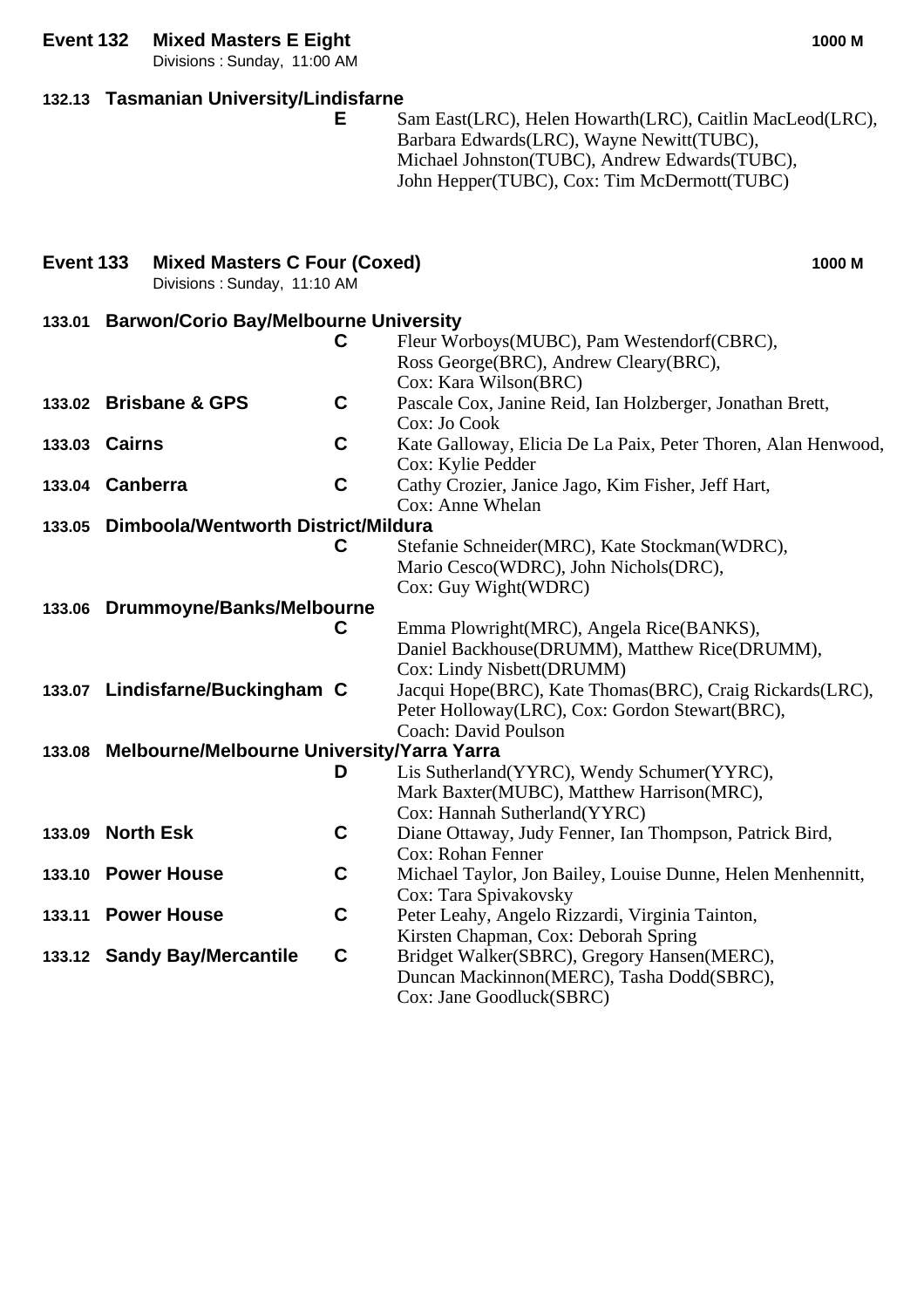## Event 132 Mixed Masters E Eight — 1000 M

Divisions : Sunday, 11:00 AM

| No. | Crew | Grade | Members |
|---|---|---|---|
| 132.13 | Tasmanian University/Lindisfarne | E | Sam East(LRC), Helen Howarth(LRC), Caitlin MacLeod(LRC), Barbara Edwards(LRC), Wayne Newitt(TUBC), Michael Johnston(TUBC), Andrew Edwards(TUBC), John Hepper(TUBC), Cox: Tim McDermott(TUBC) |

## Event 133 Mixed Masters C Four (Coxed) — 1000 M

Divisions : Sunday, 11:10 AM

| No. | Crew | Grade | Members |
|---|---|---|---|
| 133.01 | Barwon/Corio Bay/Melbourne University | C | Fleur Worboys(MUBC), Pam Westendorf(CBRC), Ross George(BRC), Andrew Cleary(BRC), Cox: Kara Wilson(BRC) |
| 133.02 | Brisbane & GPS | C | Pascale Cox, Janine Reid, Ian Holzberger, Jonathan Brett, Cox: Jo Cook |
| 133.03 | Cairns | C | Kate Galloway, Elicia De La Paix, Peter Thoren, Alan Henwood, Cox: Kylie Pedder |
| 133.04 | Canberra | C | Cathy Crozier, Janice Jago, Kim Fisher, Jeff Hart, Cox: Anne Whelan |
| 133.05 | Dimboola/Wentworth District/Mildura | C | Stefanie Schneider(MRC), Kate Stockman(WDRC), Mario Cesco(WDRC), John Nichols(DRC), Cox: Guy Wight(WDRC) |
| 133.06 | Drummoyne/Banks/Melbourne | C | Emma Plowright(MRC), Angela Rice(BANKS), Daniel Backhouse(DRUMM), Matthew Rice(DRUMM), Cox: Lindy Nisbett(DRUMM) |
| 133.07 | Lindisfarne/Buckingham | C | Jacqui Hope(BRC), Kate Thomas(BRC), Craig Rickards(LRC), Peter Holloway(LRC), Cox: Gordon Stewart(BRC), Coach: David Poulson |
| 133.08 | Melbourne/Melbourne University/Yarra Yarra | D | Lis Sutherland(YYRC), Wendy Schumer(YYRC), Mark Baxter(MUBC), Matthew Harrison(MRC), Cox: Hannah Sutherland(YYRC) |
| 133.09 | North Esk | C | Diane Ottaway, Judy Fenner, Ian Thompson, Patrick Bird, Cox: Rohan Fenner |
| 133.10 | Power House | C | Michael Taylor, Jon Bailey, Louise Dunne, Helen Menhennitt, Cox: Tara Spivakovsky |
| 133.11 | Power House | C | Peter Leahy, Angelo Rizzardi, Virginia Tainton, Kirsten Chapman, Cox: Deborah Spring |
| 133.12 | Sandy Bay/Mercantile | C | Bridget Walker(SBRC), Gregory Hansen(MERC), Duncan Mackinnon(MERC), Tasha Dodd(SBRC), Cox: Jane Goodluck(SBRC) |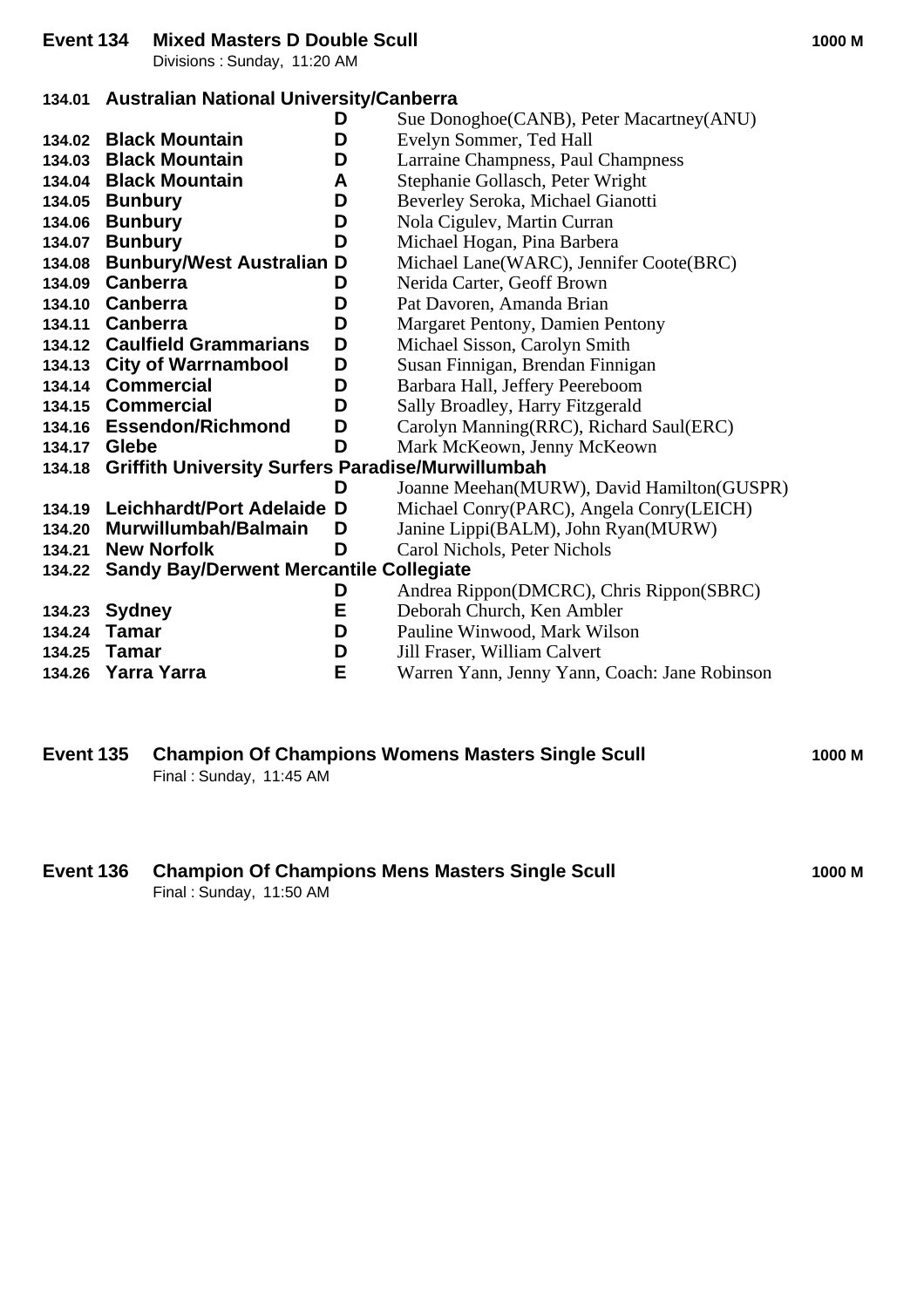## Event 134 Mixed Masters D Double Scull — 1000 M

Divisions : Sunday, 11:20 AM

| No. | Club | Div | Crew |
|---|---|---|---|
| 134.01 | **Australian National University/Canberra** | D | Sue Donoghoe(CANB), Peter Macartney(ANU) |
| 134.02 | **Black Mountain** | D | Evelyn Sommer, Ted Hall |
| 134.03 | **Black Mountain** | D | Larraine Champness, Paul Champness |
| 134.04 | **Black Mountain** | A | Stephanie Gollasch, Peter Wright |
| 134.05 | **Bunbury** | D | Beverley Seroka, Michael Gianotti |
| 134.06 | **Bunbury** | D | Nola Cigulev, Martin Curran |
| 134.07 | **Bunbury** | D | Michael Hogan, Pina Barbera |
| 134.08 | **Bunbury/West Australian** | D | Michael Lane(WARC), Jennifer Coote(BRC) |
| 134.09 | **Canberra** | D | Nerida Carter, Geoff Brown |
| 134.10 | **Canberra** | D | Pat Davoren, Amanda Brian |
| 134.11 | **Canberra** | D | Margaret Pentony, Damien Pentony |
| 134.12 | **Caulfield Grammarians** | D | Michael Sisson, Carolyn Smith |
| 134.13 | **City of Warrnambool** | D | Susan Finnigan, Brendan Finnigan |
| 134.14 | **Commercial** | D | Barbara Hall, Jeffery Peereboom |
| 134.15 | **Commercial** | D | Sally Broadley, Harry Fitzgerald |
| 134.16 | **Essendon/Richmond** | D | Carolyn Manning(RRC), Richard Saul(ERC) |
| 134.17 | **Glebe** | D | Mark McKeown, Jenny McKeown |
| 134.18 | **Griffith University Surfers Paradise/Murwillumbah** | D | Joanne Meehan(MURW), David Hamilton(GUSPR) |
| 134.19 | **Leichhardt/Port Adelaide** | D | Michael Conry(PARC), Angela Conry(LEICH) |
| 134.20 | **Murwillumbah/Balmain** | D | Janine Lippi(BALM), John Ryan(MURW) |
| 134.21 | **New Norfolk** | D | Carol Nichols, Peter Nichols |
| 134.22 | **Sandy Bay/Derwent Mercantile Collegiate** | D | Andrea Rippon(DMCRC), Chris Rippon(SBRC) |
| 134.23 | **Sydney** | E | Deborah Church, Ken Ambler |
| 134.24 | **Tamar** | D | Pauline Winwood, Mark Wilson |
| 134.25 | **Tamar** | D | Jill Fraser, William Calvert |
| 134.26 | **Yarra Yarra** | E | Warren Yann, Jenny Yann, Coach: Jane Robinson |

## Event 135 Champion Of Champions Womens Masters Single Scull — 1000 M

Final : Sunday, 11:45 AM

## Event 136 Champion Of Champions Mens Masters Single Scull — 1000 M

Final : Sunday, 11:50 AM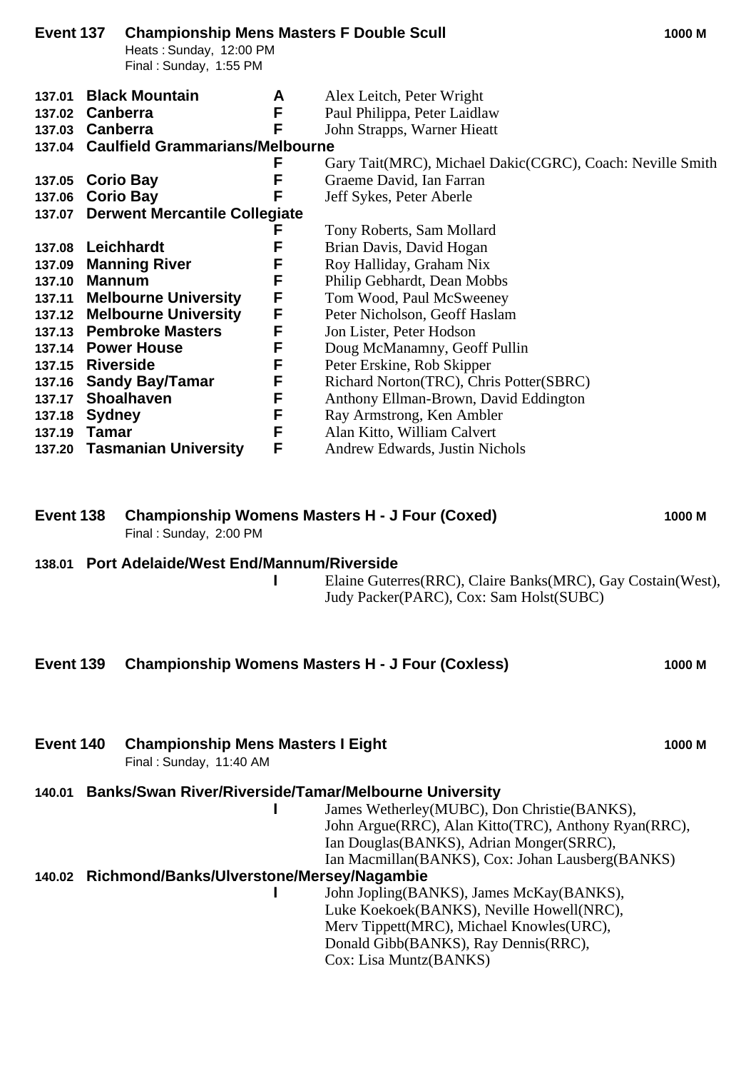## Event 137 Championship Mens Masters F Double Scull — 1000 M

Heats : Sunday, 12:00 PM
Final : Sunday, 1:55 PM

| No. | Club | Grade | Crew |
|---|---|---|---|
| 137.01 | **Black Mountain** | A | Alex Leitch, Peter Wright |
| 137.02 | **Canberra** | F | Paul Philippa, Peter Laidlaw |
| 137.03 | **Canberra** | F | John Strapps, Warner Hieatt |
| 137.04 | **Caulfield Grammarians/Melbourne** | F | Gary Tait(MRC), Michael Dakic(CGRC), Coach: Neville Smith |
| 137.05 | **Corio Bay** | F | Graeme David, Ian Farran |
| 137.06 | **Corio Bay** | F | Jeff Sykes, Peter Aberle |
| 137.07 | **Derwent Mercantile Collegiate** | F | Tony Roberts, Sam Mollard |
| 137.08 | **Leichhardt** | F | Brian Davis, David Hogan |
| 137.09 | **Manning River** | F | Roy Halliday, Graham Nix |
| 137.10 | **Mannum** | F | Philip Gebhardt, Dean Mobbs |
| 137.11 | **Melbourne University** | F | Tom Wood, Paul McSweeney |
| 137.12 | **Melbourne University** | F | Peter Nicholson, Geoff Haslam |
| 137.13 | **Pembroke Masters** | F | Jon Lister, Peter Hodson |
| 137.14 | **Power House** | F | Doug McManamny, Geoff Pullin |
| 137.15 | **Riverside** | F | Peter Erskine, Rob Skipper |
| 137.16 | **Sandy Bay/Tamar** | F | Richard Norton(TRC), Chris Potter(SBRC) |
| 137.17 | **Shoalhaven** | F | Anthony Ellman-Brown, David Eddington |
| 137.18 | **Sydney** | F | Ray Armstrong, Ken Ambler |
| 137.19 | **Tamar** | F | Alan Kitto, William Calvert |
| 137.20 | **Tasmanian University** | F | Andrew Edwards, Justin Nichols |

## Event 138 Championship Womens Masters H - J Four (Coxed) — 1000 M

Final : Sunday, 2:00 PM

**138.01 Port Adelaide/West End/Mannum/Riverside** — I
Elaine Guterres(RRC), Claire Banks(MRC), Gay Costain(West), Judy Packer(PARC), Cox: Sam Holst(SUBC)

## Event 139 Championship Womens Masters H - J Four (Coxless) — 1000 M

## Event 140 Championship Mens Masters I Eight — 1000 M

Final : Sunday, 11:40 AM

**140.01 Banks/Swan River/Riverside/Tamar/Melbourne University** — I
James Wetherley(MUBC), Don Christie(BANKS), John Argue(RRC), Alan Kitto(TRC), Anthony Ryan(RRC), Ian Douglas(BANKS), Adrian Monger(SRRC), Ian Macmillan(BANKS), Cox: Johan Lausberg(BANKS)

**140.02 Richmond/Banks/Ulverstone/Mersey/Nagambie** — I
John Jopling(BANKS), James McKay(BANKS), Luke Koekoek(BANKS), Neville Howell(NRC), Merv Tippett(MRC), Michael Knowles(URC), Donald Gibb(BANKS), Ray Dennis(RRC), Cox: Lisa Muntz(BANKS)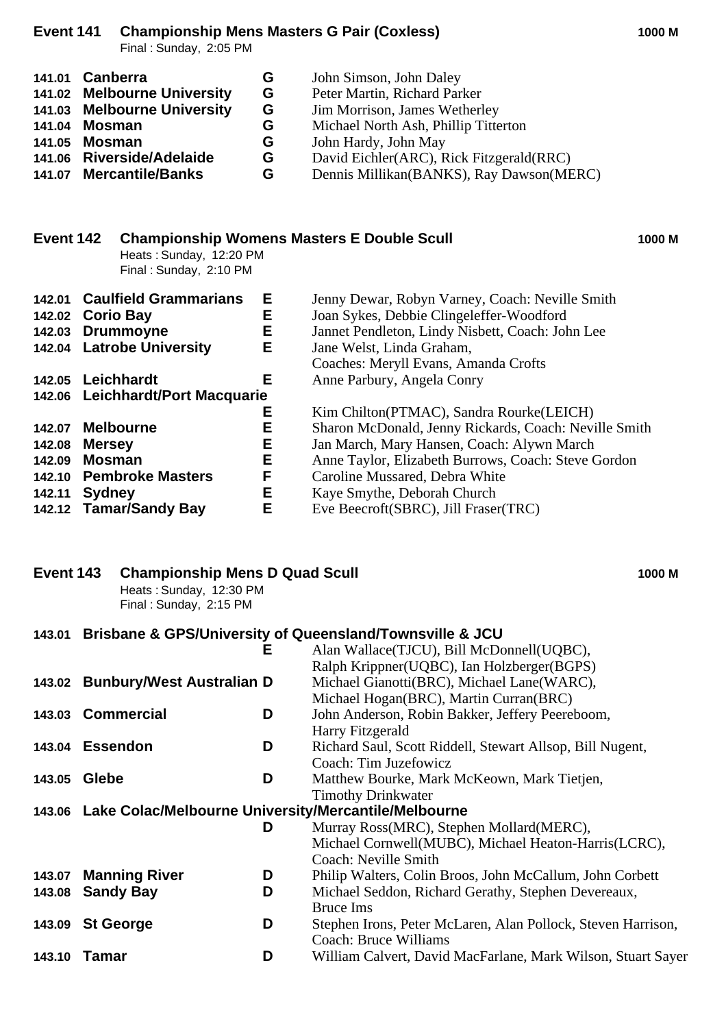## Event 141 Championship Mens Masters G Pair (Coxless) 1000 M

Final : Sunday, 2:05 PM

| | | | |
|---|---|---|---|
| 141.01 | **Canberra** | **G** | John Simson, John Daley |
| 141.02 | **Melbourne University** | **G** | Peter Martin, Richard Parker |
| 141.03 | **Melbourne University** | **G** | Jim Morrison, James Wetherley |
| 141.04 | **Mosman** | **G** | Michael North Ash, Phillip Titterton |
| 141.05 | **Mosman** | **G** | John Hardy, John May |
| 141.06 | **Riverside/Adelaide** | **G** | David Eichler(ARC), Rick Fitzgerald(RRC) |
| 141.07 | **Mercantile/Banks** | **G** | Dennis Millikan(BANKS), Ray Dawson(MERC) |

## Event 142 Championship Womens Masters E Double Scull 1000 M

Heats : Sunday, 12:20 PM
Final : Sunday, 2:10 PM

| | | | |
|---|---|---|---|
| 142.01 | **Caulfield Grammarians** | **E** | Jenny Dewar, Robyn Varney, Coach: Neville Smith |
| 142.02 | **Corio Bay** | **E** | Joan Sykes, Debbie Clingeleffer-Woodford |
| 142.03 | **Drummoyne** | **E** | Jannet Pendleton, Lindy Nisbett, Coach: John Lee |
| 142.04 | **Latrobe University** | **E** | Jane Welst, Linda Graham, Coaches: Meryll Evans, Amanda Crofts |
| 142.05 | **Leichhardt** | **E** | Anne Parbury, Angela Conry |
| 142.06 | **Leichhardt/Port Macquarie** | **E** | Kim Chilton(PTMAC), Sandra Rourke(LEICH) |
| 142.07 | **Melbourne** | **E** | Sharon McDonald, Jenny Rickards, Coach: Neville Smith |
| 142.08 | **Mersey** | **E** | Jan March, Mary Hansen, Coach: Alywn March |
| 142.09 | **Mosman** | **E** | Anne Taylor, Elizabeth Burrows, Coach: Steve Gordon |
| 142.10 | **Pembroke Masters** | **F** | Caroline Mussared, Debra White |
| 142.11 | **Sydney** | **E** | Kaye Smythe, Deborah Church |
| 142.12 | **Tamar/Sandy Bay** | **E** | Eve Beecroft(SBRC), Jill Fraser(TRC) |

## Event 143 Championship Mens D Quad Scull 1000 M

Heats : Sunday, 12:30 PM
Final : Sunday, 2:15 PM

| | | | |
|---|---|---|---|
| 143.01 | **Brisbane & GPS/University of Queensland/Townsville & JCU** | **E** | Alan Wallace(TJCU), Bill McDonnell(UQBC), Ralph Krippner(UQBC), Ian Holzberger(BGPS) |
| 143.02 | **Bunbury/West Australian** | **D** | Michael Gianotti(BRC), Michael Lane(WARC), Michael Hogan(BRC), Martin Curran(BRC) |
| 143.03 | **Commercial** | **D** | John Anderson, Robin Bakker, Jeffery Peereboom, Harry Fitzgerald |
| 143.04 | **Essendon** | **D** | Richard Saul, Scott Riddell, Stewart Allsop, Bill Nugent, Coach: Tim Juzefowicz |
| 143.05 | **Glebe** | **D** | Matthew Bourke, Mark McKeown, Mark Tietjen, Timothy Drinkwater |
| 143.06 | **Lake Colac/Melbourne University/Mercantile/Melbourne** | **D** | Murray Ross(MRC), Stephen Mollard(MERC), Michael Cornwell(MUBC), Michael Heaton-Harris(LCRC), Coach: Neville Smith |
| 143.07 | **Manning River** | **D** | Philip Walters, Colin Broos, John McCallum, John Corbett |
| 143.08 | **Sandy Bay** | **D** | Michael Seddon, Richard Gerathy, Stephen Devereaux, Bruce Ims |
| 143.09 | **St George** | **D** | Stephen Irons, Peter McLaren, Alan Pollock, Steven Harrison, Coach: Bruce Williams |
| 143.10 | **Tamar** | **D** | William Calvert, David MacFarlane, Mark Wilson, Stuart Sayer |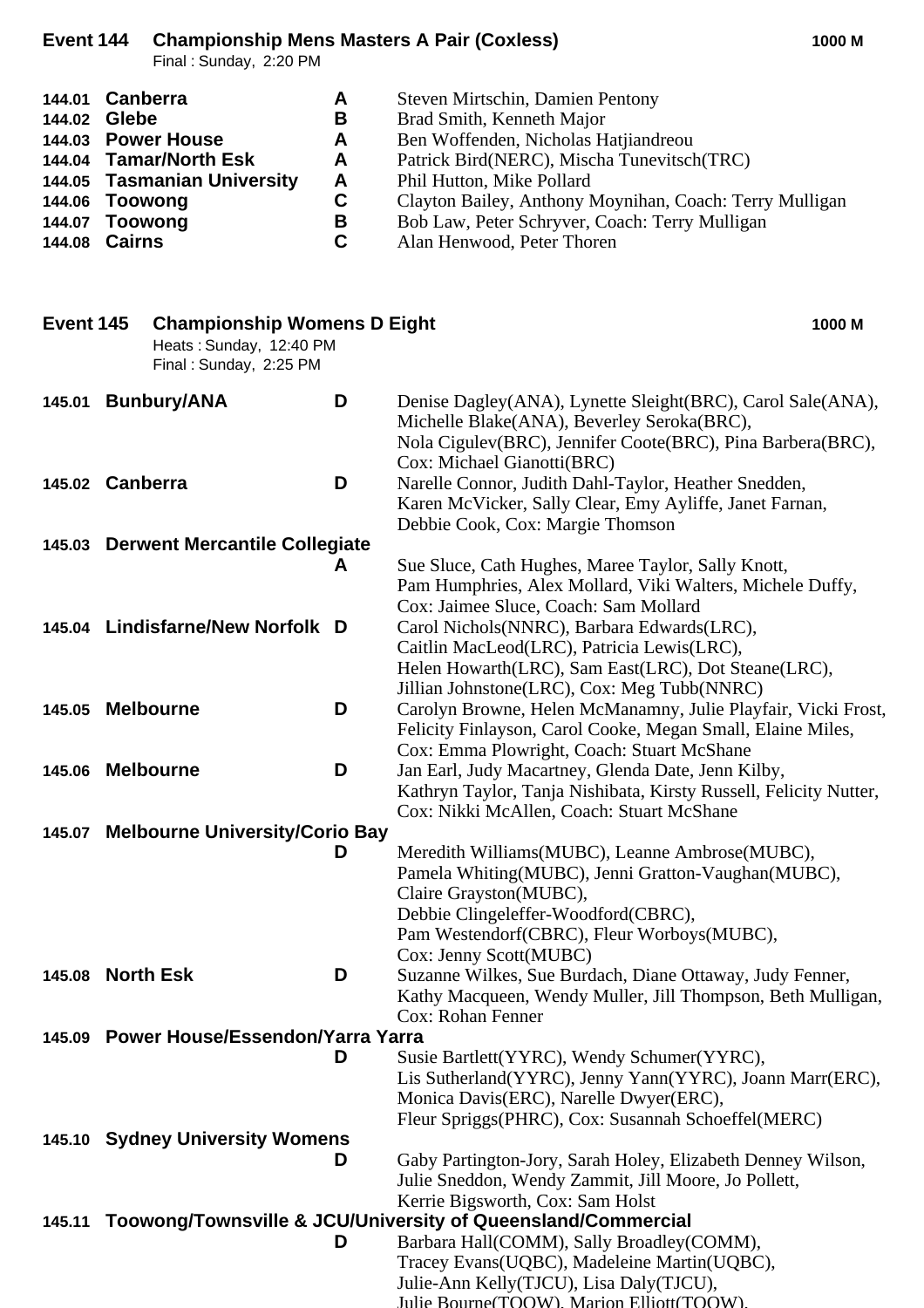## Event 144 Championship Mens Masters A Pair (Coxless) — 1000 M

Final : Sunday, 2:20 PM

| No. | Crew | Grade | Members |
|---|---|---|---|
| 144.01 | **Canberra** | A | Steven Mirtschin, Damien Pentony |
| 144.02 | **Glebe** | B | Brad Smith, Kenneth Major |
| 144.03 | **Power House** | A | Ben Woffenden, Nicholas Hatjiandreou |
| 144.04 | **Tamar/North Esk** | A | Patrick Bird(NERC), Mischa Tunevitsch(TRC) |
| 144.05 | **Tasmanian University** | A | Phil Hutton, Mike Pollard |
| 144.06 | **Toowong** | C | Clayton Bailey, Anthony Moynihan, Coach: Terry Mulligan |
| 144.07 | **Toowong** | B | Bob Law, Peter Schryver, Coach: Terry Mulligan |
| 144.08 | **Cairns** | C | Alan Henwood, Peter Thoren |

## Event 145 Championship Womens D Eight — 1000 M

Heats : Sunday, 12:40 PM
Final : Sunday, 2:25 PM

| No. | Crew | Grade | Members |
|---|---|---|---|
| 145.01 | **Bunbury/ANA** | D | Denise Dagley(ANA), Lynette Sleight(BRC), Carol Sale(ANA), Michelle Blake(ANA), Beverley Seroka(BRC), Nola Cigulev(BRC), Jennifer Coote(BRC), Pina Barbera(BRC), Cox: Michael Gianotti(BRC) |
| 145.02 | **Canberra** | D | Narelle Connor, Judith Dahl-Taylor, Heather Snedden, Karen McVicker, Sally Clear, Emy Ayliffe, Janet Farnan, Debbie Cook, Cox: Margie Thomson |
| 145.03 | **Derwent Mercantile Collegiate** | A | Sue Sluce, Cath Hughes, Maree Taylor, Sally Knott, Pam Humphries, Alex Mollard, Viki Walters, Michele Duffy, Cox: Jaimee Sluce, Coach: Sam Mollard |
| 145.04 | **Lindisfarne/New Norfolk** | D | Carol Nichols(NNRC), Barbara Edwards(LRC), Caitlin MacLeod(LRC), Patricia Lewis(LRC), Helen Howarth(LRC), Sam East(LRC), Dot Steane(LRC), Jillian Johnstone(LRC), Cox: Meg Tubb(NNRC) |
| 145.05 | **Melbourne** | D | Carolyn Browne, Helen McManamny, Julie Playfair, Vicki Frost, Felicity Finlayson, Carol Cooke, Megan Small, Elaine Miles, Cox: Emma Plowright, Coach: Stuart McShane |
| 145.06 | **Melbourne** | D | Jan Earl, Judy Macartney, Glenda Date, Jenn Kilby, Kathryn Taylor, Tanja Nishibata, Kirsty Russell, Felicity Nutter, Cox: Nikki McAllen, Coach: Stuart McShane |
| 145.07 | **Melbourne University/Corio Bay** | D | Meredith Williams(MUBC), Leanne Ambrose(MUBC), Pamela Whiting(MUBC), Jenni Gratton-Vaughan(MUBC), Claire Grayston(MUBC), Debbie Clingeleffer-Woodford(CBRC), Pam Westendorf(CBRC), Fleur Worboys(MUBC), Cox: Jenny Scott(MUBC) |
| 145.08 | **North Esk** | D | Suzanne Wilkes, Sue Burdach, Diane Ottaway, Judy Fenner, Kathy Macqueen, Wendy Muller, Jill Thompson, Beth Mulligan, Cox: Rohan Fenner |
| 145.09 | **Power House/Essendon/Yarra Yarra** | D | Susie Bartlett(YYRC), Wendy Schumer(YYRC), Lis Sutherland(YYRC), Jenny Yann(YYRC), Joann Marr(ERC), Monica Davis(ERC), Narelle Dwyer(ERC), Fleur Spriggs(PHRC), Cox: Susannah Schoeffel(MERC) |
| 145.10 | **Sydney University Womens** | D | Gaby Partington-Jory, Sarah Holey, Elizabeth Denney Wilson, Julie Sneddon, Wendy Zammit, Jill Moore, Jo Pollett, Kerrie Bigsworth, Cox: Sam Holst |
| 145.11 | **Toowong/Townsville & JCU/University of Queensland/Commercial** | D | Barbara Hall(COMM), Sally Broadley(COMM), Tracey Evans(UQBC), Madeleine Martin(UQBC), Julie-Ann Kelly(TJCU), Lisa Daly(TJCU), Julie Bourne(TOOW), Marion Elliott(TOOW), |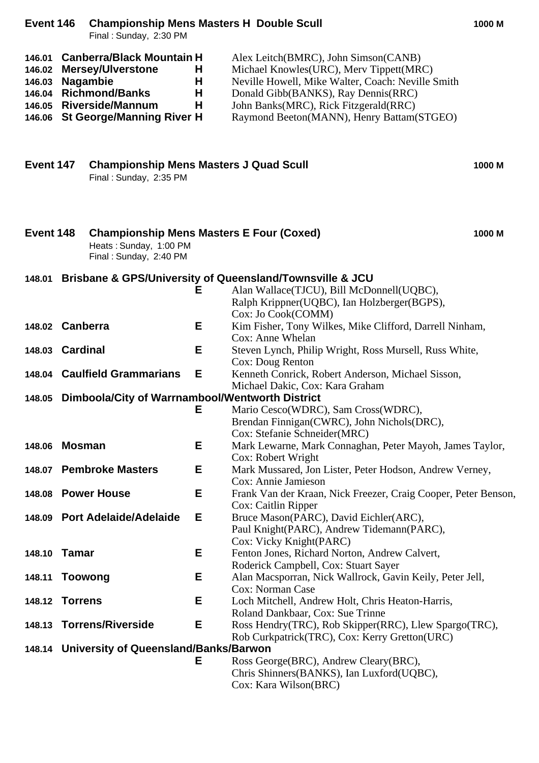**Event 146 Championship Mens Masters H Double Scull** **1000 M**

Final : Sunday, 2:30 PM

| | | | |
|---|---|---|---|
| 146.01 | **Canberra/Black Mountain** | **H** | Alex Leitch(BMRC), John Simson(CANB) |
| 146.02 | **Mersey/Ulverstone** | **H** | Michael Knowles(URC), Merv Tippett(MRC) |
| 146.03 | **Nagambie** | **H** | Neville Howell, Mike Walter, Coach: Neville Smith |
| 146.04 | **Richmond/Banks** | **H** | Donald Gibb(BANKS), Ray Dennis(RRC) |
| 146.05 | **Riverside/Mannum** | **H** | John Banks(MRC), Rick Fitzgerald(RRC) |
| 146.06 | **St George/Manning River** | **H** | Raymond Beeton(MANN), Henry Battam(STGEO) |

**Event 147 Championship Mens Masters J Quad Scull** **1000 M**

Final : Sunday, 2:35 PM

**Event 148 Championship Mens Masters E Four (Coxed)** **1000 M**

Heats : Sunday, 1:00 PM
Final : Sunday, 2:40 PM

| | | | |
|---|---|---|---|
| 148.01 | **Brisbane & GPS/University of Queensland/Townsville & JCU** | **E** | Alan Wallace(TJCU), Bill McDonnell(UQBC), Ralph Krippner(UQBC), Ian Holzberger(BGPS), Cox: Jo Cook(COMM) |
| 148.02 | **Canberra** | **E** | Kim Fisher, Tony Wilkes, Mike Clifford, Darrell Ninham, Cox: Anne Whelan |
| 148.03 | **Cardinal** | **E** | Steven Lynch, Philip Wright, Ross Mursell, Russ White, Cox: Doug Renton |
| 148.04 | **Caulfield Grammarians** | **E** | Kenneth Conrick, Robert Anderson, Michael Sisson, Michael Dakic, Cox: Kara Graham |
| 148.05 | **Dimboola/City of Warrnambool/Wentworth District** | **E** | Mario Cesco(WDRC), Sam Cross(WDRC), Brendan Finnigan(CWRC), John Nichols(DRC), Cox: Stefanie Schneider(MRC) |
| 148.06 | **Mosman** | **E** | Mark Lewarne, Mark Connaghan, Peter Mayoh, James Taylor, Cox: Robert Wright |
| 148.07 | **Pembroke Masters** | **E** | Mark Mussared, Jon Lister, Peter Hodson, Andrew Verney, Cox: Annie Jamieson |
| 148.08 | **Power House** | **E** | Frank Van der Kraan, Nick Freezer, Craig Cooper, Peter Benson, Cox: Caitlin Ripper |
| 148.09 | **Port Adelaide/Adelaide** | **E** | Bruce Mason(PARC), David Eichler(ARC), Paul Knight(PARC), Andrew Tidemann(PARC), Cox: Vicky Knight(PARC) |
| 148.10 | **Tamar** | **E** | Fenton Jones, Richard Norton, Andrew Calvert, Roderick Campbell, Cox: Stuart Sayer |
| 148.11 | **Toowong** | **E** | Alan Macsporran, Nick Wallrock, Gavin Keily, Peter Jell, Cox: Norman Case |
| 148.12 | **Torrens** | **E** | Loch Mitchell, Andrew Holt, Chris Heaton-Harris, Roland Dankbaar, Cox: Sue Trinne |
| 148.13 | **Torrens/Riverside** | **E** | Ross Hendry(TRC), Rob Skipper(RRC), Llew Spargo(TRC), Rob Curkpatrick(TRC), Cox: Kerry Gretton(URC) |
| 148.14 | **University of Queensland/Banks/Barwon** | **E** | Ross George(BRC), Andrew Cleary(BRC), Chris Shinners(BANKS), Ian Luxford(UQBC), Cox: Kara Wilson(BRC) |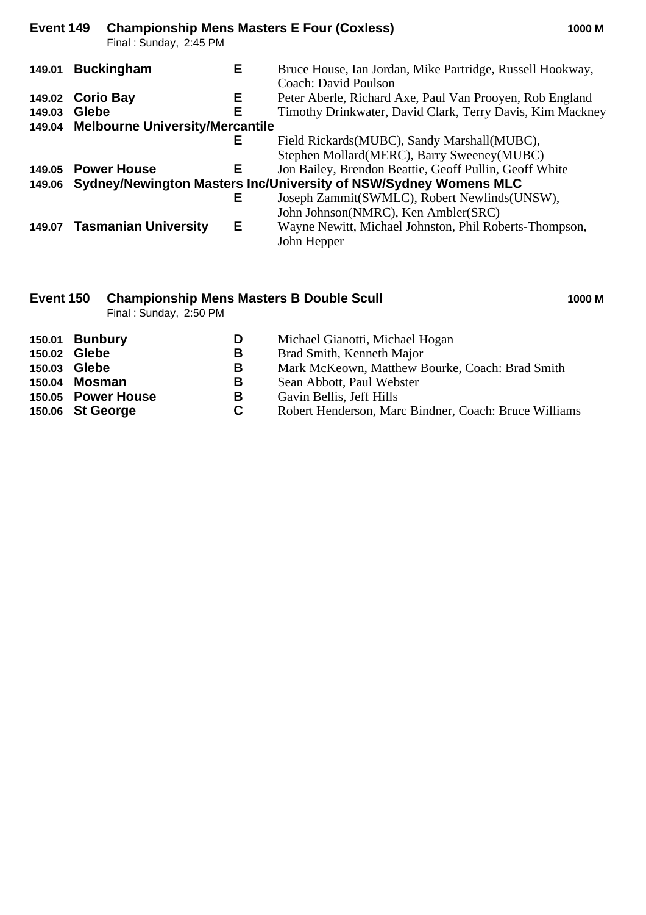## Event 149 Championship Mens Masters E Four (Coxless) — 1000 M

Final : Sunday, 2:45 PM

| | | | |
|---|---|---|---|
| 149.01 | **Buckingham** | **E** | Bruce House, Ian Jordan, Mike Partridge, Russell Hookway, Coach: David Poulson |
| 149.02 | **Corio Bay** | **E** | Peter Aberle, Richard Axe, Paul Van Prooyen, Rob England |
| 149.03 | **Glebe** | **E** | Timothy Drinkwater, David Clark, Terry Davis, Kim Mackney |
| 149.04 | **Melbourne University/Mercantile** | **E** | Field Rickards(MUBC), Sandy Marshall(MUBC), Stephen Mollard(MERC), Barry Sweeney(MUBC) |
| 149.05 | **Power House** | **E** | Jon Bailey, Brendon Beattie, Geoff Pullin, Geoff White |
| 149.06 | **Sydney/Newington Masters Inc/University of NSW/Sydney Womens MLC** | **E** | Joseph Zammit(SWMLC), Robert Newlinds(UNSW), John Johnson(NMRC), Ken Ambler(SRC) |
| 149.07 | **Tasmanian University** | **E** | Wayne Newitt, Michael Johnston, Phil Roberts-Thompson, John Hepper |

## Event 150 Championship Mens Masters B Double Scull — 1000 M

Final : Sunday, 2:50 PM

| | | | |
|---|---|---|---|
| 150.01 | **Bunbury** | **D** | Michael Gianotti, Michael Hogan |
| 150.02 | **Glebe** | **B** | Brad Smith, Kenneth Major |
| 150.03 | **Glebe** | **B** | Mark McKeown, Matthew Bourke, Coach: Brad Smith |
| 150.04 | **Mosman** | **B** | Sean Abbott, Paul Webster |
| 150.05 | **Power House** | **B** | Gavin Bellis, Jeff Hills |
| 150.06 | **St George** | **C** | Robert Henderson, Marc Bindner, Coach: Bruce Williams |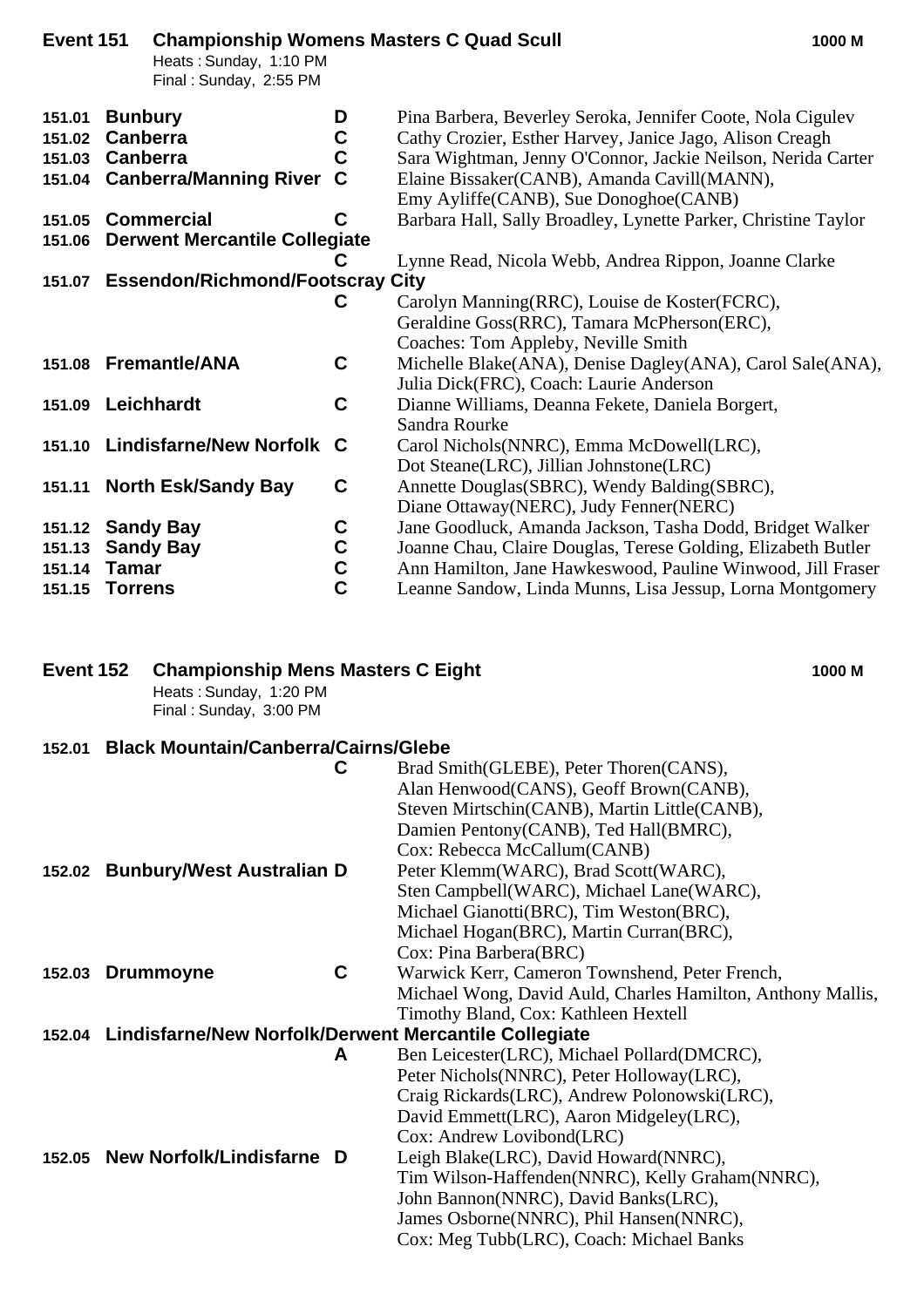## Event 151 Championship Womens Masters C Quad Scull — 1000 M

Heats : Sunday, 1:10 PM
Final : Sunday, 2:55 PM

| No. | Crew | Grade | Members |
|---|---|---|---|
| 151.01 | **Bunbury** | D | Pina Barbera, Beverley Seroka, Jennifer Coote, Nola Cigulev |
| 151.02 | **Canberra** | C | Cathy Crozier, Esther Harvey, Janice Jago, Alison Creagh |
| 151.03 | **Canberra** | C | Sara Wightman, Jenny O'Connor, Jackie Neilson, Nerida Carter |
| 151.04 | **Canberra/Manning River** | C | Elaine Bissaker(CANB), Amanda Cavill(MANN), Emy Ayliffe(CANB), Sue Donoghoe(CANB) |
| 151.05 | **Commercial** | C | Barbara Hall, Sally Broadley, Lynette Parker, Christine Taylor |
| 151.06 | **Derwent Mercantile Collegiate** | C | Lynne Read, Nicola Webb, Andrea Rippon, Joanne Clarke |
| 151.07 | **Essendon/Richmond/Footscray City** | C | Carolyn Manning(RRC), Louise de Koster(FCRC), Geraldine Goss(RRC), Tamara McPherson(ERC), Coaches: Tom Appleby, Neville Smith |
| 151.08 | **Fremantle/ANA** | C | Michelle Blake(ANA), Denise Dagley(ANA), Carol Sale(ANA), Julia Dick(FRC), Coach: Laurie Anderson |
| 151.09 | **Leichhardt** | C | Dianne Williams, Deanna Fekete, Daniela Borgert, Sandra Rourke |
| 151.10 | **Lindisfarne/New Norfolk** | C | Carol Nichols(NNRC), Emma McDowell(LRC), Dot Steane(LRC), Jillian Johnstone(LRC) |
| 151.11 | **North Esk/Sandy Bay** | C | Annette Douglas(SBRC), Wendy Balding(SBRC), Diane Ottaway(NERC), Judy Fenner(NERC) |
| 151.12 | **Sandy Bay** | C | Jane Goodluck, Amanda Jackson, Tasha Dodd, Bridget Walker |
| 151.13 | **Sandy Bay** | C | Joanne Chau, Claire Douglas, Terese Golding, Elizabeth Butler |
| 151.14 | **Tamar** | C | Ann Hamilton, Jane Hawkeswood, Pauline Winwood, Jill Fraser |
| 151.15 | **Torrens** | C | Leanne Sandow, Linda Munns, Lisa Jessup, Lorna Montgomery |

## Event 152 Championship Mens Masters C Eight — 1000 M

Heats : Sunday, 1:20 PM
Final : Sunday, 3:00 PM

| No. | Crew | Grade | Members |
|---|---|---|---|
| 152.01 | **Black Mountain/Canberra/Cairns/Glebe** | C | Brad Smith(GLEBE), Peter Thoren(CANS), Alan Henwood(CANS), Geoff Brown(CANB), Steven Mirtschin(CANB), Martin Little(CANB), Damien Pentony(CANB), Ted Hall(BMRC), Cox: Rebecca McCallum(CANB) |
| 152.02 | **Bunbury/West Australian** | D | Peter Klemm(WARC), Brad Scott(WARC), Sten Campbell(WARC), Michael Lane(WARC), Michael Gianotti(BRC), Tim Weston(BRC), Michael Hogan(BRC), Martin Curran(BRC), Cox: Pina Barbera(BRC) |
| 152.03 | **Drummoyne** | C | Warwick Kerr, Cameron Townshend, Peter French, Michael Wong, David Auld, Charles Hamilton, Anthony Mallis, Timothy Bland, Cox: Kathleen Hextell |
| 152.04 | **Lindisfarne/New Norfolk/Derwent Mercantile Collegiate** | A | Ben Leicester(LRC), Michael Pollard(DMCRC), Peter Nichols(NNRC), Peter Holloway(LRC), Craig Rickards(LRC), Andrew Polonowski(LRC), David Emmett(LRC), Aaron Midgeley(LRC), Cox: Andrew Lovibond(LRC) |
| 152.05 | **New Norfolk/Lindisfarne** | D | Leigh Blake(LRC), David Howard(NNRC), Tim Wilson-Haffenden(NNRC), Kelly Graham(NNRC), John Bannon(NNRC), David Banks(LRC), James Osborne(NNRC), Phil Hansen(NNRC), Cox: Meg Tubb(LRC), Coach: Michael Banks |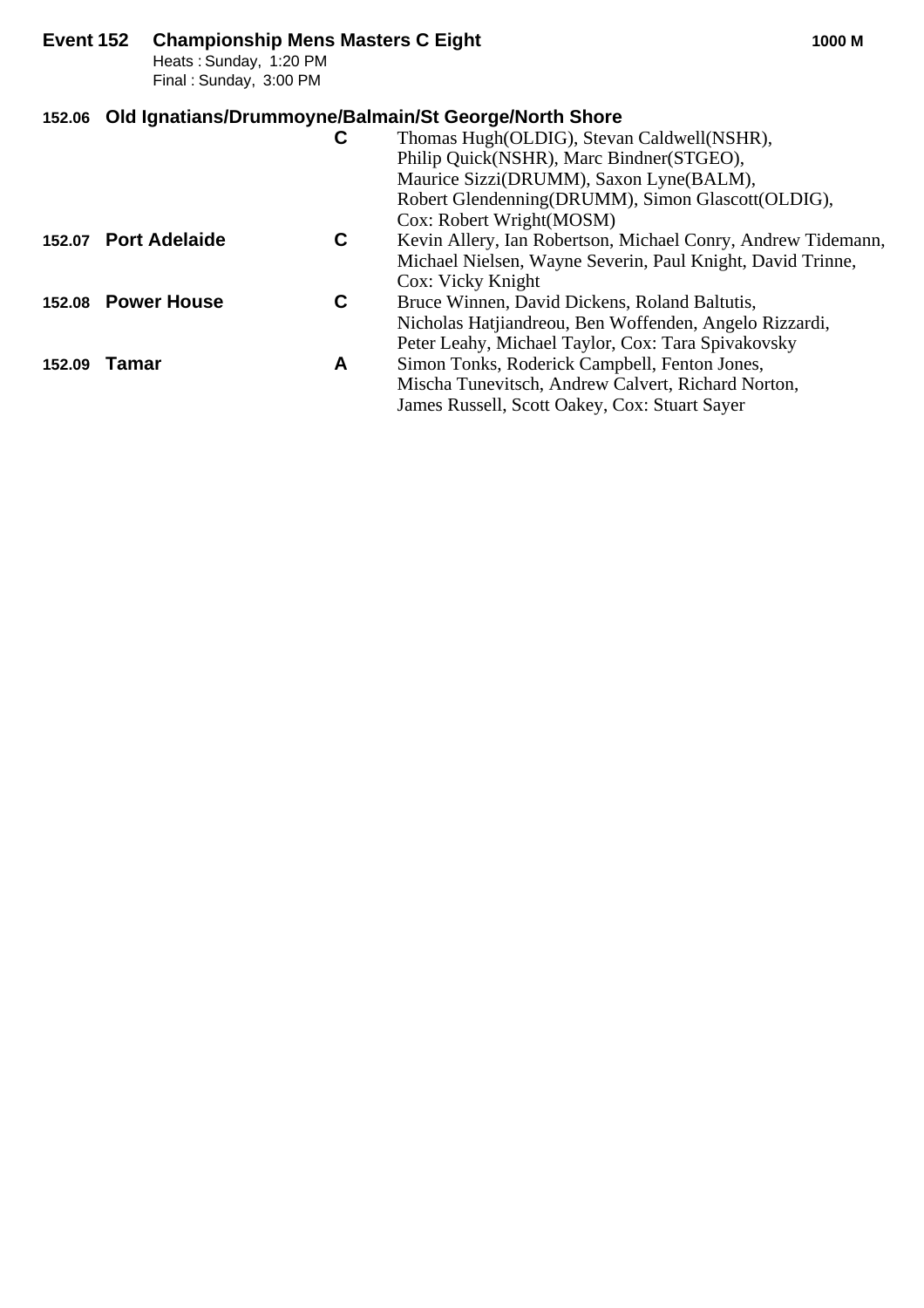## Event 152 Championship Mens Masters C Eight

**1000 M**

Heats : Sunday, 1:20 PM
Final : Sunday, 3:00 PM

| | | | |
|---|---|---|---|
| **152.06** | **Old Ignatians/Drummoyne/Balmain/St George/North Shore** | **C** | Thomas Hugh(OLDIG), Stevan Caldwell(NSHR), Philip Quick(NSHR), Marc Bindner(STGEO), Maurice Sizzi(DRUMM), Saxon Lyne(BALM), Robert Glendenning(DRUMM), Simon Glascott(OLDIG), Cox: Robert Wright(MOSM) |
| **152.07** | **Port Adelaide** | **C** | Kevin Allery, Ian Robertson, Michael Conry, Andrew Tidemann, Michael Nielsen, Wayne Severin, Paul Knight, David Trinne, Cox: Vicky Knight |
| **152.08** | **Power House** | **C** | Bruce Winnen, David Dickens, Roland Baltutis, Nicholas Hatjiandreou, Ben Woffenden, Angelo Rizzardi, Peter Leahy, Michael Taylor, Cox: Tara Spivakovsky |
| **152.09** | **Tamar** | **A** | Simon Tonks, Roderick Campbell, Fenton Jones, Mischa Tunevitsch, Andrew Calvert, Richard Norton, James Russell, Scott Oakey, Cox: Stuart Sayer |